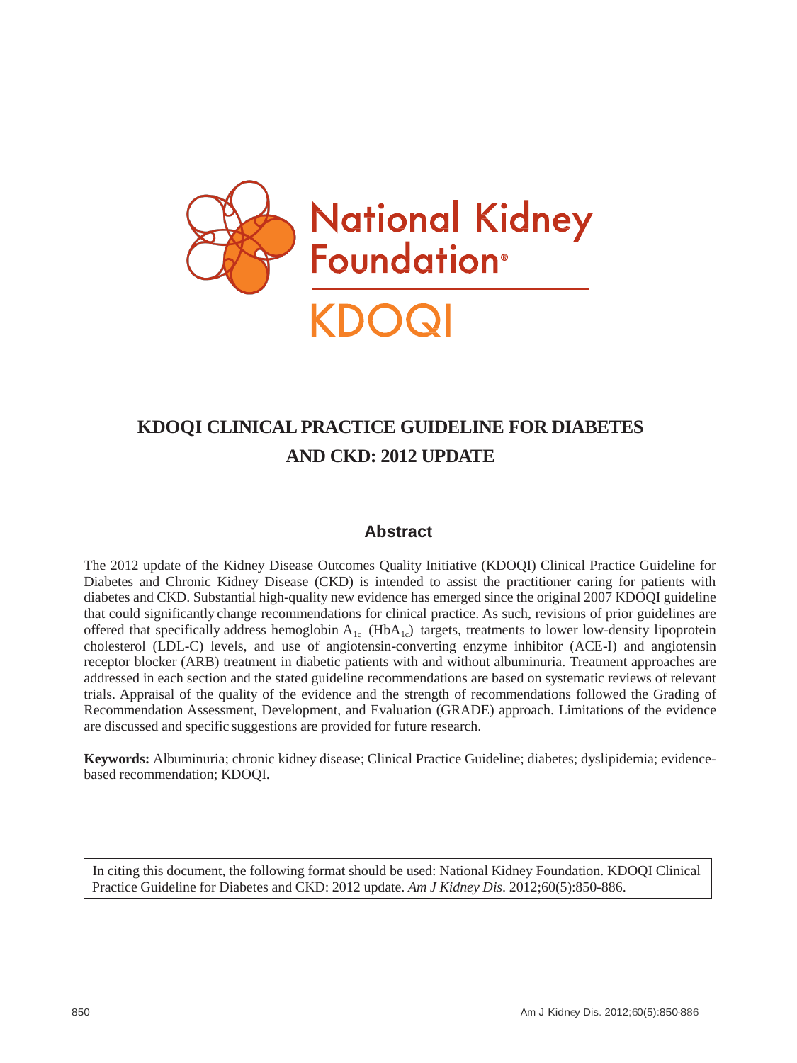National Kidney Foundation®

KDOQI

# KDOQI CLINICAL PRACTICE GUIDELINE FOR DIABETES AND CKD: 2012 UPDATE

## Abstract

The 2012 update of the Kidney Disease Outcomes Quality Initiative (KDOQI) Clinical Practice Guideline for Diabetes and Chronic Kidney Disease (CKD) is intended to assist the practitioner caring for patients with diabetes and CKD. Substantial high-quality new evidence has emerged since the original 2007 KDOQI guideline that could significantly change recommendations for clinical practice. As such, revisions of prior guidelines are offered that specifically address hemoglobin $A_{1c}$ ($HbA_{1c}$) targets, treatments to lower low-density lipoprotein cholesterol (LDL-C) levels, and use of angiotensin-converting enzyme inhibitor (ACE-I) and angiotensin receptor blocker (ARB) treatment in diabetic patients with and without albuminuria. Treatment approaches are addressed in each section and the stated guideline recommendations are based on systematic reviews of relevant trials. Appraisal of the quality of the evidence and the strength of recommendations followed the Grading of Recommendation Assessment, Development, and Evaluation (GRADE) approach. Limitations of the evidence are discussed and specific suggestions are provided for future research.

**Keywords:** Albuminuria; chronic kidney disease; Clinical Practice Guideline; diabetes; dyslipidemia; evidence-based recommendation; KDOQI.

In citing this document, the following format should be used: National Kidney Foundation. KDOQI Clinical Practice Guideline for Diabetes and CKD: 2012 update. *Am J Kidney Dis*. 2012;60(5):850-886.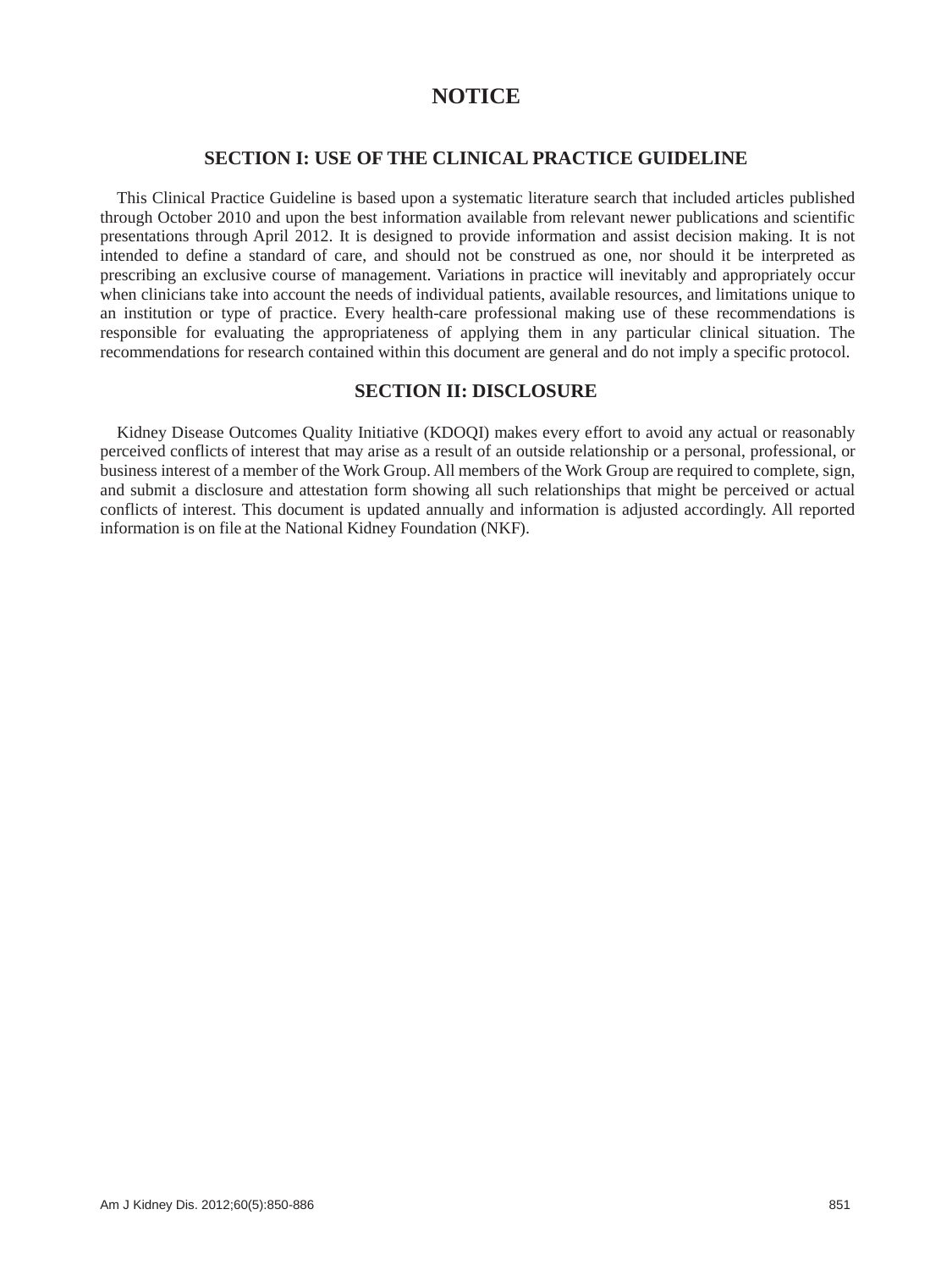# NOTICE

## SECTION I: USE OF THE CLINICAL PRACTICE GUIDELINE

This Clinical Practice Guideline is based upon a systematic literature search that included articles published through October 2010 and upon the best information available from relevant newer publications and scientific presentations through April 2012. It is designed to provide information and assist decision making. It is not intended to define a standard of care, and should not be construed as one, nor should it be interpreted as prescribing an exclusive course of management. Variations in practice will inevitably and appropriately occur when clinicians take into account the needs of individual patients, available resources, and limitations unique to an institution or type of practice. Every health-care professional making use of these recommendations is responsible for evaluating the appropriateness of applying them in any particular clinical situation. The recommendations for research contained within this document are general and do not imply a specific protocol.

## SECTION II: DISCLOSURE

Kidney Disease Outcomes Quality Initiative (KDOQI) makes every effort to avoid any actual or reasonably perceived conflicts of interest that may arise as a result of an outside relationship or a personal, professional, or business interest of a member of the Work Group. All members of the Work Group are required to complete, sign, and submit a disclosure and attestation form showing all such relationships that might be perceived or actual conflicts of interest. This document is updated annually and information is adjusted accordingly. All reported information is on file at the National Kidney Foundation (NKF).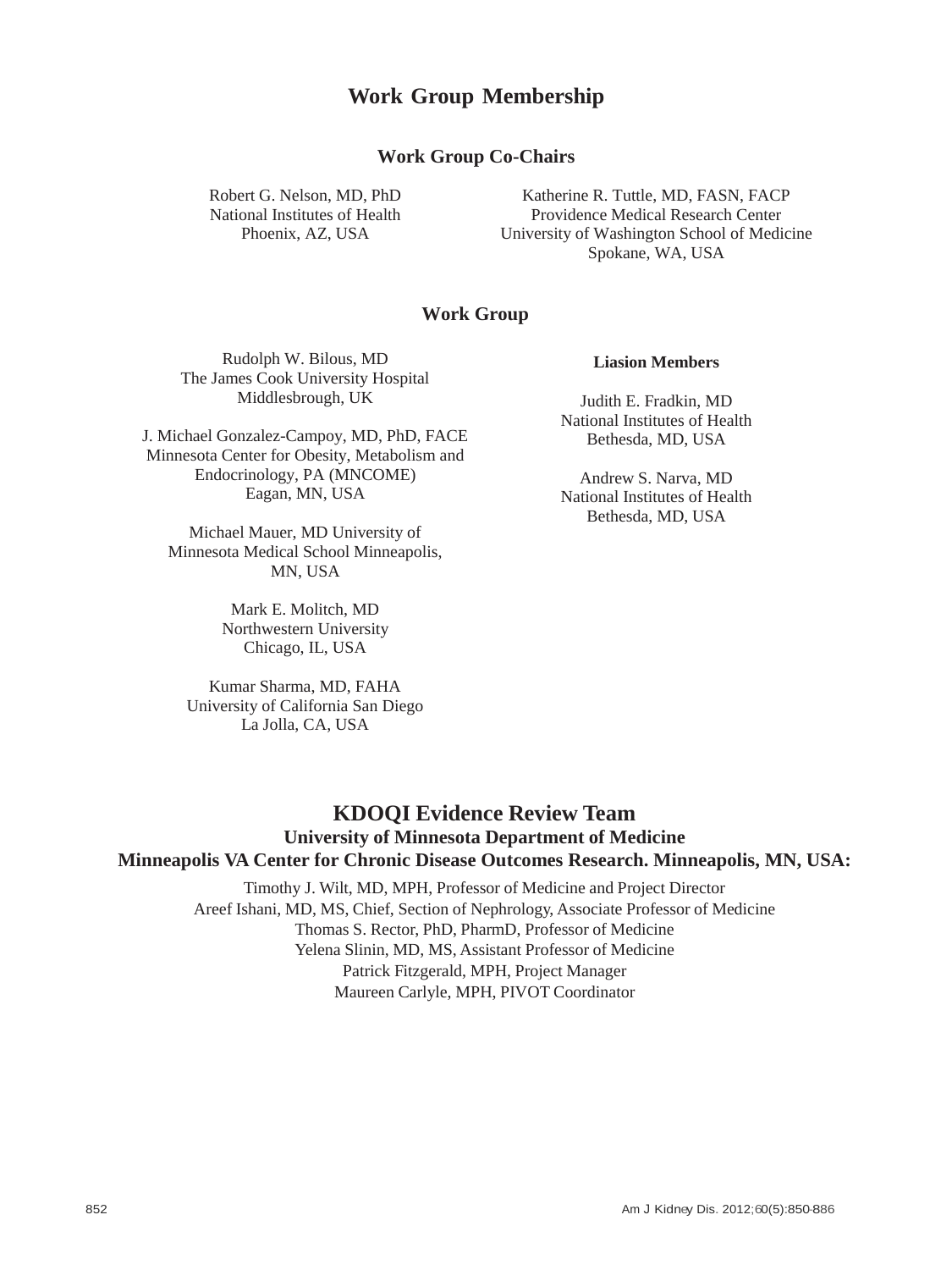# Work Group Membership

## Work Group Co-Chairs

Robert G. Nelson, MD, PhD
National Institutes of Health
Phoenix, AZ, USA

Katherine R. Tuttle, MD, FASN, FACP
Providence Medical Research Center
University of Washington School of Medicine
Spokane, WA, USA

## Work Group

Rudolph W. Bilous, MD
The James Cook University Hospital
Middlesbrough, UK

J. Michael Gonzalez-Campoy, MD, PhD, FACE
Minnesota Center for Obesity, Metabolism and Endocrinology, PA (MNCOME)
Eagan, MN, USA

Michael Mauer, MD University of Minnesota Medical School Minneapolis, MN, USA

Mark E. Molitch, MD
Northwestern University
Chicago, IL, USA

Kumar Sharma, MD, FAHA
University of California San Diego
La Jolla, CA, USA

**Liasion Members**

Judith E. Fradkin, MD
National Institutes of Health
Bethesda, MD, USA

Andrew S. Narva, MD
National Institutes of Health
Bethesda, MD, USA

## KDOQI Evidence Review Team

### University of Minnesota Department of Medicine

### Minneapolis VA Center for Chronic Disease Outcomes Research. Minneapolis, MN, USA:

Timothy J. Wilt, MD, MPH, Professor of Medicine and Project Director
Areef Ishani, MD, MS, Chief, Section of Nephrology, Associate Professor of Medicine
Thomas S. Rector, PhD, PharmD, Professor of Medicine
Yelena Slinin, MD, MS, Assistant Professor of Medicine
Patrick Fitzgerald, MPH, Project Manager
Maureen Carlyle, MPH, PIVOT Coordinator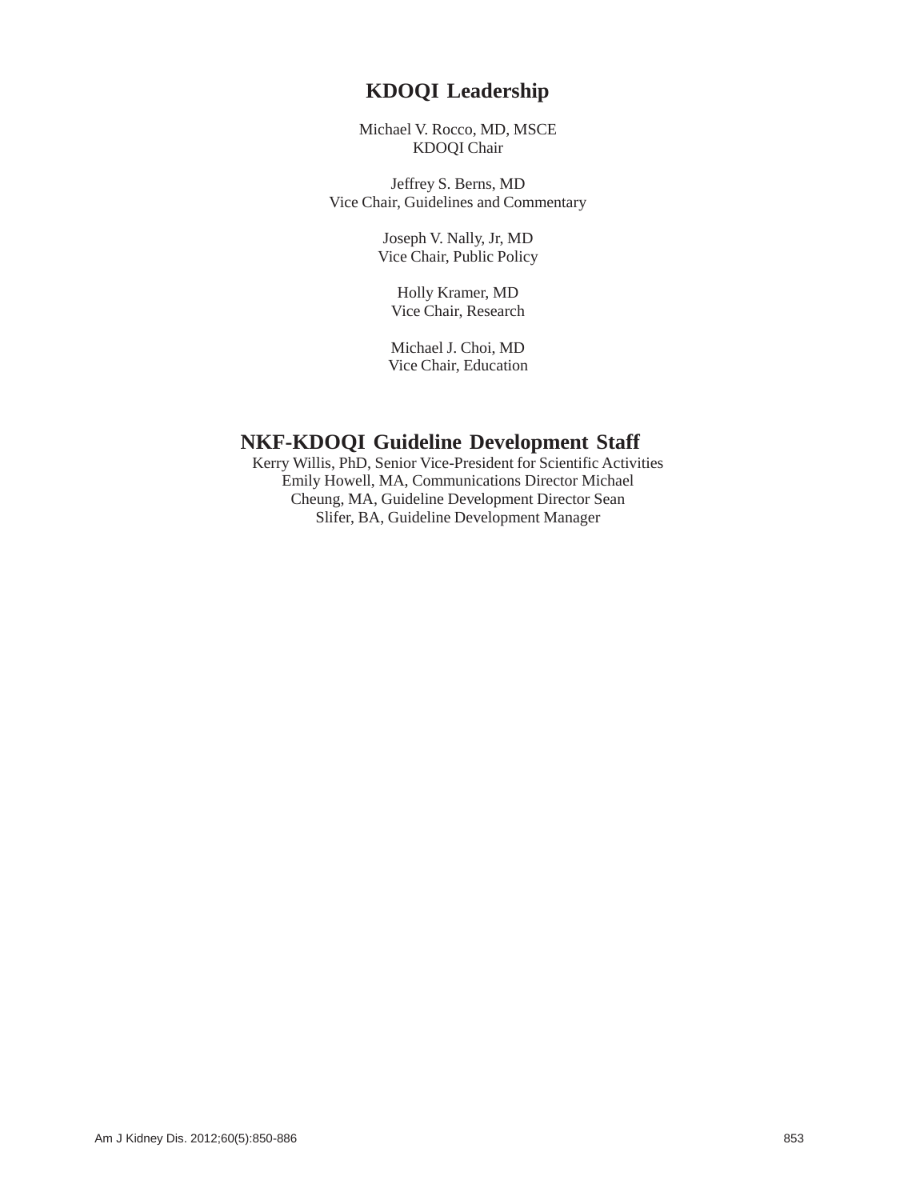# KDOQI Leadership

Michael V. Rocco, MD, MSCE
KDOQI Chair

Jeffrey S. Berns, MD
Vice Chair, Guidelines and Commentary

Joseph V. Nally, Jr, MD
Vice Chair, Public Policy

Holly Kramer, MD
Vice Chair, Research

Michael J. Choi, MD
Vice Chair, Education

# NKF-KDOQI Guideline Development Staff

Kerry Willis, PhD, Senior Vice-President for Scientific Activities
Emily Howell, MA, Communications Director
Michael Cheung, MA, Guideline Development Director
Sean Slifer, BA, Guideline Development Manager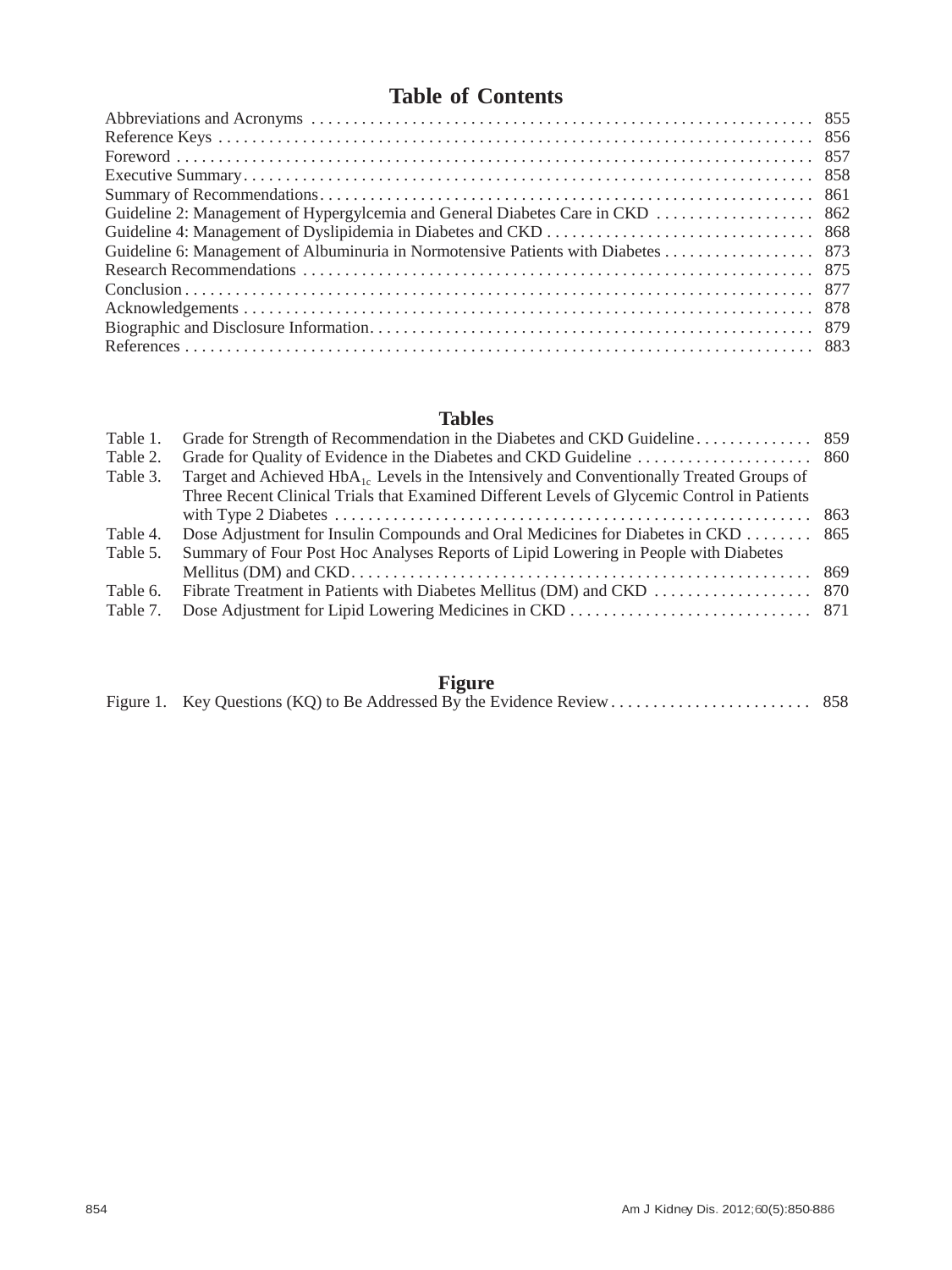# Table of Contents

| | |
|---|---|
| Abbreviations and Acronyms | 855 |
| Reference Keys | 856 |
| Foreword | 857 |
| Executive Summary | 858 |
| Summary of Recommendations | 861 |
| Guideline 2: Management of Hypergylcemia and General Diabetes Care in CKD | 862 |
| Guideline 4: Management of Dyslipidemia in Diabetes and CKD | 868 |
| Guideline 6: Management of Albuminuria in Normotensive Patients with Diabetes | 873 |
| Research Recommendations | 875 |
| Conclusion | 877 |
| Acknowledgements | 878 |
| Biographic and Disclosure Information | 879 |
| References | 883 |

## Tables

| | | |
|---|---|---|
| Table 1. | Grade for Strength of Recommendation in the Diabetes and CKD Guideline | 859 |
| Table 2. | Grade for Quality of Evidence in the Diabetes and CKD Guideline | 860 |
| Table 3. | Target and Achieved $HbA_{1c}$ Levels in the Intensively and Conventionally Treated Groups of Three Recent Clinical Trials that Examined Different Levels of Glycemic Control in Patients with Type 2 Diabetes | 863 |
| Table 4. | Dose Adjustment for Insulin Compounds and Oral Medicines for Diabetes in CKD | 865 |
| Table 5. | Summary of Four Post Hoc Analyses Reports of Lipid Lowering in People with Diabetes Mellitus (DM) and CKD | 869 |
| Table 6. | Fibrate Treatment in Patients with Diabetes Mellitus (DM) and CKD | 870 |
| Table 7. | Dose Adjustment for Lipid Lowering Medicines in CKD | 871 |

## Figure

| | | |
|---|---|---|
| Figure 1. | Key Questions (KQ) to Be Addressed By the Evidence Review | 858 |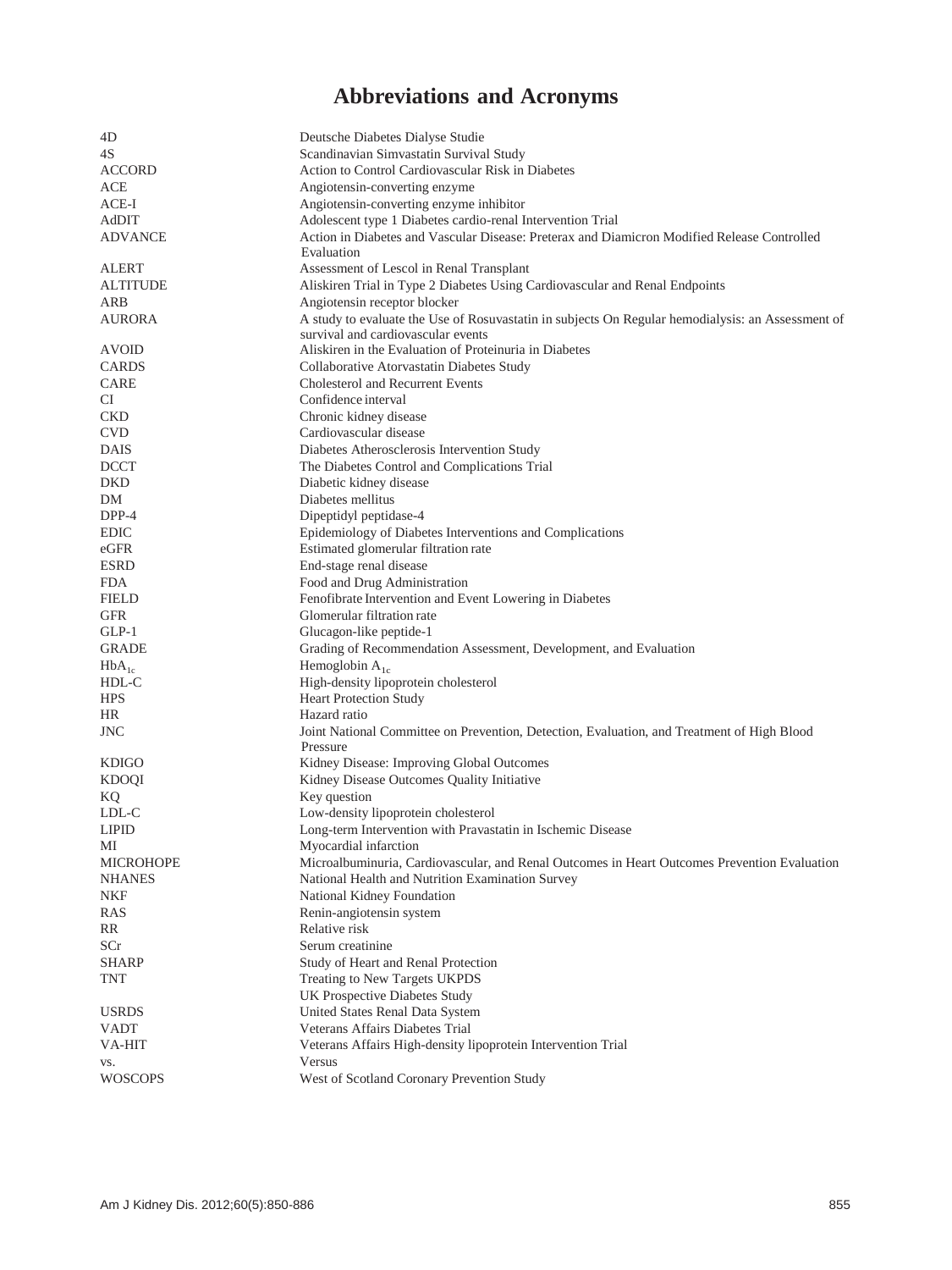# Abbreviations and Acronyms

| | |
|---|---|
| 4D | Deutsche Diabetes Dialyse Studie |
| 4S | Scandinavian Simvastatin Survival Study |
| ACCORD | Action to Control Cardiovascular Risk in Diabetes |
| ACE | Angiotensin-converting enzyme |
| ACE-I | Angiotensin-converting enzyme inhibitor |
| AdDIT | Adolescent type 1 Diabetes cardio-renal Intervention Trial |
| ADVANCE | Action in Diabetes and Vascular Disease: Preterax and Diamicron Modified Release Controlled Evaluation |
| ALERT | Assessment of Lescol in Renal Transplant |
| ALTITUDE | Aliskiren Trial in Type 2 Diabetes Using Cardiovascular and Renal Endpoints |
| ARB | Angiotensin receptor blocker |
| AURORA | A study to evaluate the Use of Rosuvastatin in subjects On Regular hemodialysis: an Assessment of survival and cardiovascular events |
| AVOID | Aliskiren in the Evaluation of Proteinuria in Diabetes |
| CARDS | Collaborative Atorvastatin Diabetes Study |
| CARE | Cholesterol and Recurrent Events |
| CI | Confidence interval |
| CKD | Chronic kidney disease |
| CVD | Cardiovascular disease |
| DAIS | Diabetes Atherosclerosis Intervention Study |
| DCCT | The Diabetes Control and Complications Trial |
| DKD | Diabetic kidney disease |
| DM | Diabetes mellitus |
| DPP-4 | Dipeptidyl peptidase-4 |
| EDIC | Epidemiology of Diabetes Interventions and Complications |
| eGFR | Estimated glomerular filtration rate |
| ESRD | End-stage renal disease |
| FDA | Food and Drug Administration |
| FIELD | Fenofibrate Intervention and Event Lowering in Diabetes |
| GFR | Glomerular filtration rate |
| GLP-1 | Glucagon-like peptide-1 |
| GRADE | Grading of Recommendation Assessment, Development, and Evaluation |
| $HbA_{1c}$ | Hemoglobin $A_{1c}$ |
| HDL-C | High-density lipoprotein cholesterol |
| HPS | Heart Protection Study |
| HR | Hazard ratio |
| JNC | Joint National Committee on Prevention, Detection, Evaluation, and Treatment of High Blood Pressure |
| KDIGO | Kidney Disease: Improving Global Outcomes |
| KDOQI | Kidney Disease Outcomes Quality Initiative |
| KQ | Key question |
| LDL-C | Low-density lipoprotein cholesterol |
| LIPID | Long-term Intervention with Pravastatin in Ischemic Disease |
| MI | Myocardial infarction |
| MICROHOPE | Microalbuminuria, Cardiovascular, and Renal Outcomes in Heart Outcomes Prevention Evaluation |
| NHANES | National Health and Nutrition Examination Survey |
| NKF | National Kidney Foundation |
| RAS | Renin-angiotensin system |
| RR | Relative risk |
| SCr | Serum creatinine |
| SHARP | Study of Heart and Renal Protection |
| TNT | Treating to New Targets UKPDS |
| | UK Prospective Diabetes Study |
| USRDS | United States Renal Data System |
| VADT | Veterans Affairs Diabetes Trial |
| VA-HIT | Veterans Affairs High-density lipoprotein Intervention Trial |
| vs. | Versus |
| WOSCOPS | West of Scotland Coronary Prevention Study |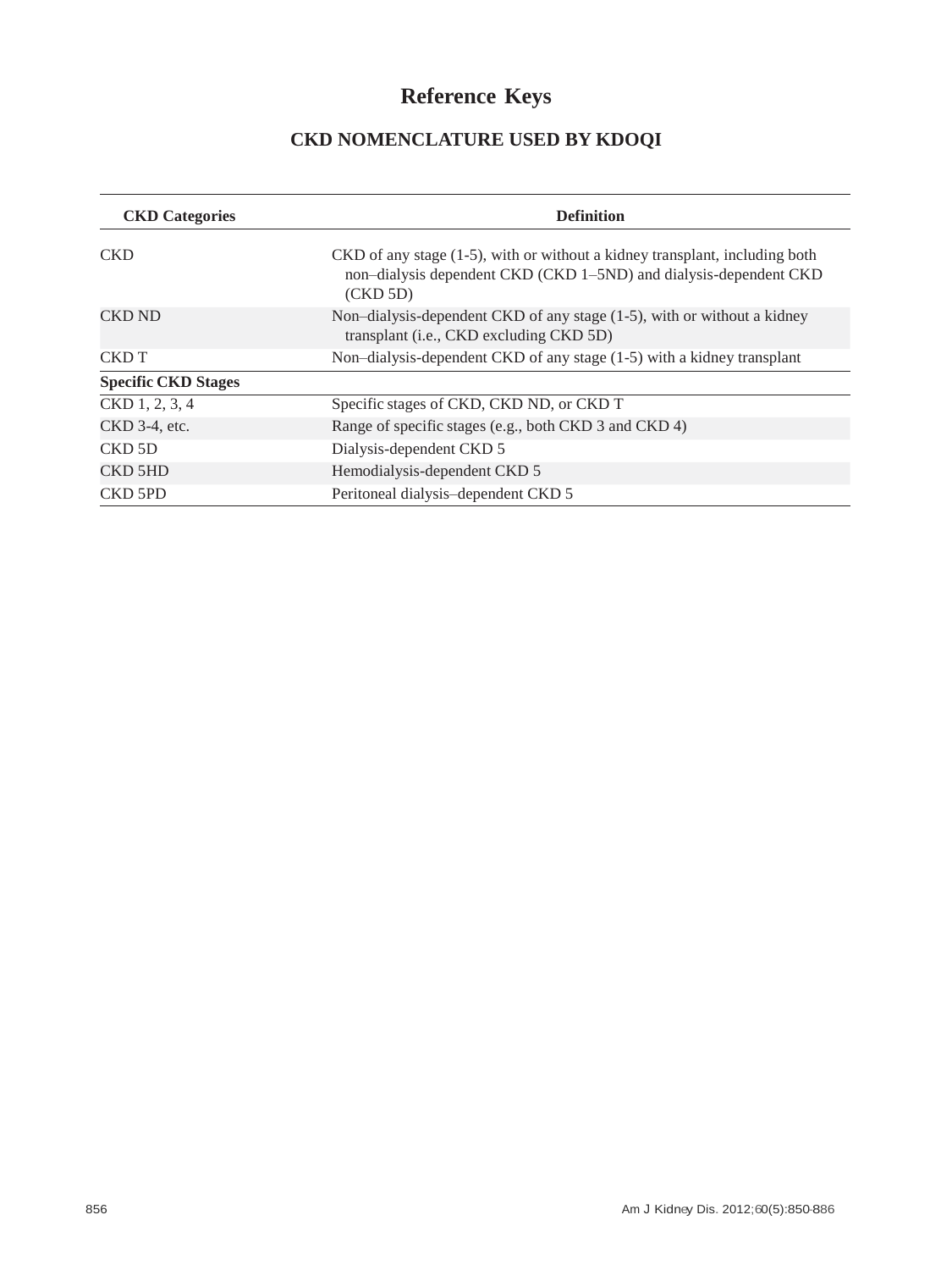# Reference Keys

## CKD NOMENCLATURE USED BY KDOQI

| CKD Categories | Definition |
| --- | --- |
| CKD | CKD of any stage (1-5), with or without a kidney transplant, including both non–dialysis dependent CKD (CKD 1–5ND) and dialysis-dependent CKD (CKD 5D) |
| CKD ND | Non–dialysis-dependent CKD of any stage (1-5), with or without a kidney transplant (i.e., CKD excluding CKD 5D) |
| CKD T | Non–dialysis-dependent CKD of any stage (1-5) with a kidney transplant |
| **Specific CKD Stages** | |
| CKD 1, 2, 3, 4 | Specific stages of CKD, CKD ND, or CKD T |
| CKD 3-4, etc. | Range of specific stages (e.g., both CKD 3 and CKD 4) |
| CKD 5D | Dialysis-dependent CKD 5 |
| CKD 5HD | Hemodialysis-dependent CKD 5 |
| CKD 5PD | Peritoneal dialysis–dependent CKD 5 |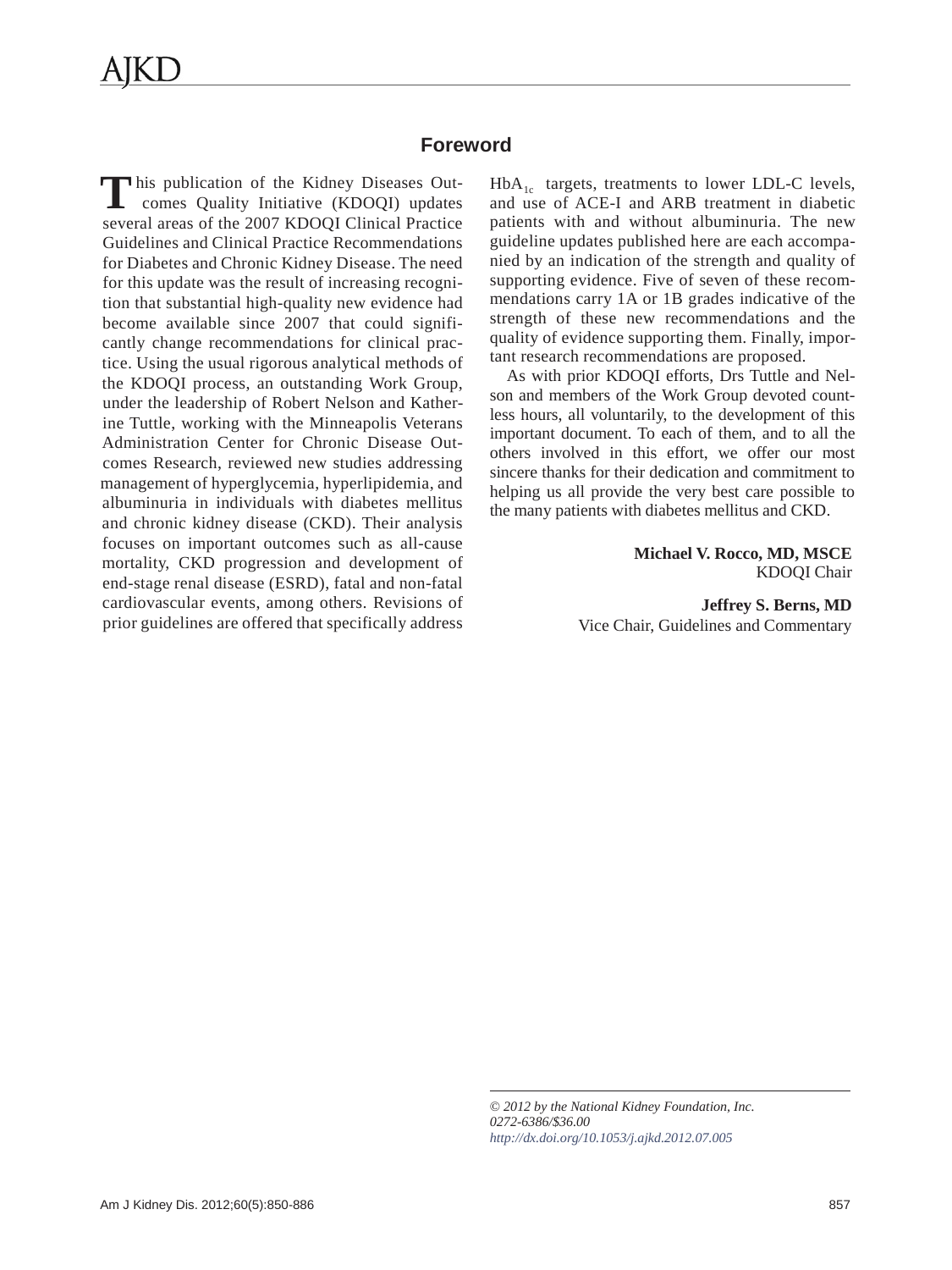## Foreword

This publication of the Kidney Diseases Outcomes Quality Initiative (KDOQI) updates several areas of the 2007 KDOQI Clinical Practice Guidelines and Clinical Practice Recommendations for Diabetes and Chronic Kidney Disease. The need for this update was the result of increasing recognition that substantial high-quality new evidence had become available since 2007 that could significantly change recommendations for clinical practice. Using the usual rigorous analytical methods of the KDOQI process, an outstanding Work Group, under the leadership of Robert Nelson and Katherine Tuttle, working with the Minneapolis Veterans Administration Center for Chronic Disease Outcomes Research, reviewed new studies addressing management of hyperglycemia, hyperlipidemia, and albuminuria in individuals with diabetes mellitus and chronic kidney disease (CKD). Their analysis focuses on important outcomes such as all-cause mortality, CKD progression and development of end-stage renal disease (ESRD), fatal and non-fatal cardiovascular events, among others. Revisions of prior guidelines are offered that specifically address $HbA_{1c}$ targets, treatments to lower LDL-C levels, and use of ACE-I and ARB treatment in diabetic patients with and without albuminuria. The new guideline updates published here are each accompanied by an indication of the strength and quality of supporting evidence. Five of seven of these recommendations carry 1A or 1B grades indicative of the strength of these new recommendations and the quality of evidence supporting them. Finally, important research recommendations are proposed.

As with prior KDOQI efforts, Drs Tuttle and Nelson and members of the Work Group devoted countless hours, all voluntarily, to the development of this important document. To each of them, and to all the others involved in this effort, we offer our most sincere thanks for their dedication and commitment to helping us all provide the very best care possible to the many patients with diabetes mellitus and CKD.

**Michael V. Rocco, MD, MSCE**
KDOQI Chair

**Jeffrey S. Berns, MD**
Vice Chair, Guidelines and Commentary

*© 2012 by the National Kidney Foundation, Inc.*
*0272-6386/$36.00*
*http://dx.doi.org/10.1053/j.ajkd.2012.07.005*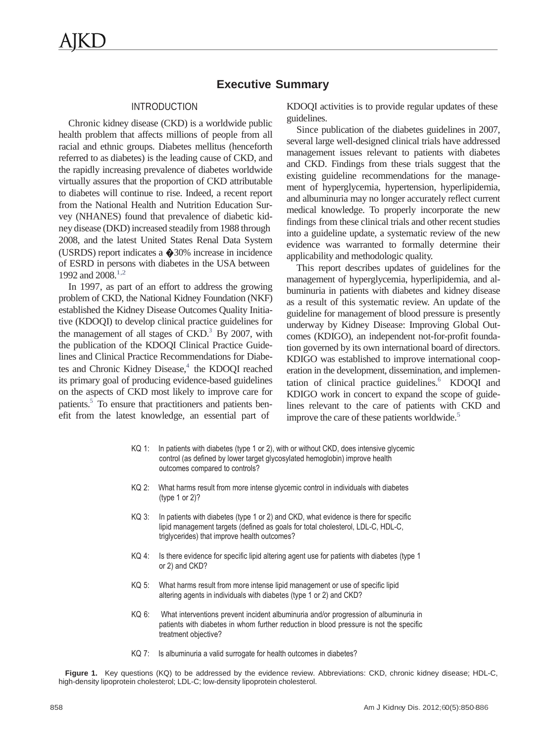# Executive Summary

## INTRODUCTION

Chronic kidney disease (CKD) is a worldwide public health problem that affects millions of people from all racial and ethnic groups. Diabetes mellitus (henceforth referred to as diabetes) is the leading cause of CKD, and the rapidly increasing prevalence of diabetes worldwide virtually assures that the proportion of CKD attributable to diabetes will continue to rise. Indeed, a recent report from the National Health and Nutrition Education Survey (NHANES) found that prevalence of diabetic kidney disease (DKD) increased steadily from 1988 through 2008, and the latest United States Renal Data System (USRDS) report indicates a �30% increase in incidence of ESRD in persons with diabetes in the USA between 1992 and 2008.[1,2]

In 1997, as part of an effort to address the growing problem of CKD, the National Kidney Foundation (NKF) established the Kidney Disease Outcomes Quality Initiative (KDOQI) to develop clinical practice guidelines for the management of all stages of CKD.[3] By 2007, with the publication of the KDOQI Clinical Practice Guidelines and Clinical Practice Recommendations for Diabetes and Chronic Kidney Disease,[4] the KDOQI reached its primary goal of producing evidence-based guidelines on the aspects of CKD most likely to improve care for patients.[5] To ensure that practitioners and patients benefit from the latest knowledge, an essential part of KDOQI activities is to provide regular updates of these guidelines.

Since publication of the diabetes guidelines in 2007, several large well-designed clinical trials have addressed management issues relevant to patients with diabetes and CKD. Findings from these trials suggest that the existing guideline recommendations for the management of hyperglycemia, hypertension, hyperlipidemia, and albuminuria may no longer accurately reflect current medical knowledge. To properly incorporate the new findings from these clinical trials and other recent studies into a guideline update, a systematic review of the new evidence was warranted to formally determine their applicability and methodologic quality.

This report describes updates of guidelines for the management of hyperglycemia, hyperlipidemia, and albuminuria in patients with diabetes and kidney disease as a result of this systematic review. An update of the guideline for management of blood pressure is presently underway by Kidney Disease: Improving Global Outcomes (KDIGO), an independent not-for-profit foundation governed by its own international board of directors. KDIGO was established to improve international cooperation in the development, dissemination, and implementation of clinical practice guidelines.[6] KDOQI and KDIGO work in concert to expand the scope of guidelines relevant to the care of patients with CKD and improve the care of these patients worldwide.[5]

KQ 1: In patients with diabetes (type 1 or 2), with or without CKD, does intensive glycemic control (as defined by lower target glycosylated hemoglobin) improve health outcomes compared to controls?

KQ 2: What harms result from more intense glycemic control in individuals with diabetes (type 1 or 2)?

KQ 3: In patients with diabetes (type 1 or 2) and CKD, what evidence is there for specific lipid management targets (defined as goals for total cholesterol, LDL-C, HDL-C, triglycerides) that improve health outcomes?

KQ 4: Is there evidence for specific lipid altering agent use for patients with diabetes (type 1 or 2) and CKD?

KQ 5: What harms result from more intense lipid management or use of specific lipid altering agents in individuals with diabetes (type 1 or 2) and CKD?

KQ 6: What interventions prevent incident albuminuria and/or progression of albuminuria in patients with diabetes in whom further reduction in blood pressure is not the specific treatment objective?

KQ 7: Is albuminuria a valid surrogate for health outcomes in diabetes?

**Figure 1.** Key questions (KQ) to be addressed by the evidence review. Abbreviations: CKD, chronic kidney disease; HDL-C, high-density lipoprotein cholesterol; LDL-C; low-density lipoprotein cholesterol.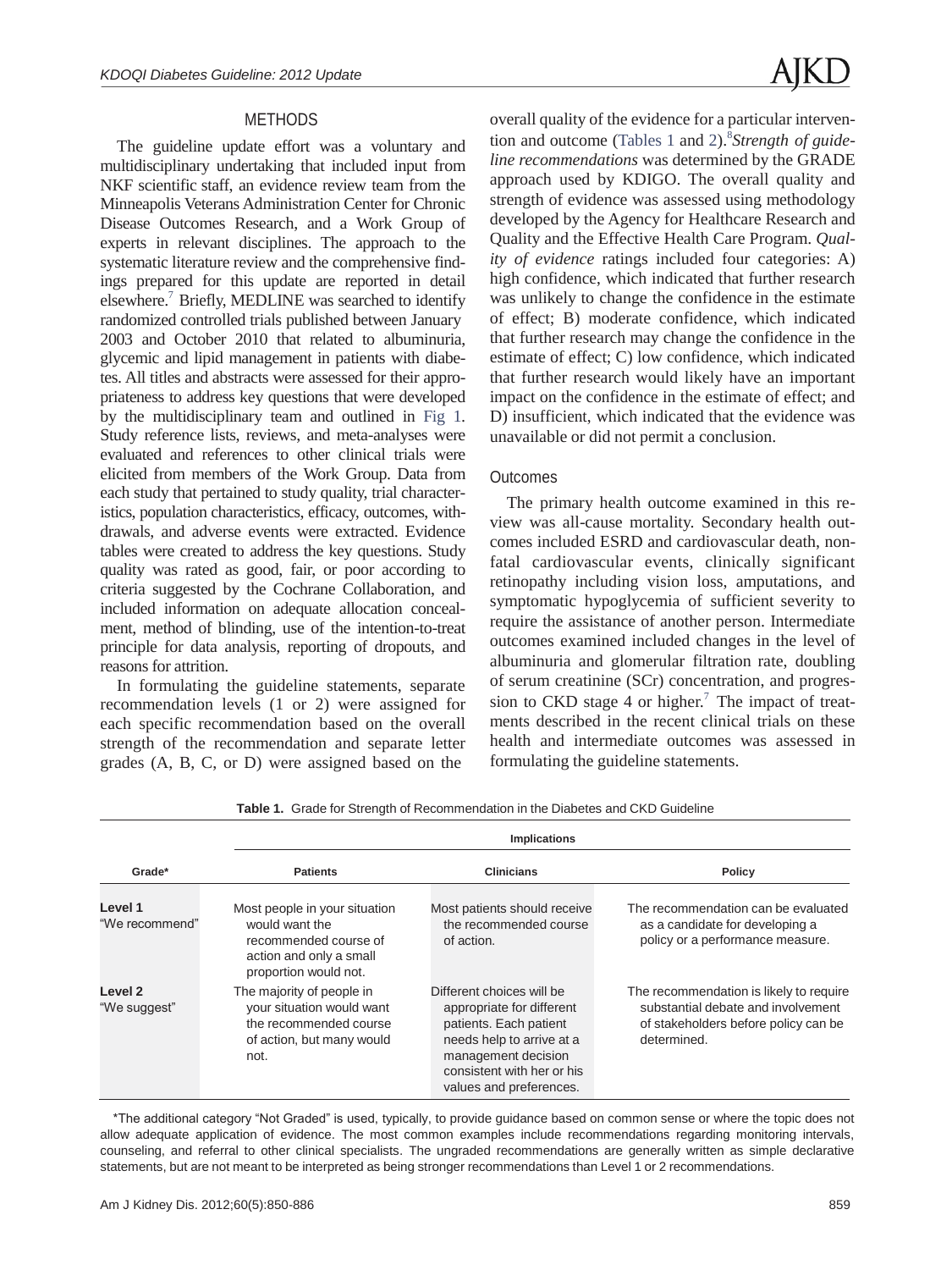## METHODS

The guideline update effort was a voluntary and multidisciplinary undertaking that included input from NKF scientific staff, an evidence review team from the Minneapolis Veterans Administration Center for Chronic Disease Outcomes Research, and a Work Group of experts in relevant disciplines. The approach to the systematic literature review and the comprehensive findings prepared for this update are reported in detail elsewhere.[7] Briefly, MEDLINE was searched to identify randomized controlled trials published between January 2003 and October 2010 that related to albuminuria, glycemic and lipid management in patients with diabetes. All titles and abstracts were assessed for their appropriateness to address key questions that were developed by the multidisciplinary team and outlined in Fig 1. Study reference lists, reviews, and meta-analyses were evaluated and references to other clinical trials were elicited from members of the Work Group. Data from each study that pertained to study quality, trial characteristics, population characteristics, efficacy, outcomes, withdrawals, and adverse events were extracted. Evidence tables were created to address the key questions. Study quality was rated as good, fair, or poor according to criteria suggested by the Cochrane Collaboration, and included information on adequate allocation concealment, method of blinding, use of the intention-to-treat principle for data analysis, reporting of dropouts, and reasons for attrition.

In formulating the guideline statements, separate recommendation levels (1 or 2) were assigned for each specific recommendation based on the overall strength of the recommendation and separate letter grades (A, B, C, or D) were assigned based on the overall quality of the evidence for a particular intervention and outcome (Tables 1 and 2).[8] *Strength of guideline recommendations* was determined by the GRADE approach used by KDIGO. The overall quality and strength of evidence was assessed using methodology developed by the Agency for Healthcare Research and Quality and the Effective Health Care Program. *Quality of evidence* ratings included four categories: A) high confidence, which indicated that further research was unlikely to change the confidence in the estimate of effect; B) moderate confidence, which indicated that further research may change the confidence in the estimate of effect; C) low confidence, which indicated that further research would likely have an important impact on the confidence in the estimate of effect; and D) insufficient, which indicated that the evidence was unavailable or did not permit a conclusion.

### Outcomes

The primary health outcome examined in this review was all-cause mortality. Secondary health outcomes included ESRD and cardiovascular death, nonfatal cardiovascular events, clinically significant retinopathy including vision loss, amputations, and symptomatic hypoglycemia of sufficient severity to require the assistance of another person. Intermediate outcomes examined included changes in the level of albuminuria and glomerular filtration rate, doubling of serum creatinine (SCr) concentration, and progression to CKD stage 4 or higher.[7] The impact of treatments described in the recent clinical trials on these health and intermediate outcomes was assessed in formulating the guideline statements.

**Table 1.** Grade for Strength of Recommendation in the Diabetes and CKD Guideline

| | Implications | | |
|---|---|---|---|
| **Grade*** | **Patients** | **Clinicians** | **Policy** |
| **Level 1** "We recommend" | Most people in your situation would want the recommended course of action and only a small proportion would not. | Most patients should receive the recommended course of action. | The recommendation can be evaluated as a candidate for developing a policy or a performance measure. |
| **Level 2** "We suggest" | The majority of people in your situation would want the recommended course of action, but many would not. | Different choices will be appropriate for different patients. Each patient needs help to arrive at a management decision consistent with her or his values and preferences. | The recommendation is likely to require substantial debate and involvement of stakeholders before policy can be determined. |

*The additional category "Not Graded" is used, typically, to provide guidance based on common sense or where the topic does not allow adequate application of evidence. The most common examples include recommendations regarding monitoring intervals, counseling, and referral to other clinical specialists. The ungraded recommendations are generally written as simple declarative statements, but are not meant to be interpreted as being stronger recommendations than Level 1 or 2 recommendations.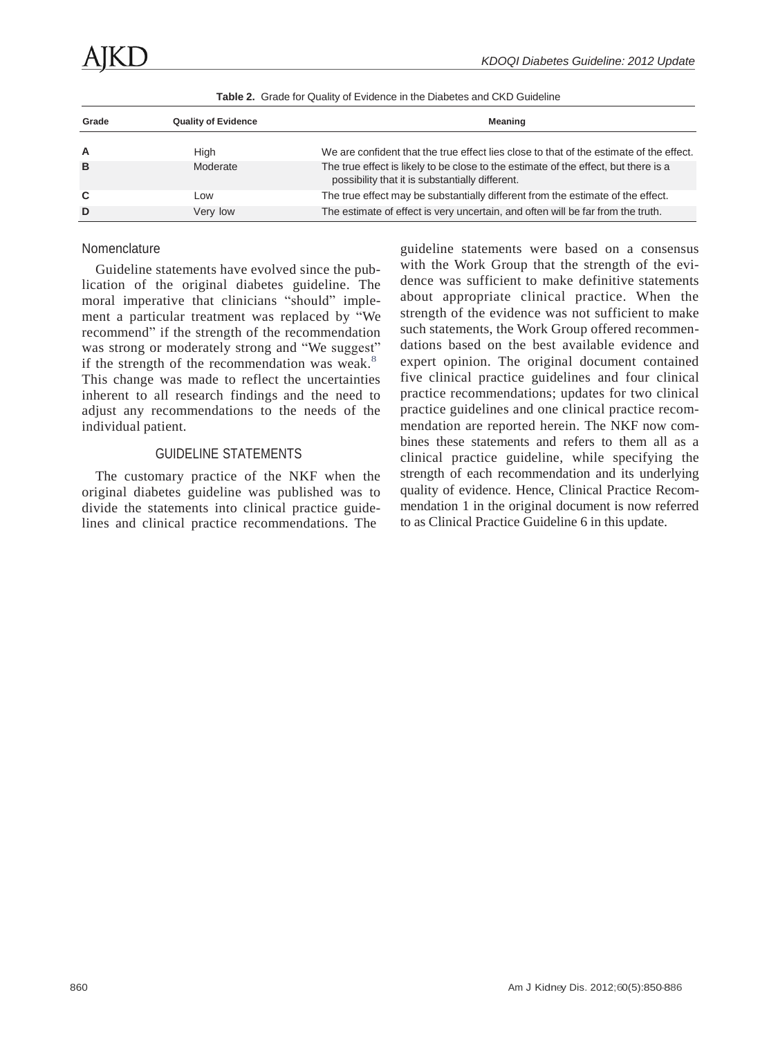**Table 2.** Grade for Quality of Evidence in the Diabetes and CKD Guideline

| Grade | Quality of Evidence | Meaning |
|---|---|---|
| A | High | We are confident that the true effect lies close to that of the estimate of the effect. |
| B | Moderate | The true effect is likely to be close to the estimate of the effect, but there is a possibility that it is substantially different. |
| C | Low | The true effect may be substantially different from the estimate of the effect. |
| D | Very low | The estimate of effect is very uncertain, and often will be far from the truth. |

### Nomenclature

Guideline statements have evolved since the publication of the original diabetes guideline. The moral imperative that clinicians "should" implement a particular treatment was replaced by "We recommend" if the strength of the recommendation was strong or moderately strong and "We suggest" if the strength of the recommendation was weak.[8] This change was made to reflect the uncertainties inherent to all research findings and the need to adjust any recommendations to the needs of the individual patient.

## GUIDELINE STATEMENTS

The customary practice of the NKF when the original diabetes guideline was published was to divide the statements into clinical practice guidelines and clinical practice recommendations. The guideline statements were based on a consensus with the Work Group that the strength of the evidence was sufficient to make definitive statements about appropriate clinical practice. When the strength of the evidence was not sufficient to make such statements, the Work Group offered recommendations based on the best available evidence and expert opinion. The original document contained five clinical practice guidelines and four clinical practice recommendations; updates for two clinical practice guidelines and one clinical practice recommendation are reported herein. The NKF now combines these statements and refers to them all as a clinical practice guideline, while specifying the strength of each recommendation and its underlying quality of evidence. Hence, Clinical Practice Recommendation 1 in the original document is now referred to as Clinical Practice Guideline 6 in this update.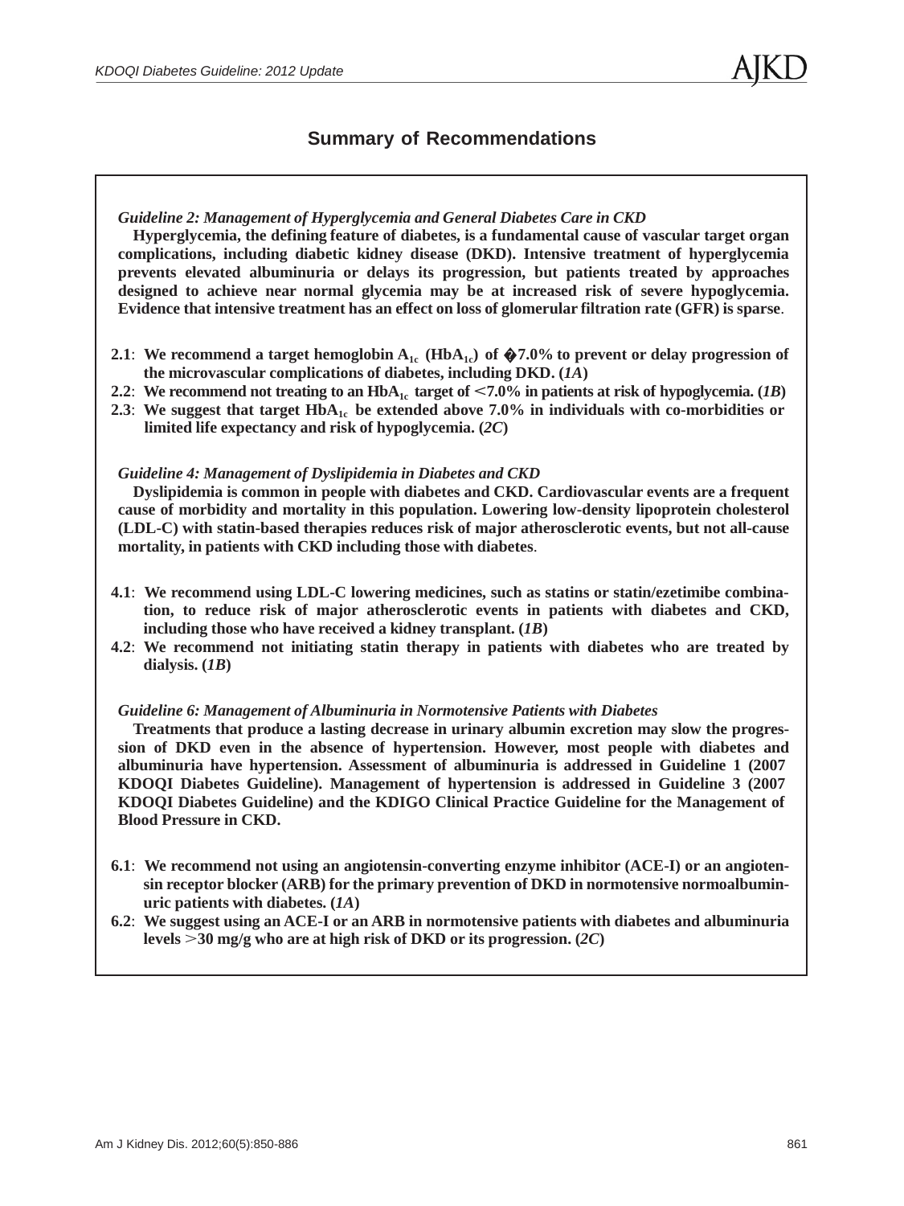## Summary of Recommendations

*Guideline 2: Management of Hyperglycemia and General Diabetes Care in CKD*

**Hyperglycemia, the defining feature of diabetes, is a fundamental cause of vascular target organ complications, including diabetic kidney disease (DKD). Intensive treatment of hyperglycemia prevents elevated albuminuria or delays its progression, but patients treated by approaches designed to achieve near normal glycemia may be at increased risk of severe hypoglycemia. Evidence that intensive treatment has an effect on loss of glomerular filtration rate (GFR) is sparse**.

- **2.1**: **We recommend a target hemoglobin $A_{1c}$ ($HbA_{1c}$) of �7.0% to prevent or delay progression of the microvascular complications of diabetes, including DKD. (*1A*)**
- **2.2**: **We recommend not treating to an $HbA_{1c}$ target of <7.0% in patients at risk of hypoglycemia. (*1B*)**
- **2.3**: **We suggest that target $HbA_{1c}$ be extended above 7.0% in individuals with co-morbidities or limited life expectancy and risk of hypoglycemia. (*2C*)**

*Guideline 4: Management of Dyslipidemia in Diabetes and CKD*

**Dyslipidemia is common in people with diabetes and CKD. Cardiovascular events are a frequent cause of morbidity and mortality in this population. Lowering low-density lipoprotein cholesterol (LDL-C) with statin-based therapies reduces risk of major atherosclerotic events, but not all-cause mortality, in patients with CKD including those with diabetes**.

- **4.1**: **We recommend using LDL-C lowering medicines, such as statins or statin/ezetimibe combination, to reduce risk of major atherosclerotic events in patients with diabetes and CKD, including those who have received a kidney transplant. (*1B*)**
- **4.2**: **We recommend not initiating statin therapy in patients with diabetes who are treated by dialysis. (*1B*)**

*Guideline 6: Management of Albuminuria in Normotensive Patients with Diabetes*

**Treatments that produce a lasting decrease in urinary albumin excretion may slow the progression of DKD even in the absence of hypertension. However, most people with diabetes and albuminuria have hypertension. Assessment of albuminuria is addressed in Guideline 1 (2007 KDOQI Diabetes Guideline). Management of hypertension is addressed in Guideline 3 (2007 KDOQI Diabetes Guideline) and the KDIGO Clinical Practice Guideline for the Management of Blood Pressure in CKD.**

- **6.1**: **We recommend not using an angiotensin-converting enzyme inhibitor (ACE-I) or an angiotensin receptor blocker (ARB) for the primary prevention of DKD in normotensive normoalbuminuric patients with diabetes. (*1A*)**
- **6.2**: **We suggest using an ACE-I or an ARB in normotensive patients with diabetes and albuminuria levels >30 mg/g who are at high risk of DKD or its progression. (*2C*)**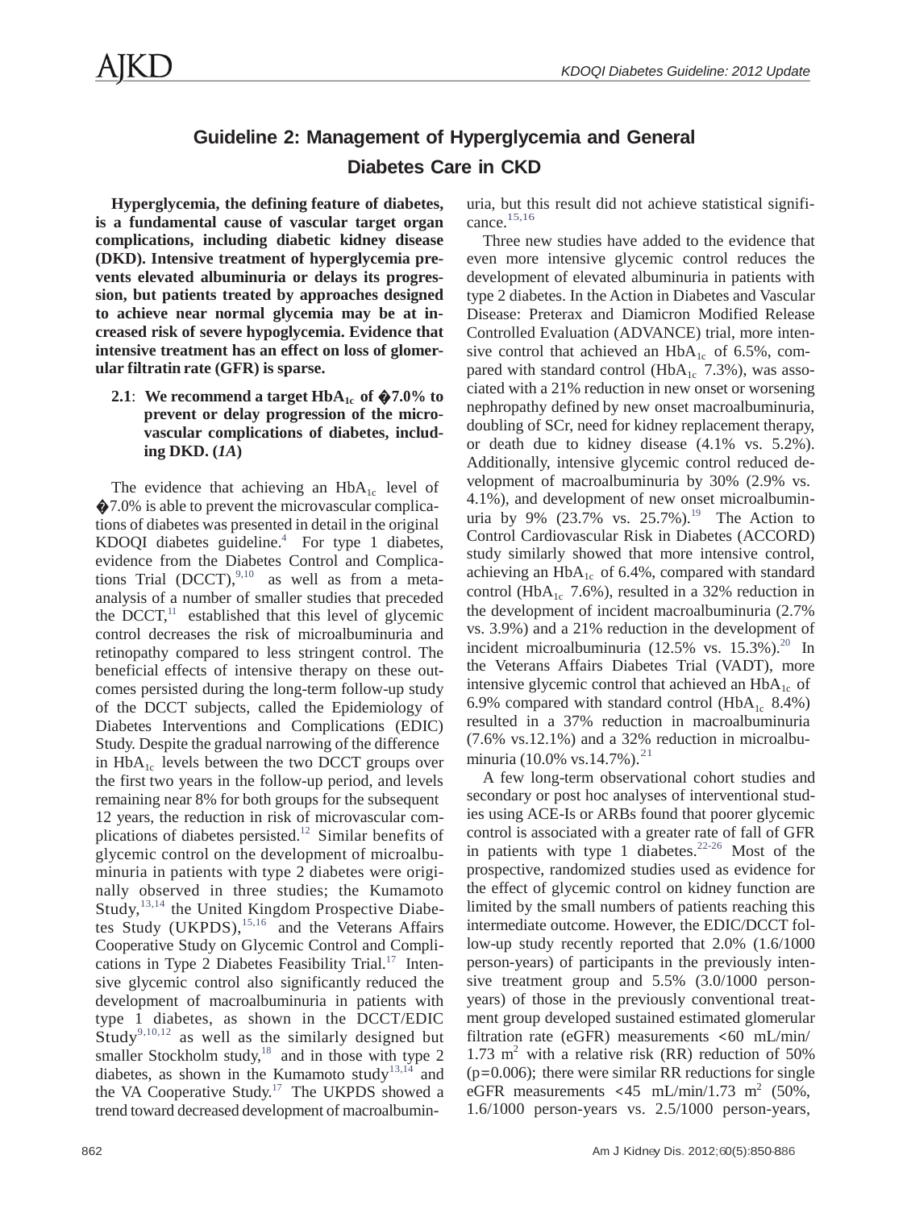## Guideline 2: Management of Hyperglycemia and General Diabetes Care in CKD

**Hyperglycemia, the defining feature of diabetes, is a fundamental cause of vascular target organ complications, including diabetic kidney disease (DKD). Intensive treatment of hyperglycemia prevents elevated albuminuria or delays its progression, but patients treated by approaches designed to achieve near normal glycemia may be at increased risk of severe hypoglycemia. Evidence that intensive treatment has an effect on loss of glomerular filtratin rate (GFR) is sparse.**

**2.1**: **We recommend a target $HbA_{1c}$ of �7.0% to prevent or delay progression of the microvascular complications of diabetes, including DKD. (*1A*)**

The evidence that achieving an $HbA_{1c}$ level of �7.0% is able to prevent the microvascular complications of diabetes was presented in detail in the original KDOQI diabetes guideline.[4] For type 1 diabetes, evidence from the Diabetes Control and Complications Trial (DCCT),[9,10] as well as from a meta-analysis of a number of smaller studies that preceded the DCCT,[11] established that this level of glycemic control decreases the risk of microalbuminuria and retinopathy compared to less stringent control. The beneficial effects of intensive therapy on these outcomes persisted during the long-term follow-up study of the DCCT subjects, called the Epidemiology of Diabetes Interventions and Complications (EDIC) Study. Despite the gradual narrowing of the difference in $HbA_{1c}$ levels between the two DCCT groups over the first two years in the follow-up period, and levels remaining near 8% for both groups for the subsequent 12 years, the reduction in risk of microvascular complications of diabetes persisted.[12] Similar benefits of glycemic control on the development of microalbuminuria in patients with type 2 diabetes were originally observed in three studies; the Kumamoto Study,[13,14] the United Kingdom Prospective Diabetes Study (UKPDS),[15,16] and the Veterans Affairs Cooperative Study on Glycemic Control and Complications in Type 2 Diabetes Feasibility Trial.[17] Intensive glycemic control also significantly reduced the development of macroalbuminuria in patients with type 1 diabetes, as shown in the DCCT/EDIC Study[9,10,12] as well as the similarly designed but smaller Stockholm study,[18] and in those with type 2 diabetes, as shown in the Kumamoto study[13,14] and the VA Cooperative Study.[17] The UKPDS showed a trend toward decreased development of macroalbuminuria, but this result did not achieve statistical significance.[15,16]

Three new studies have added to the evidence that even more intensive glycemic control reduces the development of elevated albuminuria in patients with type 2 diabetes. In the Action in Diabetes and Vascular Disease: Preterax and Diamicron Modified Release Controlled Evaluation (ADVANCE) trial, more intensive control that achieved an $HbA_{1c}$ of 6.5%, compared with standard control ($HbA_{1c}$ 7.3%), was associated with a 21% reduction in new onset or worsening nephropathy defined by new onset macroalbuminuria, doubling of SCr, need for kidney replacement therapy, or death due to kidney disease (4.1% vs. 5.2%). Additionally, intensive glycemic control reduced development of macroalbuminuria by 30% (2.9% vs. 4.1%), and development of new onset microalbuminuria by 9% (23.7% vs. 25.7%).[19] The Action to Control Cardiovascular Risk in Diabetes (ACCORD) study similarly showed that more intensive control, achieving an $HbA_{1c}$ of 6.4%, compared with standard control ($HbA_{1c}$ 7.6%), resulted in a 32% reduction in the development of incident macroalbuminuria (2.7% vs. 3.9%) and a 21% reduction in the development of incident microalbuminuria (12.5% vs. 15.3%).[20] In the Veterans Affairs Diabetes Trial (VADT), more intensive glycemic control that achieved an $HbA_{1c}$ of 6.9% compared with standard control ($HbA_{1c}$ 8.4%) resulted in a 37% reduction in macroalbuminuria (7.6% vs.12.1%) and a 32% reduction in microalbuminuria (10.0% vs.14.7%).[21]

A few long-term observational cohort studies and secondary or post hoc analyses of interventional studies using ACE-Is or ARBs found that poorer glycemic control is associated with a greater rate of fall of GFR in patients with type 1 diabetes.[22-26] Most of the prospective, randomized studies used as evidence for the effect of glycemic control on kidney function are limited by the small numbers of patients reaching this intermediate outcome. However, the EDIC/DCCT follow-up study recently reported that 2.0% (1.6/1000 person-years) of participants in the previously intensive treatment group and 5.5% (3.0/1000 person-years) of those in the previously conventional treatment group developed sustained estimated glomerular filtration rate (eGFR) measurements <60 mL/min/1.73 $m^2$ with a relative risk (RR) reduction of 50% ($p=0.006$); there were similar RR reductions for single eGFR measurements <45 mL/min/1.73 $m^2$ (50%, 1.6/1000 person-years vs. 2.5/1000 person-years,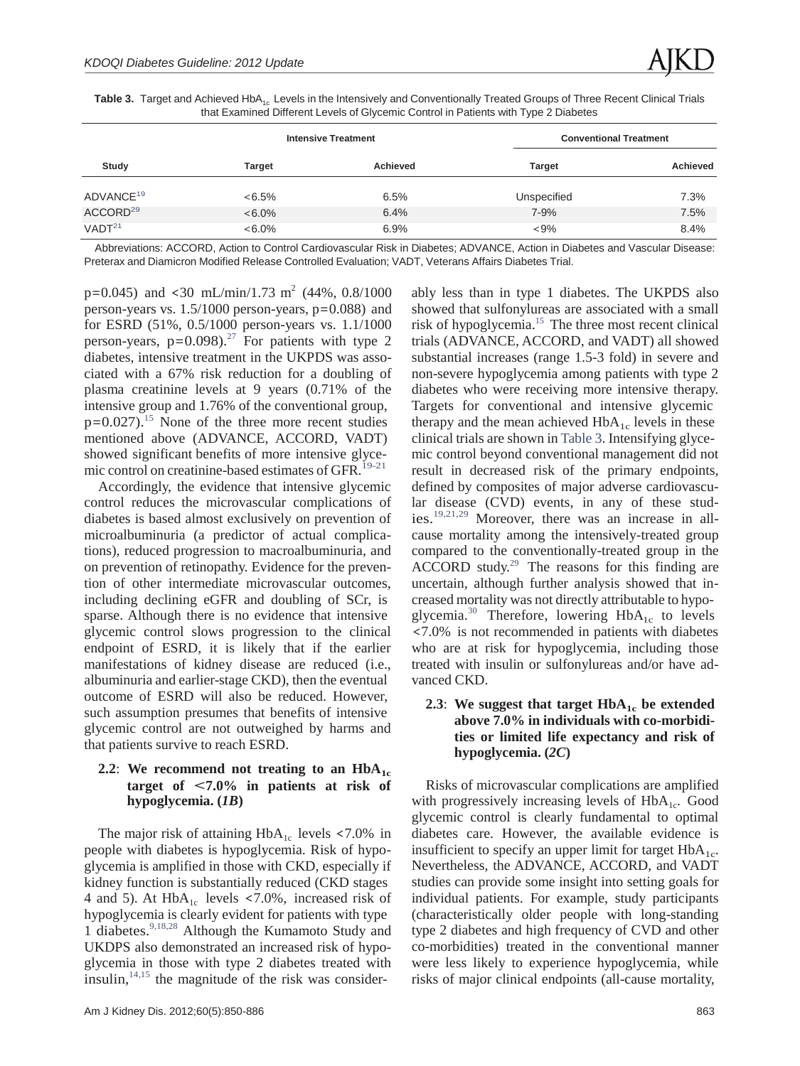**Table 3.** Target and Achieved $HbA_{1c}$ Levels in the Intensively and Conventionally Treated Groups of Three Recent Clinical Trials that Examined Different Levels of Glycemic Control in Patients with Type 2 Diabetes

| Study | Intensive Treatment | | Conventional Treatment | |
|---|---|---|---|---|
| | Target | Achieved | Target | Achieved |
| ADVANCE[19] | <6.5% | 6.5% | Unspecified | 7.3% |
| ACCORD[29] | <6.0% | 6.4% | 7-9% | 7.5% |
| VADT[21] | <6.0% | 6.9% | <9% | 8.4% |

Abbreviations: ACCORD, Action to Control Cardiovascular Risk in Diabetes; ADVANCE, Action in Diabetes and Vascular Disease: Preterax and Diamicron Modified Release Controlled Evaluation; VADT, Veterans Affairs Diabetes Trial.

p=0.045) and <30 mL/min/1.73 m$^2$ (44%, 0.8/1000 person-years vs. 1.5/1000 person-years, p=0.088) and for ESRD (51%, 0.5/1000 person-years vs. 1.1/1000 person-years, p=0.098).[27] For patients with type 2 diabetes, intensive treatment in the UKPDS was associated with a 67% risk reduction for a doubling of plasma creatinine levels at 9 years (0.71% of the intensive group and 1.76% of the conventional group, p=0.027).[15] None of the three more recent studies mentioned above (ADVANCE, ACCORD, VADT) showed significant benefits of more intensive glycemic control on creatinine-based estimates of GFR.[19-21]

Accordingly, the evidence that intensive glycemic control reduces the microvascular complications of diabetes is based almost exclusively on prevention of microalbuminuria (a predictor of actual complications), reduced progression to macroalbuminuria, and on prevention of retinopathy. Evidence for the prevention of other intermediate microvascular outcomes, including declining eGFR and doubling of SCr, is sparse. Although there is no evidence that intensive glycemic control slows progression to the clinical endpoint of ESRD, it is likely that if the earlier manifestations of kidney disease are reduced (i.e., albuminuria and earlier-stage CKD), then the eventual outcome of ESRD will also be reduced. However, such assumption presumes that benefits of intensive glycemic control are not outweighed by harms and that patients survive to reach ESRD.

**2.2: We recommend not treating to an $HbA_{1c}$ target of <7.0% in patients at risk of hypoglycemia. (*1B*)**

The major risk of attaining $HbA_{1c}$ levels <7.0% in people with diabetes is hypoglycemia. Risk of hypoglycemia is amplified in those with CKD, especially if kidney function is substantially reduced (CKD stages 4 and 5). At $HbA_{1c}$ levels <7.0%, increased risk of hypoglycemia is clearly evident for patients with type 1 diabetes.[9,18,28] Although the Kumamoto Study and UKPDS also demonstrated an increased risk of hypoglycemia in those with type 2 diabetes treated with insulin,[14,15] the magnitude of the risk was considerably less than in type 1 diabetes. The UKPDS also showed that sulfonylureas are associated with a small risk of hypoglycemia.[15] The three most recent clinical trials (ADVANCE, ACCORD, and VADT) all showed substantial increases (range 1.5-3 fold) in severe and non-severe hypoglycemia among patients with type 2 diabetes who were receiving more intensive therapy. Targets for conventional and intensive glycemic therapy and the mean achieved $HbA_{1c}$ levels in these clinical trials are shown in Table 3. Intensifying glycemic control beyond conventional management did not result in decreased risk of the primary endpoints, defined by composites of major adverse cardiovascular disease (CVD) events, in any of these studies.[19,21,29] Moreover, there was an increase in all-cause mortality among the intensively-treated group compared to the conventionally-treated group in the ACCORD study.[29] The reasons for this finding are uncertain, although further analysis showed that increased mortality was not directly attributable to hypoglycemia.[30] Therefore, lowering $HbA_{1c}$ to levels <7.0% is not recommended in patients with diabetes who are at risk for hypoglycemia, including those treated with insulin or sulfonylureas and/or have advanced CKD.

**2.3: We suggest that target $HbA_{1c}$ be extended above 7.0% in individuals with co-morbidities or limited life expectancy and risk of hypoglycemia. (*2C*)**

Risks of microvascular complications are amplified with progressively increasing levels of $HbA_{1c}$. Good glycemic control is clearly fundamental to optimal diabetes care. However, the available evidence is insufficient to specify an upper limit for target $HbA_{1c}$. Nevertheless, the ADVANCE, ACCORD, and VADT studies can provide some insight into setting goals for individual patients. For example, study participants (characteristically older people with long-standing type 2 diabetes and high frequency of CVD and other co-morbidities) treated in the conventional manner were less likely to experience hypoglycemia, while risks of major clinical endpoints (all-cause mortality,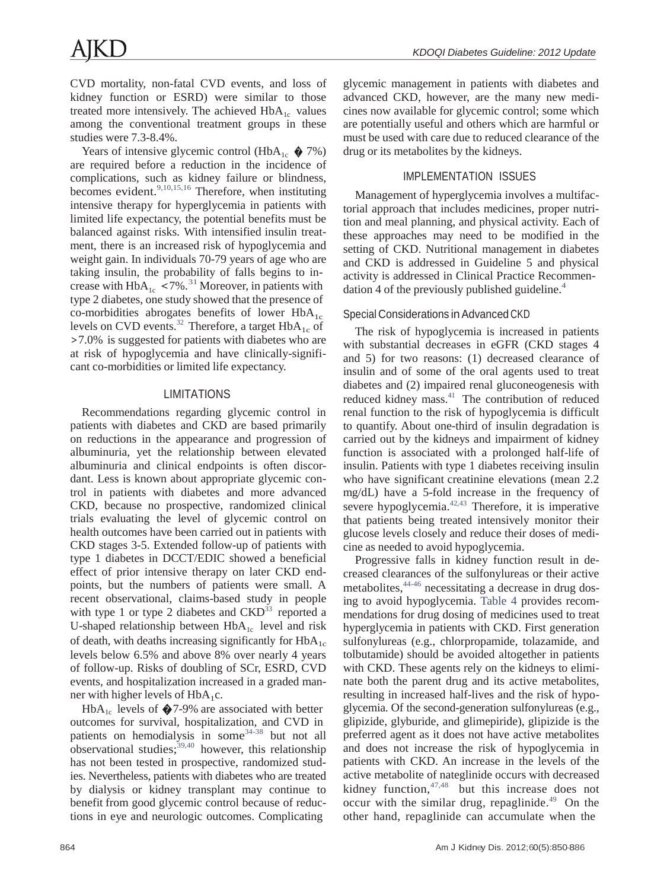CVD mortality, non-fatal CVD events, and loss of kidney function or ESRD) were similar to those treated more intensively. The achieved $HbA_{1c}$ values among the conventional treatment groups in these studies were 7.3-8.4%.

Years of intensive glycemic control ($HbA_{1c}$ � 7%) are required before a reduction in the incidence of complications, such as kidney failure or blindness, becomes evident.[9,10,15,16] Therefore, when instituting intensive therapy for hyperglycemia in patients with limited life expectancy, the potential benefits must be balanced against risks. With intensified insulin treatment, there is an increased risk of hypoglycemia and weight gain. In individuals 70-79 years of age who are taking insulin, the probability of falls begins to increase with $HbA_{1c}$ <7%.[31] Moreover, in patients with type 2 diabetes, one study showed that the presence of co-morbidities abrogates benefits of lower $HbA_{1c}$ levels on CVD events.[32] Therefore, a target $HbA_{1c}$ of >7.0% is suggested for patients with diabetes who are at risk of hypoglycemia and have clinically-significant co-morbidities or limited life expectancy.

## LIMITATIONS

Recommendations regarding glycemic control in patients with diabetes and CKD are based primarily on reductions in the appearance and progression of albuminuria, yet the relationship between elevated albuminuria and clinical endpoints is often discordant. Less is known about appropriate glycemic control in patients with diabetes and more advanced CKD, because no prospective, randomized clinical trials evaluating the level of glycemic control on health outcomes have been carried out in patients with CKD stages 3-5. Extended follow-up of patients with type 1 diabetes in DCCT/EDIC showed a beneficial effect of prior intensive therapy on later CKD endpoints, but the numbers of patients were small. A recent observational, claims-based study in people with type 1 or type 2 diabetes and CKD[33] reported a U-shaped relationship between $HbA_{1c}$ level and risk of death, with deaths increasing significantly for $HbA_{1c}$ levels below 6.5% and above 8% over nearly 4 years of follow-up. Risks of doubling of SCr, ESRD, CVD events, and hospitalization increased in a graded manner with higher levels of $HbA_{1}$c.

$HbA_{1c}$ levels of �7-9% are associated with better outcomes for survival, hospitalization, and CVD in patients on hemodialysis in some[34-38] but not all observational studies;[39,40] however, this relationship has not been tested in prospective, randomized studies. Nevertheless, patients with diabetes who are treated by dialysis or kidney transplant may continue to benefit from good glycemic control because of reductions in eye and neurologic outcomes. Complicating glycemic management in patients with diabetes and advanced CKD, however, are the many new medicines now available for glycemic control; some which are potentially useful and others which are harmful or must be used with care due to reduced clearance of the drug or its metabolites by the kidneys.

## IMPLEMENTATION ISSUES

Management of hyperglycemia involves a multifactorial approach that includes medicines, proper nutrition and meal planning, and physical activity. Each of these approaches may need to be modified in the setting of CKD. Nutritional management in diabetes and CKD is addressed in Guideline 5 and physical activity is addressed in Clinical Practice Recommendation 4 of the previously published guideline.[4]

### Special Considerations in Advanced CKD

The risk of hypoglycemia is increased in patients with substantial decreases in eGFR (CKD stages 4 and 5) for two reasons: (1) decreased clearance of insulin and of some of the oral agents used to treat diabetes and (2) impaired renal gluconeogenesis with reduced kidney mass.[41] The contribution of reduced renal function to the risk of hypoglycemia is difficult to quantify. About one-third of insulin degradation is carried out by the kidneys and impairment of kidney function is associated with a prolonged half-life of insulin. Patients with type 1 diabetes receiving insulin who have significant creatinine elevations (mean 2.2 mg/dL) have a 5-fold increase in the frequency of severe hypoglycemia.[42,43] Therefore, it is imperative that patients being treated intensively monitor their glucose levels closely and reduce their doses of medicine as needed to avoid hypoglycemia.

Progressive falls in kidney function result in decreased clearances of the sulfonylureas or their active metabolites,[44-46] necessitating a decrease in drug dosing to avoid hypoglycemia. Table 4 provides recommendations for drug dosing of medicines used to treat hyperglycemia in patients with CKD. First generation sulfonylureas (e.g., chlorpropamide, tolazamide, and tolbutamide) should be avoided altogether in patients with CKD. These agents rely on the kidneys to eliminate both the parent drug and its active metabolites, resulting in increased half-lives and the risk of hypoglycemia. Of the second-generation sulfonylureas (e.g., glipizide, glyburide, and glimepiride), glipizide is the preferred agent as it does not have active metabolites and does not increase the risk of hypoglycemia in patients with CKD. An increase in the levels of the active metabolite of nateglinide occurs with decreased kidney function,[47,48] but this increase does not occur with the similar drug, repaglinide.[49] On the other hand, repaglinide can accumulate when the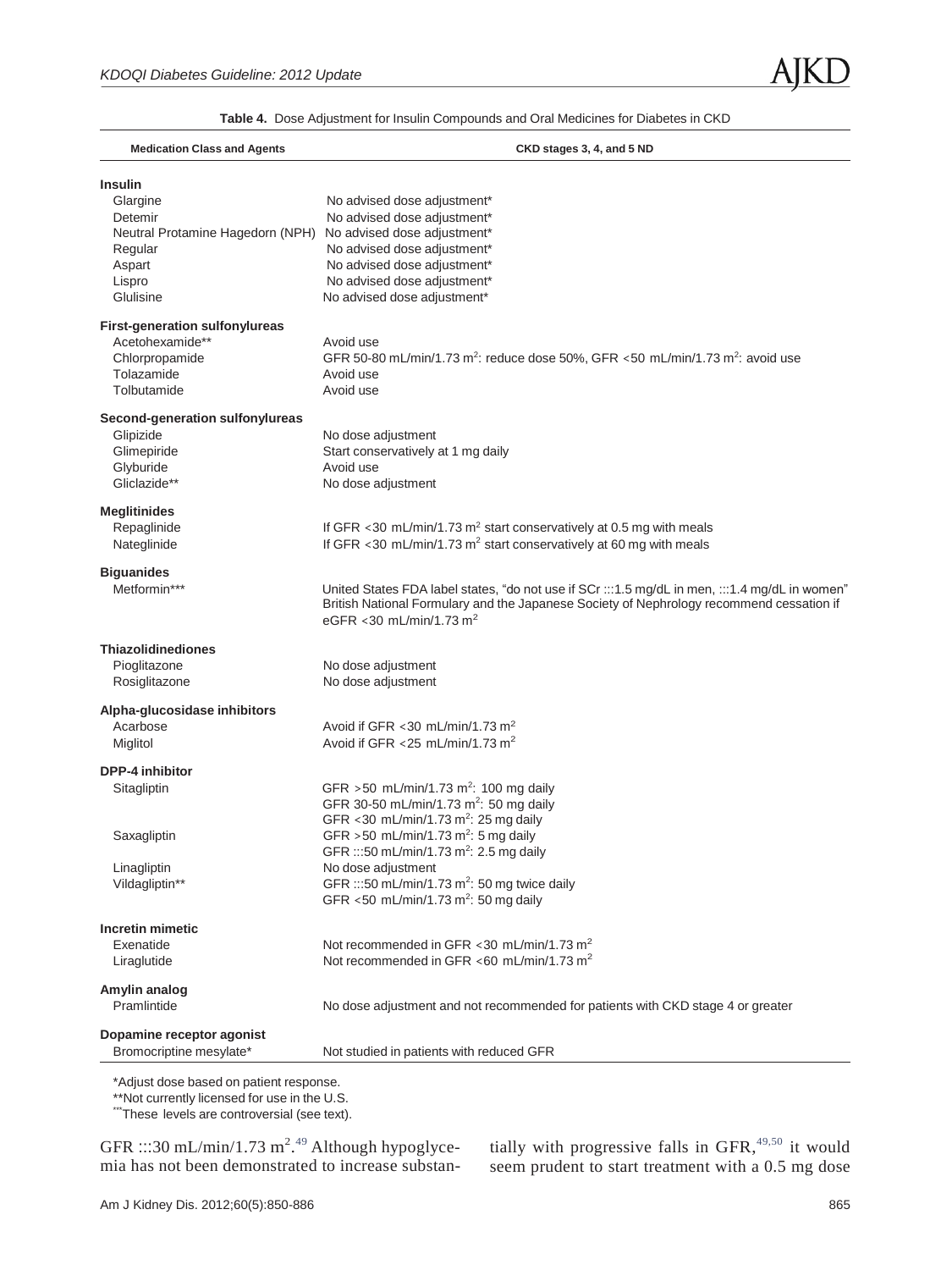**Table 4.** Dose Adjustment for Insulin Compounds and Oral Medicines for Diabetes in CKD

| Medication Class and Agents | CKD stages 3, 4, and 5 ND |
|---|---|
| **Insulin** | |
| Glargine | No advised dose adjustment* |
| Detemir | No advised dose adjustment* |
| Neutral Protamine Hagedorn (NPH) | No advised dose adjustment* |
| Regular | No advised dose adjustment* |
| Aspart | No advised dose adjustment* |
| Lispro | No advised dose adjustment* |
| Glulisine | No advised dose adjustment* |
| **First-generation sulfonylureas** | |
| Acetohexamide** | Avoid use |
| Chlorpropamide | GFR 50-80 mL/min/1.73 $m^2$: reduce dose 50%, GFR <50 mL/min/1.73 $m^2$: avoid use |
| Tolazamide | Avoid use |
| Tolbutamide | Avoid use |
| **Second-generation sulfonylureas** | |
| Glipizide | No dose adjustment |
| Glimepiride | Start conservatively at 1 mg daily |
| Glyburide | Avoid use |
| Gliclazide** | No dose adjustment |
| **Meglitinides** | |
| Repaglinide | If GFR <30 mL/min/1.73 $m^2$ start conservatively at 0.5 mg with meals |
| Nateglinide | If GFR <30 mL/min/1.73 $m^2$ start conservatively at 60 mg with meals |
| **Biguanides** | |
| Metformin*** | United States FDA label states, "do not use if SCr ≥1.5 mg/dL in men, ≥1.4 mg/dL in women" British National Formulary and the Japanese Society of Nephrology recommend cessation if eGFR <30 mL/min/1.73 $m^2$ |
| **Thiazolidinediones** | |
| Pioglitazone | No dose adjustment |
| Rosiglitazone | No dose adjustment |
| **Alpha-glucosidase inhibitors** | |
| Acarbose | Avoid if GFR <30 mL/min/1.73 $m^2$ |
| Miglitol | Avoid if GFR <25 mL/min/1.73 $m^2$ |
| **DPP-4 inhibitor** | |
| Sitagliptin | GFR >50 mL/min/1.73 $m^2$: 100 mg daily<br>GFR 30-50 mL/min/1.73 $m^2$: 50 mg daily<br>GFR <30 mL/min/1.73 $m^2$: 25 mg daily |
| Saxagliptin | GFR >50 mL/min/1.73 $m^2$: 5 mg daily<br>GFR ≤50 mL/min/1.73 $m^2$: 2.5 mg daily |
| Linagliptin | No dose adjustment |
| Vildagliptin** | GFR ≥50 mL/min/1.73 $m^2$: 50 mg twice daily<br>GFR <50 mL/min/1.73 $m^2$: 50 mg daily |
| **Incretin mimetic** | |
| Exenatide | Not recommended in GFR <30 mL/min/1.73 $m^2$ |
| Liraglutide | Not recommended in GFR <60 mL/min/1.73 $m^2$ |
| **Amylin analog** | |
| Pramlintide | No dose adjustment and not recommended for patients with CKD stage 4 or greater |
| **Dopamine receptor agonist** | |
| Bromocriptine mesylate* | Not studied in patients with reduced GFR |

*Adjust dose based on patient response.
**Not currently licensed for use in the U.S.
***These levels are controversial (see text).

GFR ≥30 mL/min/1.73 $m^2$.[49] Although hypoglycemia has not been demonstrated to increase substantially with progressive falls in GFR,[49,50] it would seem prudent to start treatment with a 0.5 mg dose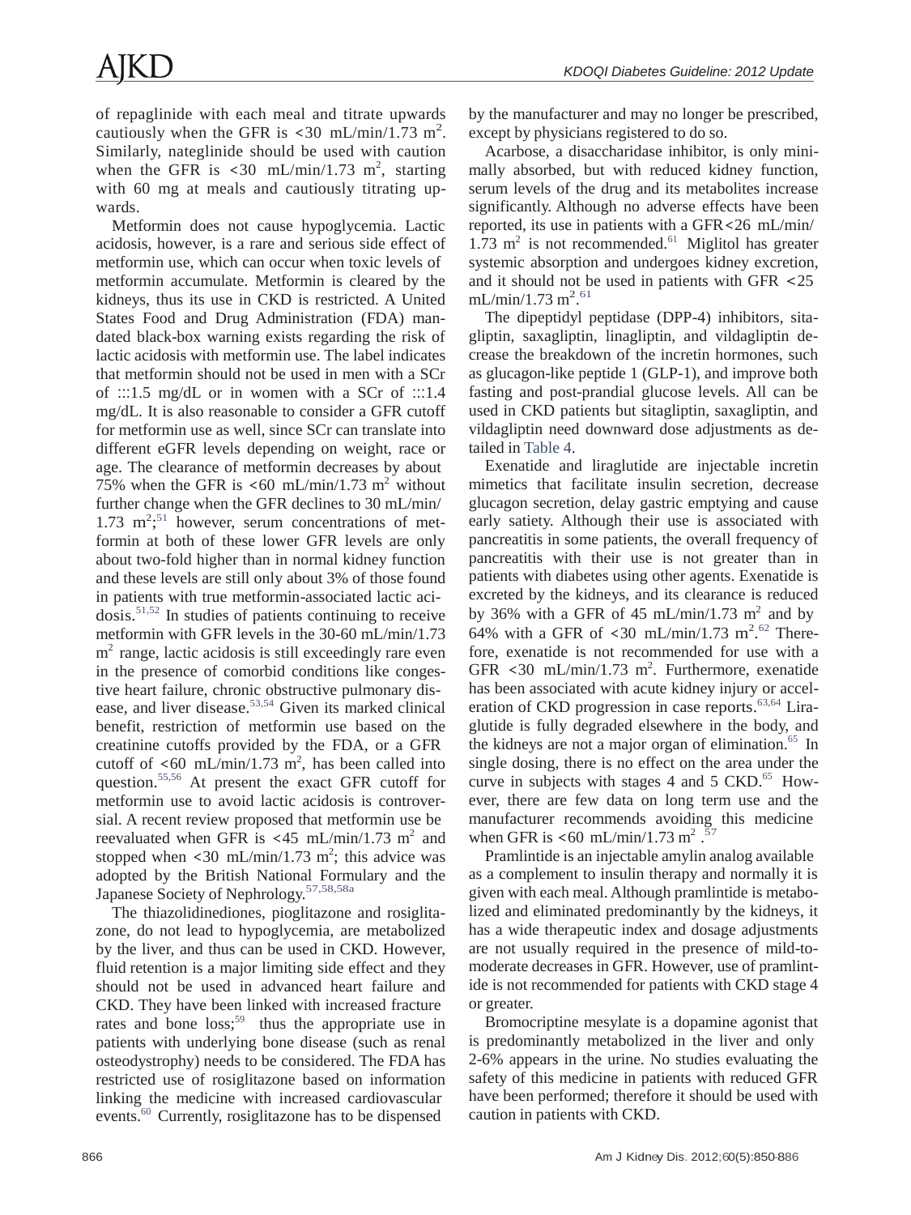of repaglinide with each meal and titrate upwards cautiously when the GFR is <30 mL/min/1.73 $m^2$. Similarly, nateglinide should be used with caution when the GFR is <30 mL/min/1.73 $m^2$, starting with 60 mg at meals and cautiously titrating upwards.

Metformin does not cause hypoglycemia. Lactic acidosis, however, is a rare and serious side effect of metformin use, which can occur when toxic levels of metformin accumulate. Metformin is cleared by the kidneys, thus its use in CKD is restricted. A United States Food and Drug Administration (FDA) mandated black-box warning exists regarding the risk of lactic acidosis with metformin use. The label indicates that metformin should not be used in men with a SCr of :::1.5 mg/dL or in women with a SCr of :::1.4 mg/dL. It is also reasonable to consider a GFR cutoff for metformin use as well, since SCr can translate into different eGFR levels depending on weight, race or age. The clearance of metformin decreases by about 75% when the GFR is <60 mL/min/1.73 $m^2$ without further change when the GFR declines to 30 mL/min/1.73 $m^2$;[51] however, serum concentrations of metformin at both of these lower GFR levels are only about two-fold higher than in normal kidney function and these levels are still only about 3% of those found in patients with true metformin-associated lactic acidosis.[51,52] In studies of patients continuing to receive metformin with GFR levels in the 30-60 mL/min/1.73 $m^2$ range, lactic acidosis is still exceedingly rare even in the presence of comorbid conditions like congestive heart failure, chronic obstructive pulmonary disease, and liver disease.[53,54] Given its marked clinical benefit, restriction of metformin use based on the creatinine cutoffs provided by the FDA, or a GFR cutoff of <60 mL/min/1.73 $m^2$, has been called into question.[55,56] At present the exact GFR cutoff for metformin use to avoid lactic acidosis is controversial. A recent review proposed that metformin use be reevaluated when GFR is <45 mL/min/1.73 $m^2$ and stopped when <30 mL/min/1.73 $m^2$; this advice was adopted by the British National Formulary and the Japanese Society of Nephrology.[57,58,58a]

The thiazolidinediones, pioglitazone and rosiglitazone, do not lead to hypoglycemia, are metabolized by the liver, and thus can be used in CKD. However, fluid retention is a major limiting side effect and they should not be used in advanced heart failure and CKD. They have been linked with increased fracture rates and bone loss;[59] thus the appropriate use in patients with underlying bone disease (such as renal osteodystrophy) needs to be considered. The FDA has restricted use of rosiglitazone based on information linking the medicine with increased cardiovascular events.[60] Currently, rosiglitazone has to be dispensed by the manufacturer and may no longer be prescribed, except by physicians registered to do so.

Acarbose, a disaccharidase inhibitor, is only minimally absorbed, but with reduced kidney function, serum levels of the drug and its metabolites increase significantly. Although no adverse effects have been reported, its use in patients with a GFR<26 mL/min/1.73 $m^2$ is not recommended.[61] Miglitol has greater systemic absorption and undergoes kidney excretion, and it should not be used in patients with GFR <25 mL/min/1.73 $m^2$.[61]

The dipeptidyl peptidase (DPP-4) inhibitors, sitagliptin, saxagliptin, linagliptin, and vildagliptin decrease the breakdown of the incretin hormones, such as glucagon-like peptide 1 (GLP-1), and improve both fasting and post-prandial glucose levels. All can be used in CKD patients but sitagliptin, saxagliptin, and vildagliptin need downward dose adjustments as detailed in Table 4.

Exenatide and liraglutide are injectable incretin mimetics that facilitate insulin secretion, decrease glucagon secretion, delay gastric emptying and cause early satiety. Although their use is associated with pancreatitis in some patients, the overall frequency of pancreatitis with their use is not greater than in patients with diabetes using other agents. Exenatide is excreted by the kidneys, and its clearance is reduced by 36% with a GFR of 45 mL/min/1.73 $m^2$ and by 64% with a GFR of <30 mL/min/1.73 $m^2$.[62] Therefore, exenatide is not recommended for use with a GFR <30 mL/min/1.73 $m^2$. Furthermore, exenatide has been associated with acute kidney injury or acceleration of CKD progression in case reports.[63,64] Liraglutide is fully degraded elsewhere in the body, and the kidneys are not a major organ of elimination.[65] In single dosing, there is no effect on the area under the curve in subjects with stages 4 and 5 CKD.[65] However, there are few data on long term use and the manufacturer recommends avoiding this medicine when GFR is <60 mL/min/1.73 $m^2$.[57]

Pramlintide is an injectable amylin analog available as a complement to insulin therapy and normally it is given with each meal. Although pramlintide is metabolized and eliminated predominantly by the kidneys, it has a wide therapeutic index and dosage adjustments are not usually required in the presence of mild-to-moderate decreases in GFR. However, use of pramlintide is not recommended for patients with CKD stage 4 or greater.

Bromocriptine mesylate is a dopamine agonist that is predominantly metabolized in the liver and only 2-6% appears in the urine. No studies evaluating the safety of this medicine in patients with reduced GFR have been performed; therefore it should be used with caution in patients with CKD.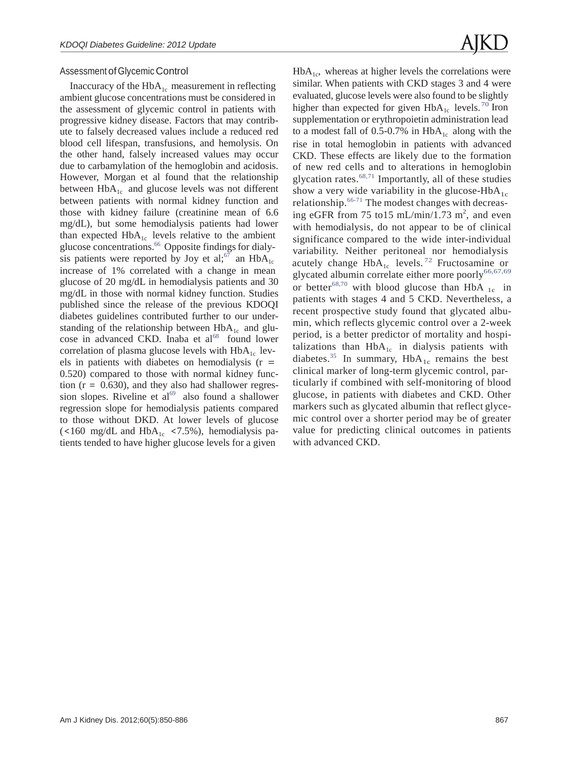### Assessment of Glycemic Control

Inaccuracy of the $HbA_{1c}$ measurement in reflecting ambient glucose concentrations must be considered in the assessment of glycemic control in patients with progressive kidney disease. Factors that may contribute to falsely decreased values include a reduced red blood cell lifespan, transfusions, and hemolysis. On the other hand, falsely increased values may occur due to carbamylation of the hemoglobin and acidosis. However, Morgan et al found that the relationship between $HbA_{1c}$ and glucose levels was not different between patients with normal kidney function and those with kidney failure (creatinine mean of 6.6 mg/dL), but some hemodialysis patients had lower than expected $HbA_{1c}$ levels relative to the ambient glucose concentrations.[66] Opposite findings for dialysis patients were reported by Joy et al;[67] an $HbA_{1c}$ increase of 1% correlated with a change in mean glucose of 20 mg/dL in hemodialysis patients and 30 mg/dL in those with normal kidney function. Studies published since the release of the previous KDOQI diabetes guidelines contributed further to our understanding of the relationship between $HbA_{1c}$ and glucose in advanced CKD. Inaba et al[68] found lower correlation of plasma glucose levels with $HbA_{1c}$ levels in patients with diabetes on hemodialysis ($r = 0.520$) compared to those with normal kidney function ($r = 0.630$), and they also had shallower regression slopes. Riveline et al[69] also found a shallower regression slope for hemodialysis patients compared to those without DKD. At lower levels of glucose (<160 mg/dL and $HbA_{1c}$ <7.5%), hemodialysis patients tended to have higher glucose levels for a given $HbA_{1c}$, whereas at higher levels the correlations were similar. When patients with CKD stages 3 and 4 were evaluated, glucose levels were also found to be slightly higher than expected for given $HbA_{1c}$ levels.[70] Iron supplementation or erythropoietin administration lead to a modest fall of 0.5-0.7% in $HbA_{1c}$ along with the rise in total hemoglobin in patients with advanced CKD. These effects are likely due to the formation of new red cells and to alterations in hemoglobin glycation rates.[68,71] Importantly, all of these studies show a very wide variability in the glucose-$HbA_{1c}$ relationship.[66-71] The modest changes with decreasing eGFR from 75 to15 mL/min/1.73 $m^2$, and even with hemodialysis, do not appear to be of clinical significance compared to the wide inter-individual variability. Neither peritoneal nor hemodialysis acutely change $HbA_{1c}$ levels.[72] Fructosamine or glycated albumin correlate either more poorly[66,67,69] or better[68,70] with blood glucose than $HbA_{1c}$ in patients with stages 4 and 5 CKD. Nevertheless, a recent prospective study found that glycated albumin, which reflects glycemic control over a 2-week period, is a better predictor of mortality and hospitalizations than $HbA_{1c}$ in dialysis patients with diabetes.[35] In summary, $HbA_{1c}$ remains the best clinical marker of long-term glycemic control, particularly if combined with self-monitoring of blood glucose, in patients with diabetes and CKD. Other markers such as glycated albumin that reflect glycemic control over a shorter period may be of greater value for predicting clinical outcomes in patients with advanced CKD.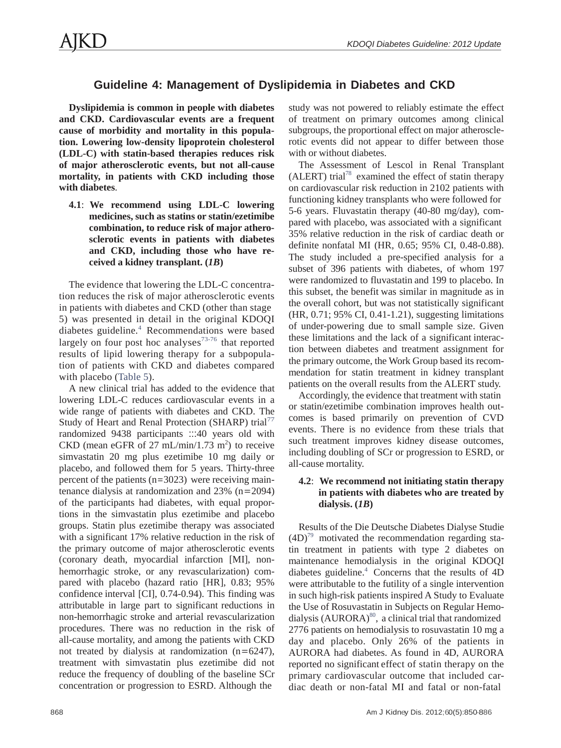## Guideline 4: Management of Dyslipidemia in Diabetes and CKD

**Dyslipidemia is common in people with diabetes and CKD. Cardiovascular events are a frequent cause of morbidity and mortality in this population. Lowering low-density lipoprotein cholesterol (LDL-C) with statin-based therapies reduces risk of major atherosclerotic events, but not all-cause mortality, in patients with CKD including those with diabetes**.

**4.1**: **We recommend using LDL-C lowering medicines, such as statins or statin/ezetimibe combination, to reduce risk of major atherosclerotic events in patients with diabetes and CKD, including those who have received a kidney transplant. (*1B*)**

The evidence that lowering the LDL-C concentration reduces the risk of major atherosclerotic events in patients with diabetes and CKD (other than stage 5) was presented in detail in the original KDOQI diabetes guideline.[4] Recommendations were based largely on four post hoc analyses[73-76] that reported results of lipid lowering therapy for a subpopulation of patients with CKD and diabetes compared with placebo (Table 5).

A new clinical trial has added to the evidence that lowering LDL-C reduces cardiovascular events in a wide range of patients with diabetes and CKD. The Study of Heart and Renal Protection (SHARP) trial[77] randomized 9438 participants :::40 years old with CKD (mean eGFR of 27 mL/min/1.73 $m^2$) to receive simvastatin 20 mg plus ezetimibe 10 mg daily or placebo, and followed them for 5 years. Thirty-three percent of the patients (n=3023) were receiving maintenance dialysis at randomization and 23% (n=2094) of the participants had diabetes, with equal proportions in the simvastatin plus ezetimibe and placebo groups. Statin plus ezetimibe therapy was associated with a significant 17% relative reduction in the risk of the primary outcome of major atherosclerotic events (coronary death, myocardial infarction [MI], non-hemorrhagic stroke, or any revascularization) compared with placebo (hazard ratio [HR], 0.83; 95% confidence interval [CI], 0.74-0.94). This finding was attributable in large part to significant reductions in non-hemorrhagic stroke and arterial revascularization procedures. There was no reduction in the risk of all-cause mortality, and among the patients with CKD not treated by dialysis at randomization (n=6247), treatment with simvastatin plus ezetimibe did not reduce the frequency of doubling of the baseline SCr concentration or progression to ESRD. Although the study was not powered to reliably estimate the effect of treatment on primary outcomes among clinical subgroups, the proportional effect on major atherosclerotic events did not appear to differ between those with or without diabetes.

The Assessment of Lescol in Renal Transplant (ALERT) trial[78] examined the effect of statin therapy on cardiovascular risk reduction in 2102 patients with functioning kidney transplants who were followed for 5-6 years. Fluvastatin therapy (40-80 mg/day), compared with placebo, was associated with a significant 35% relative reduction in the risk of cardiac death or definite nonfatal MI (HR, 0.65; 95% CI, 0.48-0.88). The study included a pre-specified analysis for a subset of 396 patients with diabetes, of whom 197 were randomized to fluvastatin and 199 to placebo. In this subset, the benefit was similar in magnitude as in the overall cohort, but was not statistically significant (HR, 0.71; 95% CI, 0.41-1.21), suggesting limitations of under-powering due to small sample size. Given these limitations and the lack of a significant interaction between diabetes and treatment assignment for the primary outcome, the Work Group based its recommendation for statin treatment in kidney transplant patients on the overall results from the ALERT study.

Accordingly, the evidence that treatment with statin or statin/ezetimibe combination improves health outcomes is based primarily on prevention of CVD events. There is no evidence from these trials that such treatment improves kidney disease outcomes, including doubling of SCr or progression to ESRD, or all-cause mortality.

**4.2**: **We recommend not initiating statin therapy in patients with diabetes who are treated by dialysis. (*1B*)**

Results of the Die Deutsche Diabetes Dialyse Studie (4D)[79] motivated the recommendation regarding statin treatment in patients with type 2 diabetes on maintenance hemodialysis in the original KDOQI diabetes guideline.[4] Concerns that the results of 4D were attributable to the futility of a single intervention in such high-risk patients inspired A Study to Evaluate the Use of Rosuvastatin in Subjects on Regular Hemodialysis (AURORA)[80], a clinical trial that randomized 2776 patients on hemodialysis to rosuvastatin 10 mg a day and placebo. Only 26% of the patients in AURORA had diabetes. As found in 4D, AURORA reported no significant effect of statin therapy on the primary cardiovascular outcome that included cardiac death or non-fatal MI and fatal or non-fatal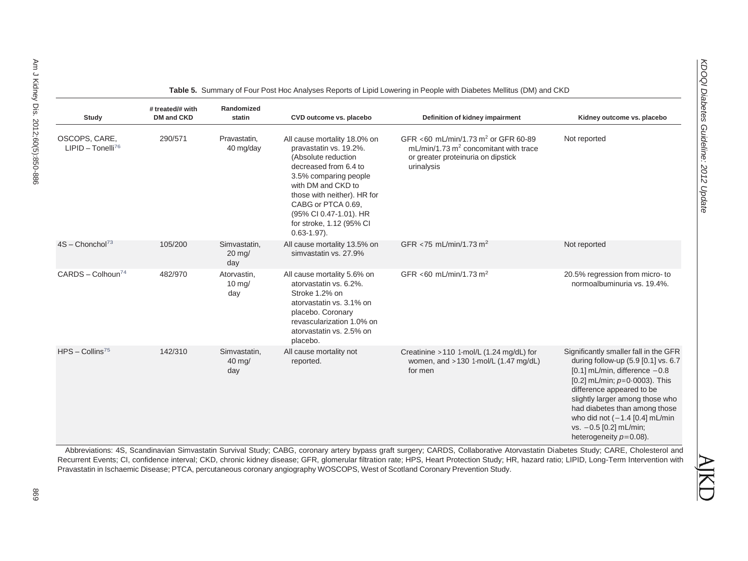**Table 5.** Summary of Four Post Hoc Analyses Reports of Lipid Lowering in People with Diabetes Mellitus (DM) and CKD

| Study | # treated/# with DM and CKD | Randomized statin | CVD outcome vs. placebo | Definition of kidney impairment | Kidney outcome vs. placebo |
|---|---|---|---|---|---|
| OSCOPS, CARE, LIPID – Tonelli[76] | 290/571 | Pravastatin, 40 mg/day | All cause mortality 18.0% on pravastatin vs. 19.2%. (Absolute reduction decreased from 6.4 to 3.5% comparing people with DM and CKD to those with neither). HR for CABG or PTCA 0.69, (95% CI 0.47-1.01). HR for stroke, 1.12 (95% CI 0.63-1.97). | GFR <60 mL/min/1.73 $m^2$ or GFR 60-89 mL/min/1.73 $m^2$ concomitant with trace or greater proteinuria on dipstick urinalysis | Not reported |
| 4S – Chonchol[73] | 105/200 | Simvastatin, 20 mg/day | All cause mortality 13.5% on simvastatin vs. 27.9% | GFR <75 mL/min/1.73 $m^2$ | Not reported |
| CARDS – Colhoun[74] | 482/970 | Atorvastin, 10 mg/day | All cause mortality 5.6% on atorvastatin vs. 6.2%. Stroke 1.2% on atorvastatin vs. 3.1% on placebo. Coronary revascularization 1.0% on atorvastatin vs. 2.5% on placebo. | GFR <60 mL/min/1.73 $m^2$ | 20.5% regression from micro- to normoalbuminuria vs. 19.4%. |
| HPS – Collins[75] | 142/310 | Simvastatin, 40 mg/day | All cause mortality not reported. | Creatinine >110 1-mol/L (1.24 mg/dL) for women, and >130 1-mol/L (1.47 mg/dL) for men | Significantly smaller fall in the GFR during follow-up (5.9 [0.1] vs. 6.7 [0.1] mL/min, difference −0.8 [0.2] mL/min; $p=0{\cdot}0003$). This difference appeared to be slightly larger among those who had diabetes than among those who did not (−1.4 [0.4] mL/min vs. −0.5 [0.2] mL/min; heterogeneity $p=0.08$). |

Abbreviations: 4S, Scandinavian Simvastatin Survival Study; CABG, coronary artery bypass graft surgery; CARDS, Collaborative Atorvastatin Diabetes Study; CARE, Cholesterol and Recurrent Events; CI, confidence interval; CKD, chronic kidney disease; GFR, glomerular filtration rate; HPS, Heart Protection Study; HR, hazard ratio; LIPID, Long-Term Intervention with Pravastatin in Ischaemic Disease; PTCA, percutaneous coronary angiography WOSCOPS, West of Scotland Coronary Prevention Study.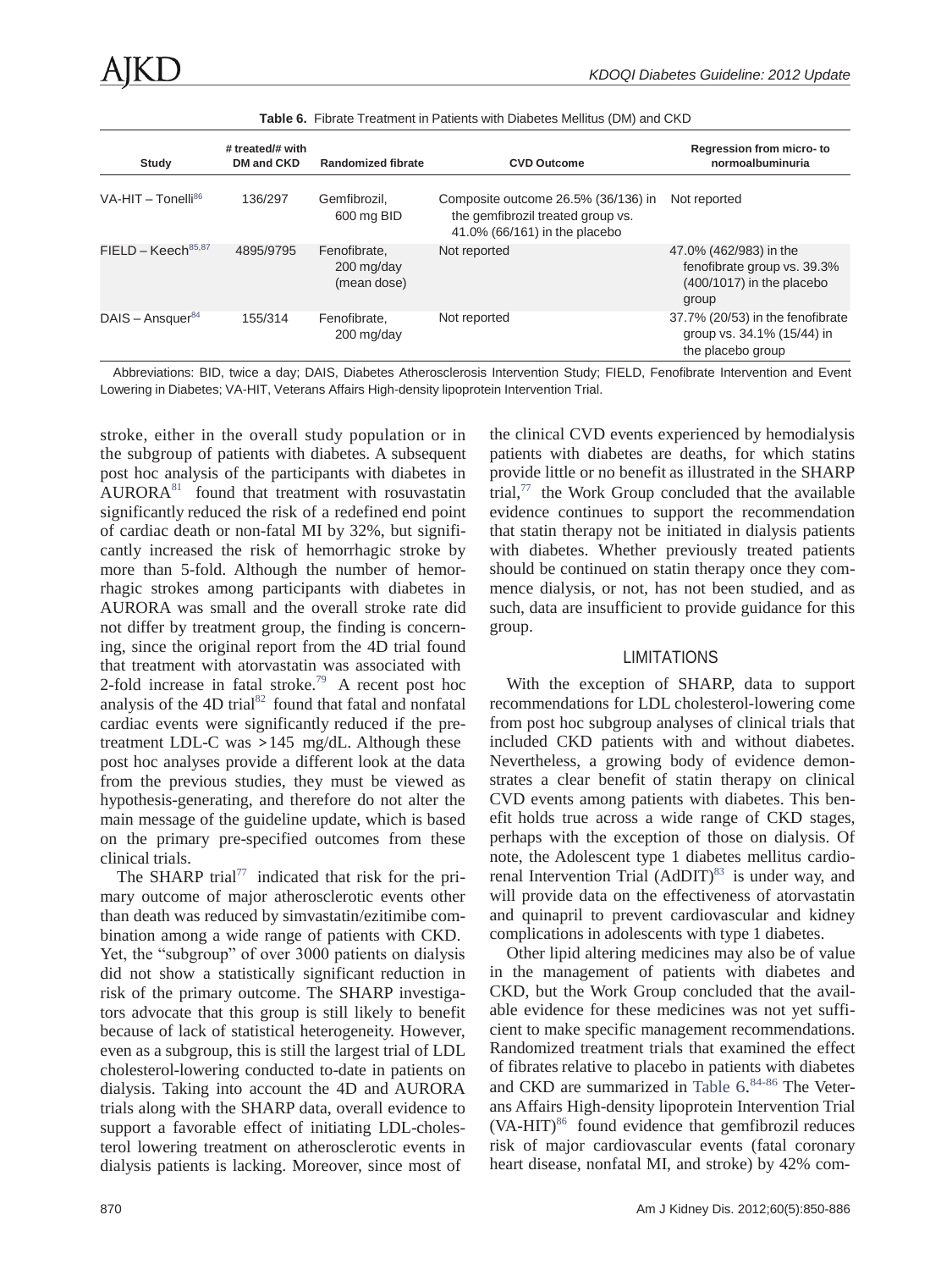**Table 6.** Fibrate Treatment in Patients with Diabetes Mellitus (DM) and CKD

| Study | # treated/# with DM and CKD | Randomized fibrate | CVD Outcome | Regression from micro- to normoalbuminuria |
|---|---|---|---|---|
| VA-HIT – Tonelli[86] | 136/297 | Gemfibrozil, 600 mg BID | Composite outcome 26.5% (36/136) in the gemfibrozil treated group vs. 41.0% (66/161) in the placebo | Not reported |
| FIELD – Keech[85,87] | 4895/9795 | Fenofibrate, 200 mg/day (mean dose) | Not reported | 47.0% (462/983) in the fenofibrate group vs. 39.3% (400/1017) in the placebo group |
| DAIS – Ansquer[84] | 155/314 | Fenofibrate, 200 mg/day | Not reported | 37.7% (20/53) in the fenofibrate group vs. 34.1% (15/44) in the placebo group |

Abbreviations: BID, twice a day; DAIS, Diabetes Atherosclerosis Intervention Study; FIELD, Fenofibrate Intervention and Event Lowering in Diabetes; VA-HIT, Veterans Affairs High-density lipoprotein Intervention Trial.

stroke, either in the overall study population or in the subgroup of patients with diabetes. A subsequent post hoc analysis of the participants with diabetes in AURORA[81] found that treatment with rosuvastatin significantly reduced the risk of a redefined end point of cardiac death or non-fatal MI by 32%, but significantly increased the risk of hemorrhagic stroke by more than 5-fold. Although the number of hemorrhagic strokes among participants with diabetes in AURORA was small and the overall stroke rate did not differ by treatment group, the finding is concerning, since the original report from the 4D trial found that treatment with atorvastatin was associated with 2-fold increase in fatal stroke.[79] A recent post hoc analysis of the 4D trial[82] found that fatal and nonfatal cardiac events were significantly reduced if the pretreatment LDL-C was >145 mg/dL. Although these post hoc analyses provide a different look at the data from the previous studies, they must be viewed as hypothesis-generating, and therefore do not alter the main message of the guideline update, which is based on the primary pre-specified outcomes from these clinical trials.

The SHARP trial[77] indicated that risk for the primary outcome of major atherosclerotic events other than death was reduced by simvastatin/ezitimibe combination among a wide range of patients with CKD. Yet, the "subgroup" of over 3000 patients on dialysis did not show a statistically significant reduction in risk of the primary outcome. The SHARP investigators advocate that this group is still likely to benefit because of lack of statistical heterogeneity. However, even as a subgroup, this is still the largest trial of LDL cholesterol-lowering conducted to-date in patients on dialysis. Taking into account the 4D and AURORA trials along with the SHARP data, overall evidence to support a favorable effect of initiating LDL-cholesterol lowering treatment on atherosclerotic events in dialysis patients is lacking. Moreover, since most of the clinical CVD events experienced by hemodialysis patients with diabetes are deaths, for which statins provide little or no benefit as illustrated in the SHARP trial,[77] the Work Group concluded that the available evidence continues to support the recommendation that statin therapy not be initiated in dialysis patients with diabetes. Whether previously treated patients should be continued on statin therapy once they commence dialysis, or not, has not been studied, and as such, data are insufficient to provide guidance for this group.

## LIMITATIONS

With the exception of SHARP, data to support recommendations for LDL cholesterol-lowering come from post hoc subgroup analyses of clinical trials that included CKD patients with and without diabetes. Nevertheless, a growing body of evidence demonstrates a clear benefit of statin therapy on clinical CVD events among patients with diabetes. This benefit holds true across a wide range of CKD stages, perhaps with the exception of those on dialysis. Of note, the Adolescent type 1 diabetes mellitus cardio-renal Intervention Trial (AdDIT)[83] is under way, and will provide data on the effectiveness of atorvastatin and quinapril to prevent cardiovascular and kidney complications in adolescents with type 1 diabetes.

Other lipid altering medicines may also be of value in the management of patients with diabetes and CKD, but the Work Group concluded that the available evidence for these medicines was not yet sufficient to make specific management recommendations. Randomized treatment trials that examined the effect of fibrates relative to placebo in patients with diabetes and CKD are summarized in Table 6.[84-86] The Veterans Affairs High-density lipoprotein Intervention Trial (VA-HIT)[86] found evidence that gemfibrozil reduces risk of major cardiovascular events (fatal coronary heart disease, nonfatal MI, and stroke) by 42% com-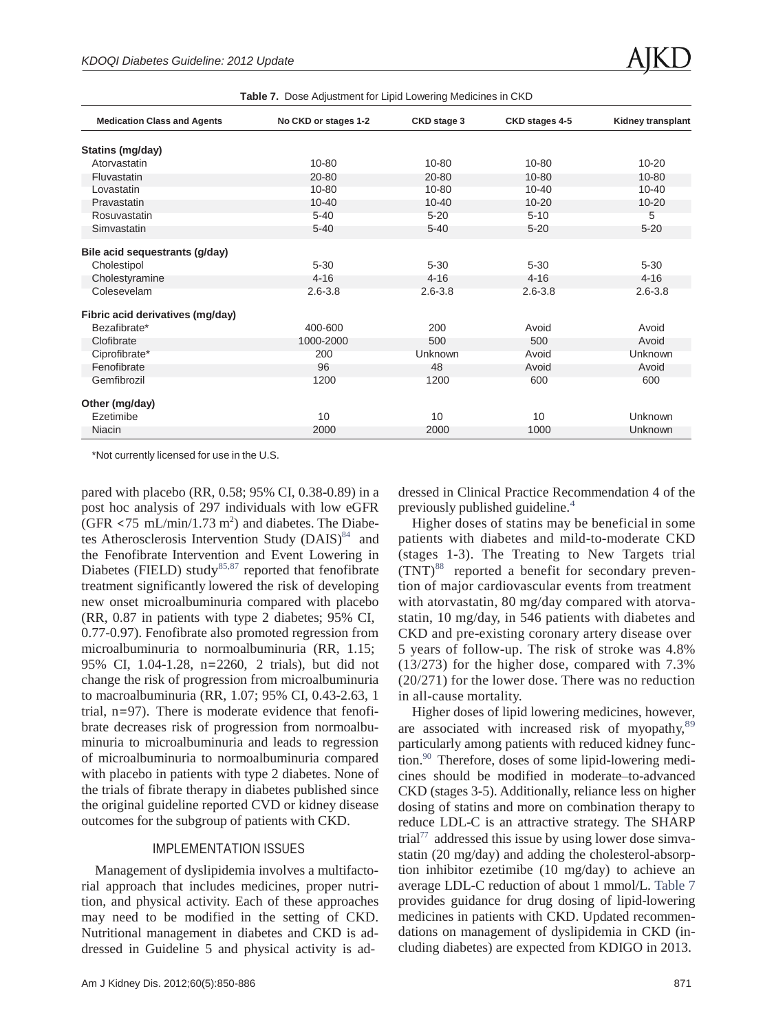**Table 7.** Dose Adjustment for Lipid Lowering Medicines in CKD

| Medication Class and Agents | No CKD or stages 1-2 | CKD stage 3 | CKD stages 4-5 | Kidney transplant |
|---|---|---|---|---|
| **Statins (mg/day)** | | | | |
| Atorvastatin | 10-80 | 10-80 | 10-80 | 10-20 |
| Fluvastatin | 20-80 | 20-80 | 10-80 | 10-80 |
| Lovastatin | 10-80 | 10-80 | 10-40 | 10-40 |
| Pravastatin | 10-40 | 10-40 | 10-20 | 10-20 |
| Rosuvastatin | 5-40 | 5-20 | 5-10 | 5 |
| Simvastatin | 5-40 | 5-40 | 5-20 | 5-20 |
| **Bile acid sequestrants (g/day)** | | | | |
| Cholestipol | 5-30 | 5-30 | 5-30 | 5-30 |
| Cholestyramine | 4-16 | 4-16 | 4-16 | 4-16 |
| Colesevelam | 2.6-3.8 | 2.6-3.8 | 2.6-3.8 | 2.6-3.8 |
| **Fibric acid derivatives (mg/day)** | | | | |
| Bezafibrate* | 400-600 | 200 | Avoid | Avoid |
| Clofibrate | 1000-2000 | 500 | 500 | Avoid |
| Ciprofibrate* | 200 | Unknown | Avoid | Unknown |
| Fenofibrate | 96 | 48 | Avoid | Avoid |
| Gemfibrozil | 1200 | 1200 | 600 | 600 |
| **Other (mg/day)** | | | | |
| Ezetimibe | 10 | 10 | 10 | Unknown |
| Niacin | 2000 | 2000 | 1000 | Unknown |

*Not currently licensed for use in the U.S.

pared with placebo (RR, 0.58; 95% CI, 0.38-0.89) in a post hoc analysis of 297 individuals with low eGFR (GFR <75 mL/min/1.73 $m^2$) and diabetes. The Diabetes Atherosclerosis Intervention Study (DAIS)[84] and the Fenofibrate Intervention and Event Lowering in Diabetes (FIELD) study[85,87] reported that fenofibrate treatment significantly lowered the risk of developing new onset microalbuminuria compared with placebo (RR, 0.87 in patients with type 2 diabetes; 95% CI, 0.77-0.97). Fenofibrate also promoted regression from microalbuminuria to normoalbuminuria (RR, 1.15; 95% CI, 1.04-1.28, n=2260, 2 trials), but did not change the risk of progression from microalbuminuria to macroalbuminuria (RR, 1.07; 95% CI, 0.43-2.63, 1 trial, n=97). There is moderate evidence that fenofibrate decreases risk of progression from normoalbuminuria to microalbuminuria and leads to regression of microalbuminuria to normoalbuminuria compared with placebo in patients with type 2 diabetes. None of the trials of fibrate therapy in diabetes published since the original guideline reported CVD or kidney disease outcomes for the subgroup of patients with CKD.

## IMPLEMENTATION ISSUES

Management of dyslipidemia involves a multifactorial approach that includes medicines, proper nutrition, and physical activity. Each of these approaches may need to be modified in the setting of CKD. Nutritional management in diabetes and CKD is addressed in Guideline 5 and physical activity is addressed in Clinical Practice Recommendation 4 of the previously published guideline.[4]

Higher doses of statins may be beneficial in some patients with diabetes and mild-to-moderate CKD (stages 1-3). The Treating to New Targets trial (TNT)[88] reported a benefit for secondary prevention of major cardiovascular events from treatment with atorvastatin, 80 mg/day compared with atorvastatin, 10 mg/day, in 546 patients with diabetes and CKD and pre-existing coronary artery disease over 5 years of follow-up. The risk of stroke was 4.8% (13/273) for the higher dose, compared with 7.3% (20/271) for the lower dose. There was no reduction in all-cause mortality.

Higher doses of lipid lowering medicines, however, are associated with increased risk of myopathy,[89] particularly among patients with reduced kidney function.[90] Therefore, doses of some lipid-lowering medicines should be modified in moderate–to-advanced CKD (stages 3-5). Additionally, reliance less on higher dosing of statins and more on combination therapy to reduce LDL-C is an attractive strategy. The SHARP trial[77] addressed this issue by using lower dose simvastatin (20 mg/day) and adding the cholesterol-absorption inhibitor ezetimibe (10 mg/day) to achieve an average LDL-C reduction of about 1 mmol/L. Table 7 provides guidance for drug dosing of lipid-lowering medicines in patients with CKD. Updated recommendations on management of dyslipidemia in CKD (including diabetes) are expected from KDIGO in 2013.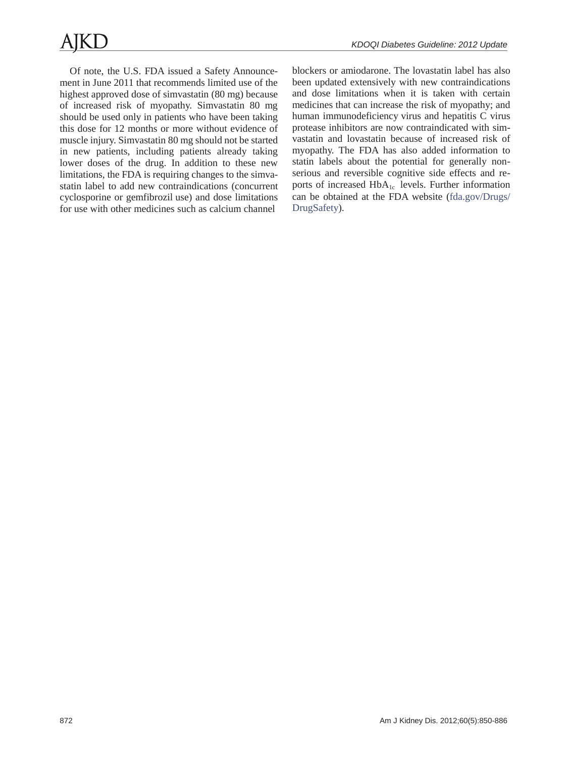Of note, the U.S. FDA issued a Safety Announcement in June 2011 that recommends limited use of the highest approved dose of simvastatin (80 mg) because of increased risk of myopathy. Simvastatin 80 mg should be used only in patients who have been taking this dose for 12 months or more without evidence of muscle injury. Simvastatin 80 mg should not be started in new patients, including patients already taking lower doses of the drug. In addition to these new limitations, the FDA is requiring changes to the simvastatin label to add new contraindications (concurrent cyclosporine or gemfibrozil use) and dose limitations for use with other medicines such as calcium channel blockers or amiodarone. The lovastatin label has also been updated extensively with new contraindications and dose limitations when it is taken with certain medicines that can increase the risk of myopathy; and human immunodeficiency virus and hepatitis C virus protease inhibitors are now contraindicated with simvastatin and lovastatin because of increased risk of myopathy. The FDA has also added information to statin labels about the potential for generally nonserious and reversible cognitive side effects and reports of increased $HbA_{1c}$ levels. Further information can be obtained at the FDA website (fda.gov/Drugs/DrugSafety).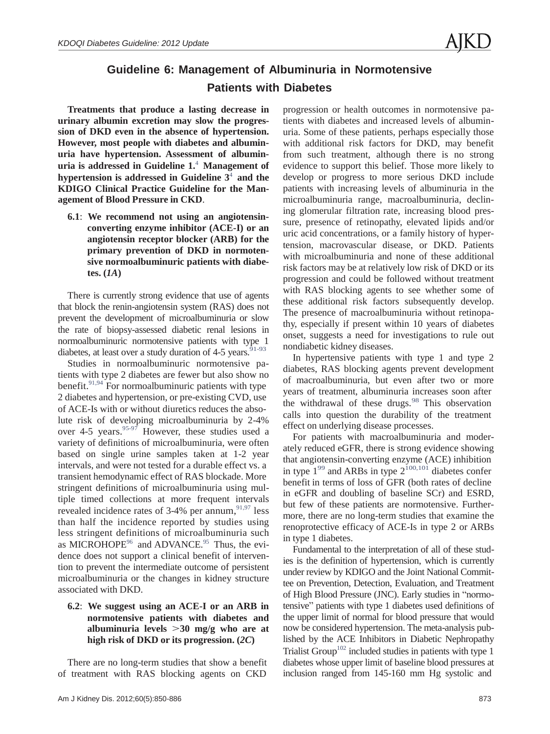# Guideline 6: Management of Albuminuria in Normotensive Patients with Diabetes

**Treatments that produce a lasting decrease in urinary albumin excretion may slow the progression of DKD even in the absence of hypertension. However, most people with diabetes and albuminuria have hypertension. Assessment of albuminuria is addressed in Guideline 1.**[4] **Management of hypertension is addressed in Guideline 3**[4] **and the KDIGO Clinical Practice Guideline for the Management of Blood Pressure in CKD**.

**6.1**: **We recommend not using an angiotensin-converting enzyme inhibitor (ACE-I) or an angiotensin receptor blocker (ARB) for the primary prevention of DKD in normotensive normoalbuminuric patients with diabetes. (*1A*)**

There is currently strong evidence that use of agents that block the renin-angiotensin system (RAS) does not prevent the development of microalbuminuria or slow the rate of biopsy-assessed diabetic renal lesions in normoalbuminuric normotensive patients with type 1 diabetes, at least over a study duration of 4-5 years.[91-93]

Studies in normoalbuminuric normotensive patients with type 2 diabetes are fewer but also show no benefit.[91,94] For normoalbuminuric patients with type 2 diabetes and hypertension, or pre-existing CVD, use of ACE-Is with or without diuretics reduces the absolute risk of developing microalbuminuria by 2-4% over 4-5 years.[95-97] However, these studies used a variety of definitions of microalbuminuria, were often based on single urine samples taken at 1-2 year intervals, and were not tested for a durable effect vs. a transient hemodynamic effect of RAS blockade. More stringent definitions of microalbuminuria using multiple timed collections at more frequent intervals revealed incidence rates of 3-4% per annum,[91,97] less than half the incidence reported by studies using less stringent definitions of microalbuminuria such as MICROHOPE[96] and ADVANCE.[95] Thus, the evidence does not support a clinical benefit of intervention to prevent the intermediate outcome of persistent microalbuminuria or the changes in kidney structure associated with DKD.

**6.2**: **We suggest using an ACE-I or an ARB in normotensive patients with diabetes and albuminuria levels >30 mg/g who are at high risk of DKD or its progression. (*2C*)**

There are no long-term studies that show a benefit of treatment with RAS blocking agents on CKD progression or health outcomes in normotensive patients with diabetes and increased levels of albuminuria. Some of these patients, perhaps especially those with additional risk factors for DKD, may benefit from such treatment, although there is no strong evidence to support this belief. Those more likely to develop or progress to more serious DKD include patients with increasing levels of albuminuria in the microalbuminuria range, macroalbuminuria, declining glomerular filtration rate, increasing blood pressure, presence of retinopathy, elevated lipids and/or uric acid concentrations, or a family history of hypertension, macrovascular disease, or DKD. Patients with microalbuminuria and none of these additional risk factors may be at relatively low risk of DKD or its progression and could be followed without treatment with RAS blocking agents to see whether some of these additional risk factors subsequently develop. The presence of macroalbuminuria without retinopathy, especially if present within 10 years of diabetes onset, suggests a need for investigations to rule out nondiabetic kidney diseases.

In hypertensive patients with type 1 and type 2 diabetes, RAS blocking agents prevent development of macroalbuminuria, but even after two or more years of treatment, albuminuria increases soon after the withdrawal of these drugs.[98] This observation calls into question the durability of the treatment effect on underlying disease processes.

For patients with macroalbuminuria and moderately reduced eGFR, there is strong evidence showing that angiotensin-converting enzyme (ACE) inhibition in type 1[99] and ARBs in type 2[100,101] diabetes confer benefit in terms of loss of GFR (both rates of decline in eGFR and doubling of baseline SCr) and ESRD, but few of these patients are normotensive. Furthermore, there are no long-term studies that examine the renoprotective efficacy of ACE-Is in type 2 or ARBs in type 1 diabetes.

Fundamental to the interpretation of all of these studies is the definition of hypertension, which is currently under review by KDIGO and the Joint National Committee on Prevention, Detection, Evaluation, and Treatment of High Blood Pressure (JNC). Early studies in "normotensive" patients with type 1 diabetes used definitions of the upper limit of normal for blood pressure that would now be considered hypertension. The meta-analysis published by the ACE Inhibitors in Diabetic Nephropathy Trialist Group[102] included studies in patients with type 1 diabetes whose upper limit of baseline blood pressures at inclusion ranged from 145-160 mm Hg systolic and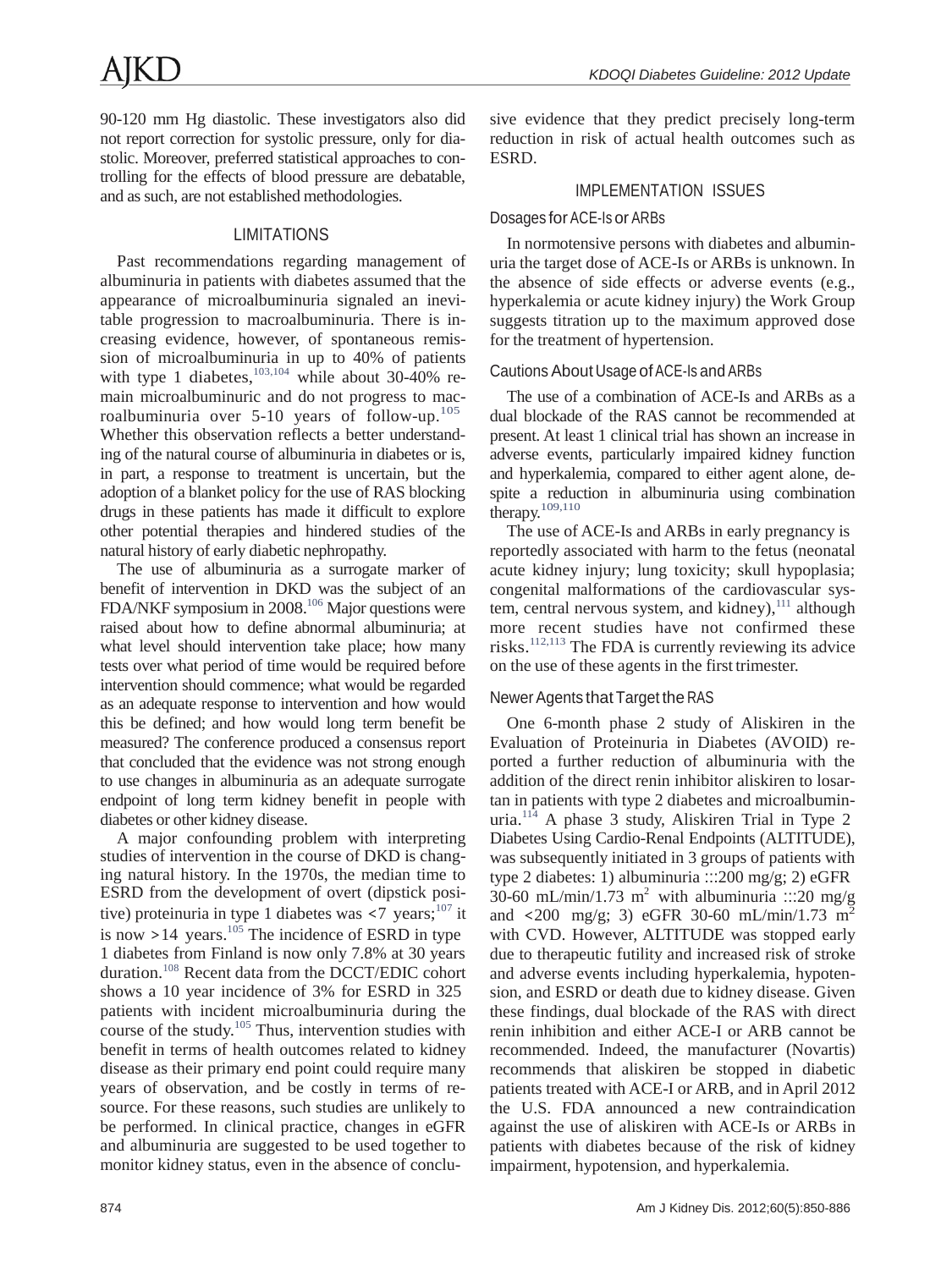90-120 mm Hg diastolic. These investigators also did not report correction for systolic pressure, only for diastolic. Moreover, preferred statistical approaches to controlling for the effects of blood pressure are debatable, and as such, are not established methodologies.

## LIMITATIONS

Past recommendations regarding management of albuminuria in patients with diabetes assumed that the appearance of microalbuminuria signaled an inevitable progression to macroalbuminuria. There is increasing evidence, however, of spontaneous remission of microalbuminuria in up to 40% of patients with type 1 diabetes,[103,104] while about 30-40% remain microalbuminuric and do not progress to macroalbuminuria over 5-10 years of follow-up.[105] Whether this observation reflects a better understanding of the natural course of albuminuria in diabetes or is, in part, a response to treatment is uncertain, but the adoption of a blanket policy for the use of RAS blocking drugs in these patients has made it difficult to explore other potential therapies and hindered studies of the natural history of early diabetic nephropathy.

The use of albuminuria as a surrogate marker of benefit of intervention in DKD was the subject of an FDA/NKF symposium in 2008.[106] Major questions were raised about how to define abnormal albuminuria; at what level should intervention take place; how many tests over what period of time would be required before intervention should commence; what would be regarded as an adequate response to intervention and how would this be defined; and how would long term benefit be measured? The conference produced a consensus report that concluded that the evidence was not strong enough to use changes in albuminuria as an adequate surrogate endpoint of long term kidney benefit in people with diabetes or other kidney disease.

A major confounding problem with interpreting studies of intervention in the course of DKD is changing natural history. In the 1970s, the median time to ESRD from the development of overt (dipstick positive) proteinuria in type 1 diabetes was <7 years;[107] it is now >14 years.[105] The incidence of ESRD in type 1 diabetes from Finland is now only 7.8% at 30 years duration.[108] Recent data from the DCCT/EDIC cohort shows a 10 year incidence of 3% for ESRD in 325 patients with incident microalbuminuria during the course of the study.[105] Thus, intervention studies with benefit in terms of health outcomes related to kidney disease as their primary end point could require many years of observation, and be costly in terms of resource. For these reasons, such studies are unlikely to be performed. In clinical practice, changes in eGFR and albuminuria are suggested to be used together to monitor kidney status, even in the absence of conclusive evidence that they predict precisely long-term reduction in risk of actual health outcomes such as ESRD.

## IMPLEMENTATION ISSUES

### Dosages for ACE-Is or ARBs

In normotensive persons with diabetes and albuminuria the target dose of ACE-Is or ARBs is unknown. In the absence of side effects or adverse events (e.g., hyperkalemia or acute kidney injury) the Work Group suggests titration up to the maximum approved dose for the treatment of hypertension.

### Cautions About Usage of ACE-Is and ARBs

The use of a combination of ACE-Is and ARBs as a dual blockade of the RAS cannot be recommended at present. At least 1 clinical trial has shown an increase in adverse events, particularly impaired kidney function and hyperkalemia, compared to either agent alone, despite a reduction in albuminuria using combination therapy.[109,110]

The use of ACE-Is and ARBs in early pregnancy is reportedly associated with harm to the fetus (neonatal acute kidney injury; lung toxicity; skull hypoplasia; congenital malformations of the cardiovascular system, central nervous system, and kidney),[111] although more recent studies have not confirmed these risks.[112,113] The FDA is currently reviewing its advice on the use of these agents in the first trimester.

### Newer Agents that Target the RAS

One 6-month phase 2 study of Aliskiren in the Evaluation of Proteinuria in Diabetes (AVOID) reported a further reduction of albuminuria with the addition of the direct renin inhibitor aliskiren to losartan in patients with type 2 diabetes and microalbuminuria.[114] A phase 3 study, Aliskiren Trial in Type 2 Diabetes Using Cardio-Renal Endpoints (ALTITUDE), was subsequently initiated in 3 groups of patients with type 2 diabetes: 1) albuminuria :::200 mg/g; 2) eGFR 30-60 mL/min/1.73 $m^2$ with albuminuria :::20 mg/g and <200 mg/g; 3) eGFR 30-60 mL/min/1.73 $m^2$ with CVD. However, ALTITUDE was stopped early due to therapeutic futility and increased risk of stroke and adverse events including hyperkalemia, hypotension, and ESRD or death due to kidney disease. Given these findings, dual blockade of the RAS with direct renin inhibition and either ACE-I or ARB cannot be recommended. Indeed, the manufacturer (Novartis) recommends that aliskiren be stopped in diabetic patients treated with ACE-I or ARB, and in April 2012 the U.S. FDA announced a new contraindication against the use of aliskiren with ACE-Is or ARBs in patients with diabetes because of the risk of kidney impairment, hypotension, and hyperkalemia.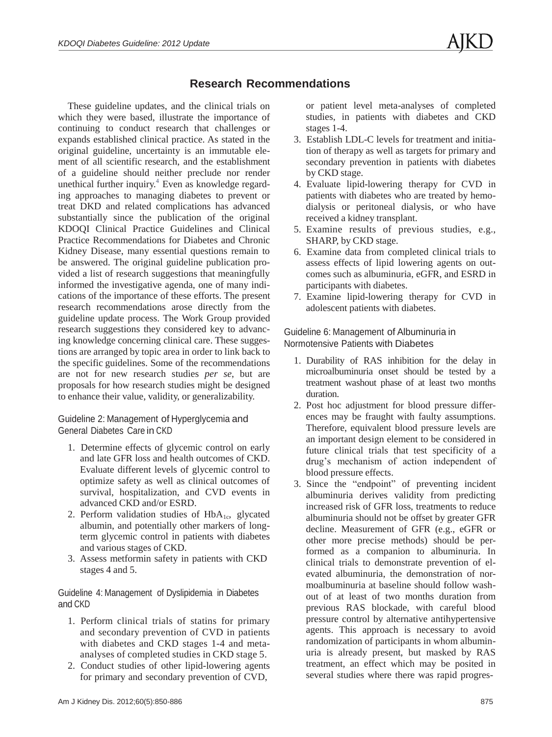## Research Recommendations

These guideline updates, and the clinical trials on which they were based, illustrate the importance of continuing to conduct research that challenges or expands established clinical practice. As stated in the original guideline, uncertainty is an immutable element of all scientific research, and the establishment of a guideline should neither preclude nor render unethical further inquiry.[4] Even as knowledge regarding approaches to managing diabetes to prevent or treat DKD and related complications has advanced substantially since the publication of the original KDOQI Clinical Practice Guidelines and Clinical Practice Recommendations for Diabetes and Chronic Kidney Disease, many essential questions remain to be answered. The original guideline publication provided a list of research suggestions that meaningfully informed the investigative agenda, one of many indications of the importance of these efforts. The present research recommendations arose directly from the guideline update process. The Work Group provided research suggestions they considered key to advancing knowledge concerning clinical care. These suggestions are arranged by topic area in order to link back to the specific guidelines. Some of the recommendations are not for new research studies *per se*, but are proposals for how research studies might be designed to enhance their value, validity, or generalizability.

### Guideline 2: Management of Hyperglycemia and General Diabetes Care in CKD

1. Determine effects of glycemic control on early and late GFR loss and health outcomes of CKD. Evaluate different levels of glycemic control to optimize safety as well as clinical outcomes of survival, hospitalization, and CVD events in advanced CKD and/or ESRD.
2. Perform validation studies of $HbA_{1c}$, glycated albumin, and potentially other markers of long-term glycemic control in patients with diabetes and various stages of CKD.
3. Assess metformin safety in patients with CKD stages 4 and 5.

### Guideline 4: Management of Dyslipidemia in Diabetes and CKD

1. Perform clinical trials of statins for primary and secondary prevention of CVD in patients with diabetes and CKD stages 1-4 and meta-analyses of completed studies in CKD stage 5.
2. Conduct studies of other lipid-lowering agents for primary and secondary prevention of CVD, or patient level meta-analyses of completed studies, in patients with diabetes and CKD stages 1-4.
3. Establish LDL-C levels for treatment and initiation of therapy as well as targets for primary and secondary prevention in patients with diabetes by CKD stage.
4. Evaluate lipid-lowering therapy for CVD in patients with diabetes who are treated by hemodialysis or peritoneal dialysis, or who have received a kidney transplant.
5. Examine results of previous studies, e.g., SHARP, by CKD stage.
6. Examine data from completed clinical trials to assess effects of lipid lowering agents on outcomes such as albuminuria, eGFR, and ESRD in participants with diabetes.
7. Examine lipid-lowering therapy for CVD in adolescent patients with diabetes.

### Guideline 6: Management of Albuminuria in Normotensive Patients with Diabetes

1. Durability of RAS inhibition for the delay in microalbuminuria onset should be tested by a treatment washout phase of at least two months duration.
2. Post hoc adjustment for blood pressure differences may be fraught with faulty assumptions. Therefore, equivalent blood pressure levels are an important design element to be considered in future clinical trials that test specificity of a drug's mechanism of action independent of blood pressure effects.
3. Since the "endpoint" of preventing incident albuminuria derives validity from predicting increased risk of GFR loss, treatments to reduce albuminuria should not be offset by greater GFR decline. Measurement of GFR (e.g., eGFR or other more precise methods) should be performed as a companion to albuminuria. In clinical trials to demonstrate prevention of elevated albuminuria, the demonstration of normoalbuminuria at baseline should follow washout of at least of two months duration from previous RAS blockade, with careful blood pressure control by alternative antihypertensive agents. This approach is necessary to avoid randomization of participants in whom albuminuria is already present, but masked by RAS treatment, an effect which may be posited in several studies where there was rapid progres-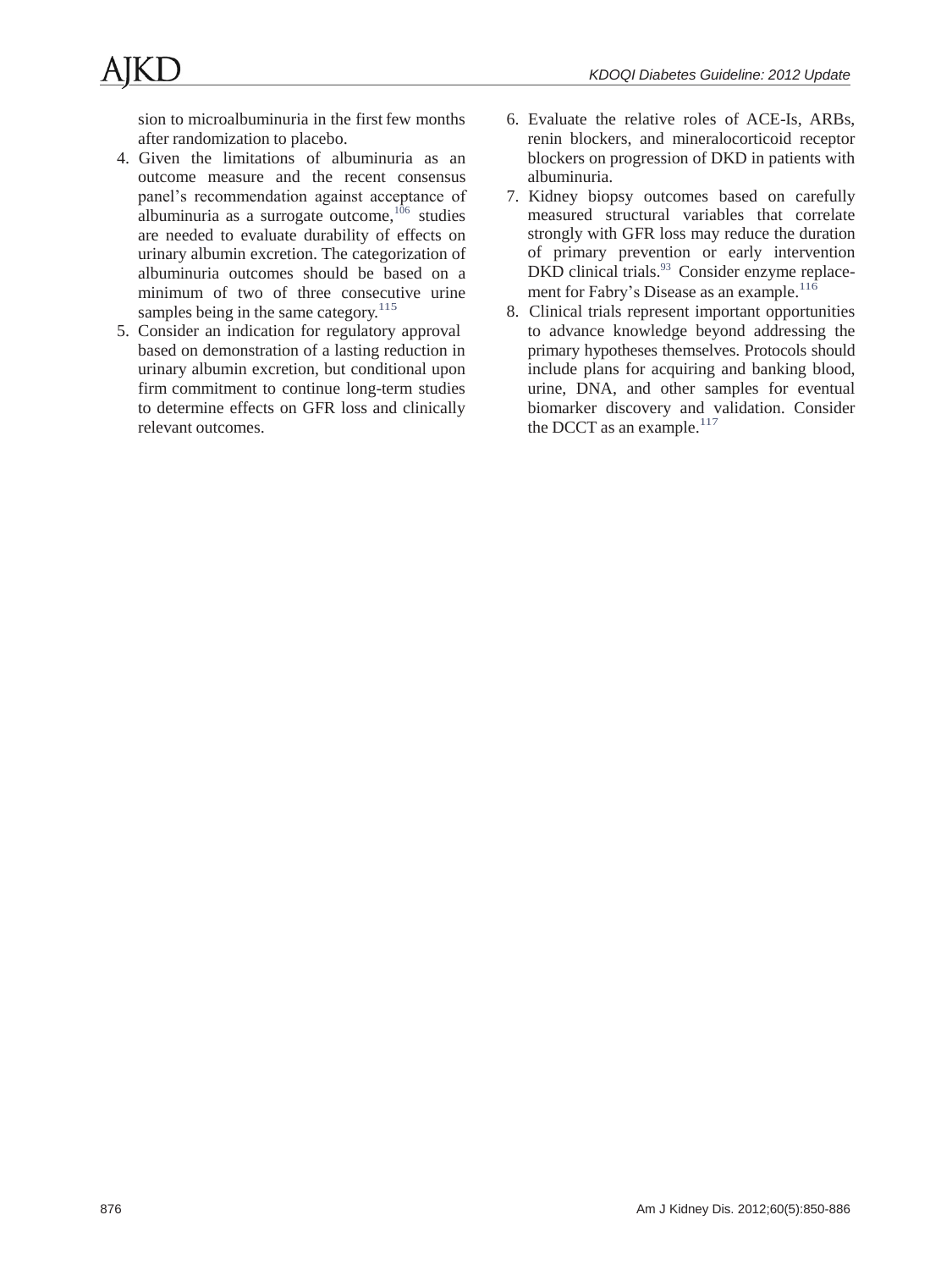sion to microalbuminuria in the first few months after randomization to placebo.

4. Given the limitations of albuminuria as an outcome measure and the recent consensus panel's recommendation against acceptance of albuminuria as a surrogate outcome,[106] studies are needed to evaluate durability of effects on urinary albumin excretion. The categorization of albuminuria outcomes should be based on a minimum of two of three consecutive urine samples being in the same category.[115]
5. Consider an indication for regulatory approval based on demonstration of a lasting reduction in urinary albumin excretion, but conditional upon firm commitment to continue long-term studies to determine effects on GFR loss and clinically relevant outcomes.
6. Evaluate the relative roles of ACE-Is, ARBs, renin blockers, and mineralocorticoid receptor blockers on progression of DKD in patients with albuminuria.
7. Kidney biopsy outcomes based on carefully measured structural variables that correlate strongly with GFR loss may reduce the duration of primary prevention or early intervention DKD clinical trials.[93] Consider enzyme replacement for Fabry's Disease as an example.[116]
8. Clinical trials represent important opportunities to advance knowledge beyond addressing the primary hypotheses themselves. Protocols should include plans for acquiring and banking blood, urine, DNA, and other samples for eventual biomarker discovery and validation. Consider the DCCT as an example.[117]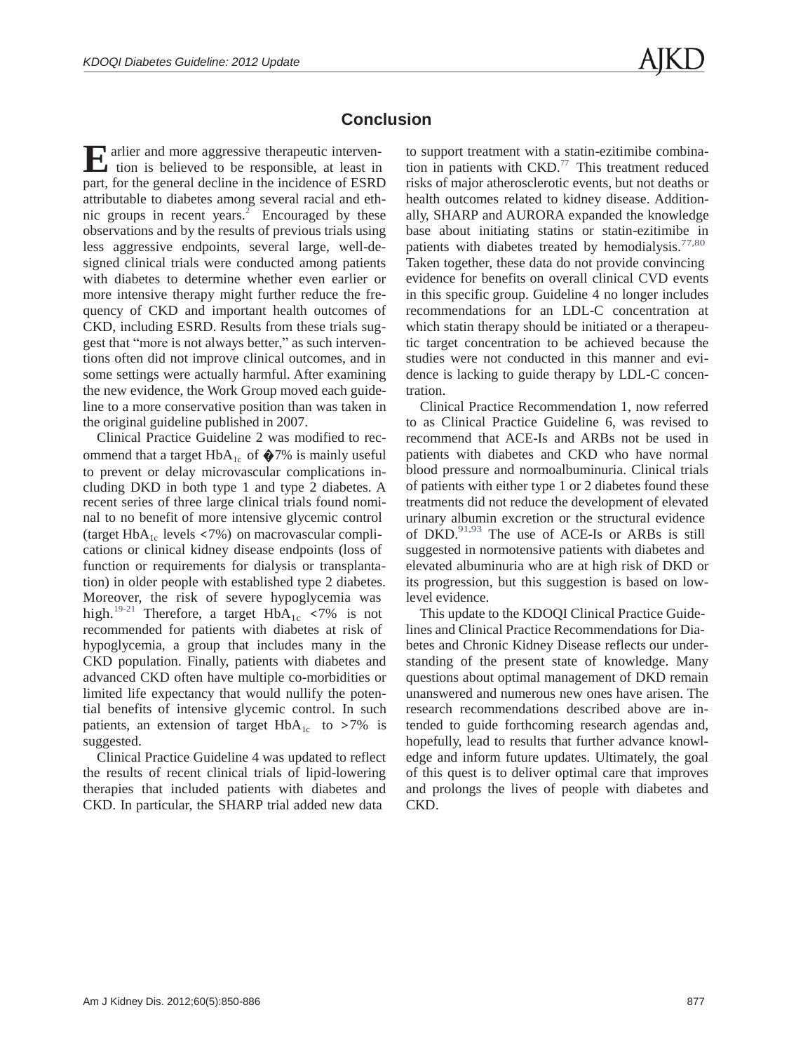## Conclusion

Earlier and more aggressive therapeutic intervention is believed to be responsible, at least in part, for the general decline in the incidence of ESRD attributable to diabetes among several racial and ethnic groups in recent years.[2] Encouraged by these observations and by the results of previous trials using less aggressive endpoints, several large, well-designed clinical trials were conducted among patients with diabetes to determine whether even earlier or more intensive therapy might further reduce the frequency of CKD and important health outcomes of CKD, including ESRD. Results from these trials suggest that "more is not always better," as such interventions often did not improve clinical outcomes, and in some settings were actually harmful. After examining the new evidence, the Work Group moved each guideline to a more conservative position than was taken in the original guideline published in 2007.

Clinical Practice Guideline 2 was modified to recommend that a target $HbA_{1c}$ of �7% is mainly useful to prevent or delay microvascular complications including DKD in both type 1 and type 2 diabetes. A recent series of three large clinical trials found nominal to no benefit of more intensive glycemic control (target $HbA_{1c}$ levels <7%) on macrovascular complications or clinical kidney disease endpoints (loss of function or requirements for dialysis or transplantation) in older people with established type 2 diabetes. Moreover, the risk of severe hypoglycemia was high.[19-21] Therefore, a target $HbA_{1c}$ <7% is not recommended for patients with diabetes at risk of hypoglycemia, a group that includes many in the CKD population. Finally, patients with diabetes and advanced CKD often have multiple co-morbidities or limited life expectancy that would nullify the potential benefits of intensive glycemic control. In such patients, an extension of target $HbA_{1c}$ to >7% is suggested.

Clinical Practice Guideline 4 was updated to reflect the results of recent clinical trials of lipid-lowering therapies that included patients with diabetes and CKD. In particular, the SHARP trial added new data to support treatment with a statin-ezitimibe combination in patients with CKD.[77] This treatment reduced risks of major atherosclerotic events, but not deaths or health outcomes related to kidney disease. Additionally, SHARP and AURORA expanded the knowledge base about initiating statins or statin-ezitimibe in patients with diabetes treated by hemodialysis.[77,80] Taken together, these data do not provide convincing evidence for benefits on overall clinical CVD events in this specific group. Guideline 4 no longer includes recommendations for an LDL-C concentration at which statin therapy should be initiated or a therapeutic target concentration to be achieved because the studies were not conducted in this manner and evidence is lacking to guide therapy by LDL-C concentration.

Clinical Practice Recommendation 1, now referred to as Clinical Practice Guideline 6, was revised to recommend that ACE-Is and ARBs not be used in patients with diabetes and CKD who have normal blood pressure and normoalbuminuria. Clinical trials of patients with either type 1 or 2 diabetes found these treatments did not reduce the development of elevated urinary albumin excretion or the structural evidence of DKD.[91,93] The use of ACE-Is or ARBs is still suggested in normotensive patients with diabetes and elevated albuminuria who are at high risk of DKD or its progression, but this suggestion is based on low-level evidence.

This update to the KDOQI Clinical Practice Guidelines and Clinical Practice Recommendations for Diabetes and Chronic Kidney Disease reflects our understanding of the present state of knowledge. Many questions about optimal management of DKD remain unanswered and numerous new ones have arisen. The research recommendations described above are intended to guide forthcoming research agendas and, hopefully, lead to results that further advance knowledge and inform future updates. Ultimately, the goal of this quest is to deliver optimal care that improves and prolongs the lives of people with diabetes and CKD.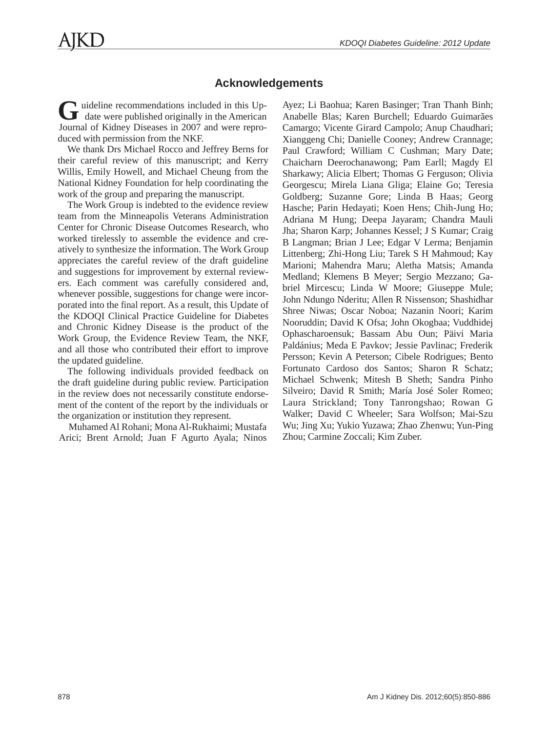## Acknowledgements

Guideline recommendations included in this Update were published originally in the American Journal of Kidney Diseases in 2007 and were reproduced with permission from the NKF.

We thank Drs Michael Rocco and Jeffrey Berns for their careful review of this manuscript; and Kerry Willis, Emily Howell, and Michael Cheung from the National Kidney Foundation for help coordinating the work of the group and preparing the manuscript.

The Work Group is indebted to the evidence review team from the Minneapolis Veterans Administration Center for Chronic Disease Outcomes Research, who worked tirelessly to assemble the evidence and creatively to synthesize the information. The Work Group appreciates the careful review of the draft guideline and suggestions for improvement by external reviewers. Each comment was carefully considered and, whenever possible, suggestions for change were incorporated into the final report. As a result, this Update of the KDOQI Clinical Practice Guideline for Diabetes and Chronic Kidney Disease is the product of the Work Group, the Evidence Review Team, the NKF, and all those who contributed their effort to improve the updated guideline.

The following individuals provided feedback on the draft guideline during public review. Participation in the review does not necessarily constitute endorsement of the content of the report by the individuals or the organization or institution they represent.

Muhamed Al Rohani; Mona Al-Rukhaimi; Mustafa Arici; Brent Arnold; Juan F Agurto Ayala; Ninos Ayez; Li Baohua; Karen Basinger; Tran Thanh Binh; Anabelle Blas; Karen Burchell; Eduardo Guimarães Camargo; Vicente Girard Campolo; Anup Chaudhari; Xianggeng Chi; Danielle Cooney; Andrew Crannage; Paul Crawford; William C Cushman; Mary Date; Chaicharn Deerochanawong; Pam Earll; Magdy El Sharkawy; Alicia Elbert; Thomas G Ferguson; Olivia Georgescu; Mirela Liana Gliga; Elaine Go; Teresia Goldberg; Suzanne Gore; Linda B Haas; Georg Hasche; Parin Hedayati; Koen Hens; Chih-Jung Ho; Adriana M Hung; Deepa Jayaram; Chandra Mauli Jha; Sharon Karp; Johannes Kessel; J S Kumar; Craig B Langman; Brian J Lee; Edgar V Lerma; Benjamin Littenberg; Zhi-Hong Liu; Tarek S H Mahmoud; Kay Marioni; Mahendra Maru; Aletha Matsis; Amanda Medland; Klemens B Meyer; Sergio Mezzano; Gabriel Mircescu; Linda W Moore; Giuseppe Mule; John Ndungo Nderitu; Allen R Nissenson; Shashidhar Shree Niwas; Oscar Noboa; Nazanin Noori; Karim Nooruddin; David K Ofsa; John Okogbaa; Vuddhidej Ophascharoensuk; Bassam Abu Oun; Päivi Maria Paldánius; Meda E Pavkov; Jessie Pavlinac; Frederik Persson; Kevin A Peterson; Cibele Rodrigues; Bento Fortunato Cardoso dos Santos; Sharon R Schatz; Michael Schwenk; Mitesh B Sheth; Sandra Pinho Silveiro; David R Smith; María José Soler Romeo; Laura Strickland; Tony Tanrongshao; Rowan G Walker; David C Wheeler; Sara Wolfson; Mai-Szu Wu; Jing Xu; Yukio Yuzawa; Zhao Zhenwu; Yun-Ping Zhou; Carmine Zoccali; Kim Zuber.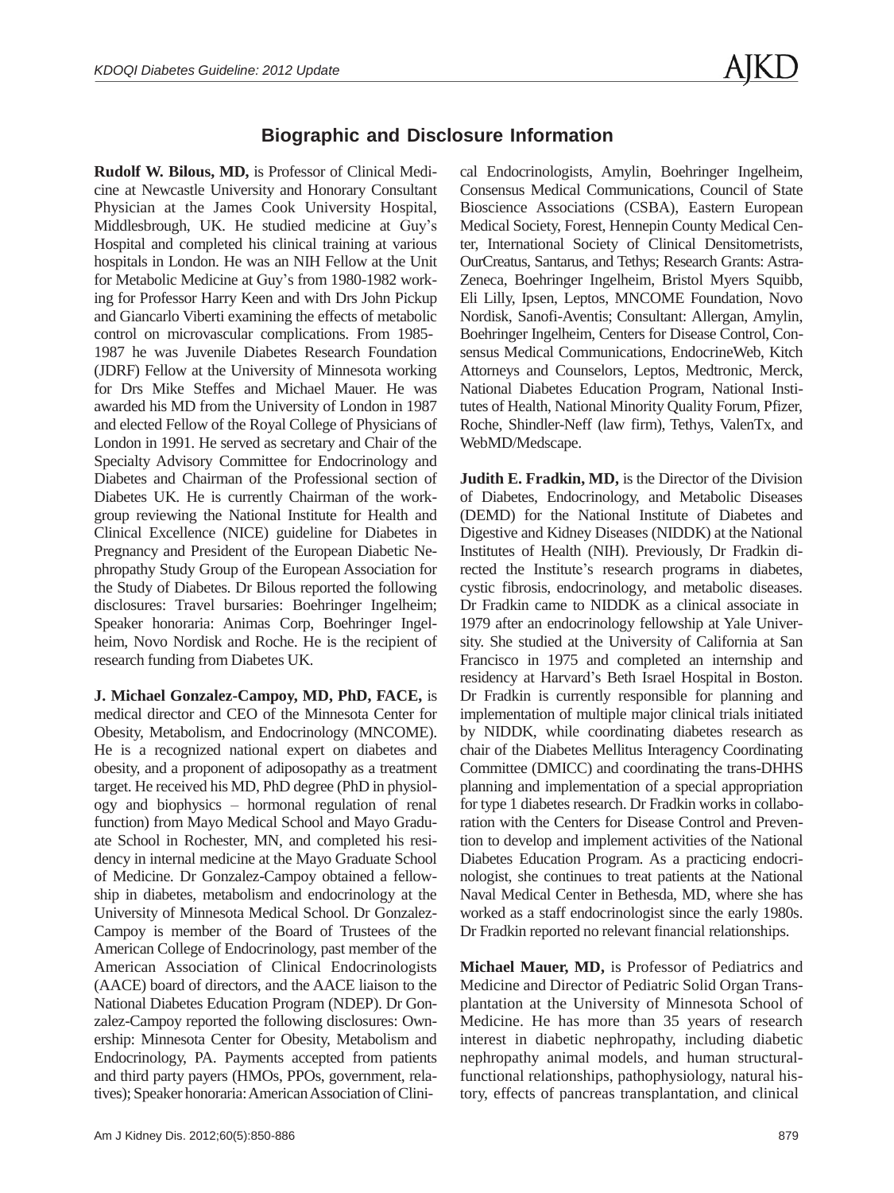## Biographic and Disclosure Information

**Rudolf W. Bilous, MD,** is Professor of Clinical Medicine at Newcastle University and Honorary Consultant Physician at the James Cook University Hospital, Middlesbrough, UK. He studied medicine at Guy's Hospital and completed his clinical training at various hospitals in London. He was an NIH Fellow at the Unit for Metabolic Medicine at Guy's from 1980-1982 working for Professor Harry Keen and with Drs John Pickup and Giancarlo Viberti examining the effects of metabolic control on microvascular complications. From 1985-1987 he was Juvenile Diabetes Research Foundation (JDRF) Fellow at the University of Minnesota working for Drs Mike Steffes and Michael Mauer. He was awarded his MD from the University of London in 1987 and elected Fellow of the Royal College of Physicians of London in 1991. He served as secretary and Chair of the Specialty Advisory Committee for Endocrinology and Diabetes and Chairman of the Professional section of Diabetes UK. He is currently Chairman of the workgroup reviewing the National Institute for Health and Clinical Excellence (NICE) guideline for Diabetes in Pregnancy and President of the European Diabetic Nephropathy Study Group of the European Association for the Study of Diabetes. Dr Bilous reported the following disclosures: Travel bursaries: Boehringer Ingelheim; Speaker honoraria: Animas Corp, Boehringer Ingelheim, Novo Nordisk and Roche. He is the recipient of research funding from Diabetes UK.

**J. Michael Gonzalez-Campoy, MD, PhD, FACE,** is medical director and CEO of the Minnesota Center for Obesity, Metabolism, and Endocrinology (MNCOME). He is a recognized national expert on diabetes and obesity, and a proponent of adiposopathy as a treatment target. He received his MD, PhD degree (PhD in physiology and biophysics – hormonal regulation of renal function) from Mayo Medical School and Mayo Graduate School in Rochester, MN, and completed his residency in internal medicine at the Mayo Graduate School of Medicine. Dr Gonzalez-Campoy obtained a fellowship in diabetes, metabolism and endocrinology at the University of Minnesota Medical School. Dr Gonzalez-Campoy is member of the Board of Trustees of the American College of Endocrinology, past member of the American Association of Clinical Endocrinologists (AACE) board of directors, and the AACE liaison to the National Diabetes Education Program (NDEP). Dr Gonzalez-Campoy reported the following disclosures: Ownership: Minnesota Center for Obesity, Metabolism and Endocrinology, PA. Payments accepted from patients and third party payers (HMOs, PPOs, government, relatives); Speaker honoraria: American Association of Clinical Endocrinologists, Amylin, Boehringer Ingelheim, Consensus Medical Communications, Council of State Bioscience Associations (CSBA), Eastern European Medical Society, Forest, Hennepin County Medical Center, International Society of Clinical Densitometrists, OurCreatus, Santarus, and Tethys; Research Grants: AstraZeneca, Boehringer Ingelheim, Bristol Myers Squibb, Eli Lilly, Ipsen, Leptos, MNCOME Foundation, Novo Nordisk, Sanofi-Aventis; Consultant: Allergan, Amylin, Boehringer Ingelheim, Centers for Disease Control, Consensus Medical Communications, EndocrineWeb, Kitch Attorneys and Counselors, Leptos, Medtronic, Merck, National Diabetes Education Program, National Institutes of Health, National Minority Quality Forum, Pfizer, Roche, Shindler-Neff (law firm), Tethys, ValenTx, and WebMD/Medscape.

**Judith E. Fradkin, MD,** is the Director of the Division of Diabetes, Endocrinology, and Metabolic Diseases (DEMD) for the National Institute of Diabetes and Digestive and Kidney Diseases (NIDDK) at the National Institutes of Health (NIH). Previously, Dr Fradkin directed the Institute's research programs in diabetes, cystic fibrosis, endocrinology, and metabolic diseases. Dr Fradkin came to NIDDK as a clinical associate in 1979 after an endocrinology fellowship at Yale University. She studied at the University of California at San Francisco in 1975 and completed an internship and residency at Harvard's Beth Israel Hospital in Boston. Dr Fradkin is currently responsible for planning and implementation of multiple major clinical trials initiated by NIDDK, while coordinating diabetes research as chair of the Diabetes Mellitus Interagency Coordinating Committee (DMICC) and coordinating the trans-DHHS planning and implementation of a special appropriation for type 1 diabetes research. Dr Fradkin works in collaboration with the Centers for Disease Control and Prevention to develop and implement activities of the National Diabetes Education Program. As a practicing endocrinologist, she continues to treat patients at the National Naval Medical Center in Bethesda, MD, where she has worked as a staff endocrinologist since the early 1980s. Dr Fradkin reported no relevant financial relationships.

**Michael Mauer, MD,** is Professor of Pediatrics and Medicine and Director of Pediatric Solid Organ Transplantation at the University of Minnesota School of Medicine. He has more than 35 years of research interest in diabetic nephropathy, including diabetic nephropathy animal models, and human structural-functional relationships, pathophysiology, natural history, effects of pancreas transplantation, and clinical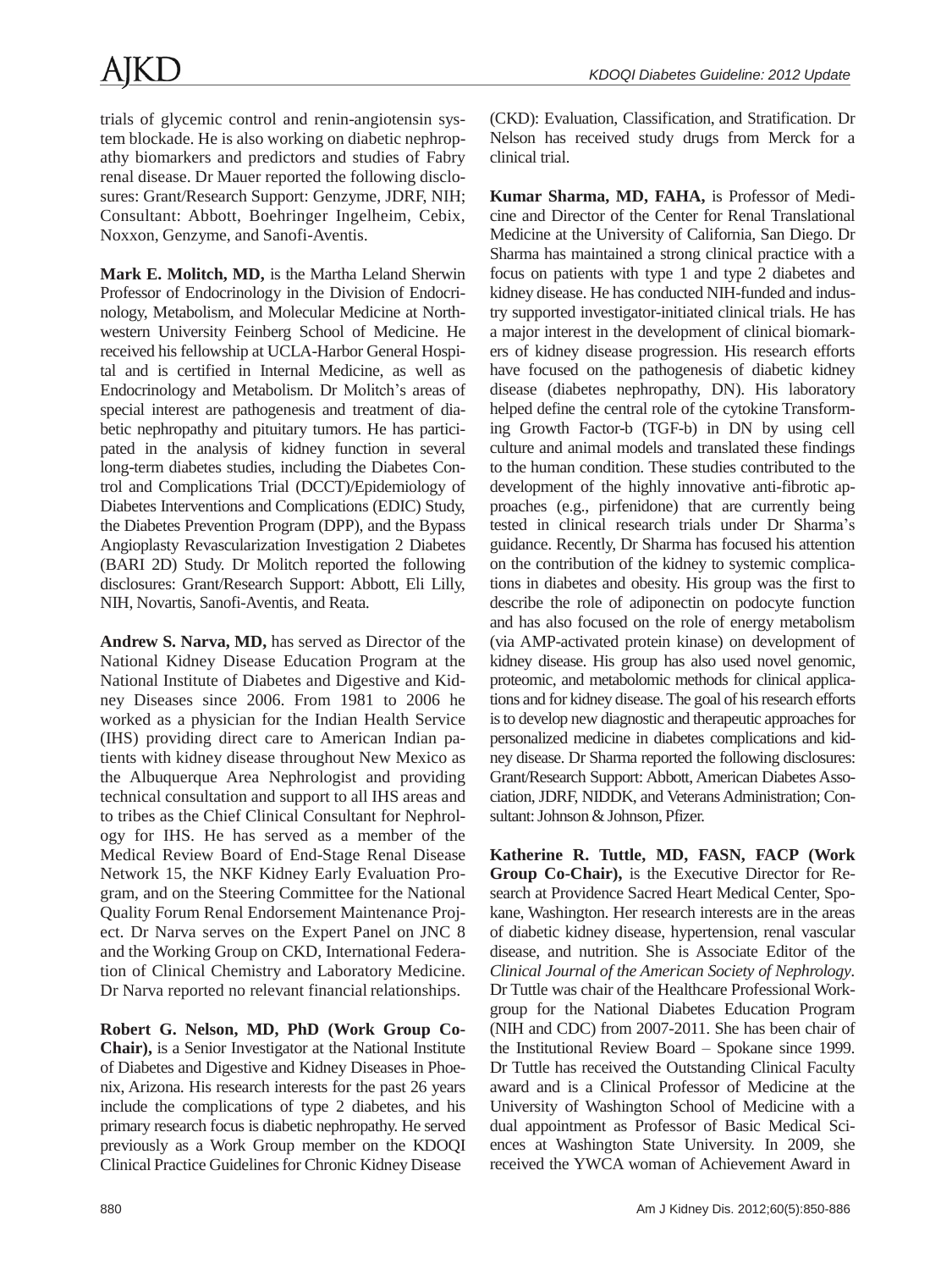trials of glycemic control and renin-angiotensin system blockade. He is also working on diabetic nephropathy biomarkers and predictors and studies of Fabry renal disease. Dr Mauer reported the following disclosures: Grant/Research Support: Genzyme, JDRF, NIH; Consultant: Abbott, Boehringer Ingelheim, Cebix, Noxxon, Genzyme, and Sanofi-Aventis.

**Mark E. Molitch, MD,** is the Martha Leland Sherwin Professor of Endocrinology in the Division of Endocrinology, Metabolism, and Molecular Medicine at Northwestern University Feinberg School of Medicine. He received his fellowship at UCLA-Harbor General Hospital and is certified in Internal Medicine, as well as Endocrinology and Metabolism. Dr Molitch's areas of special interest are pathogenesis and treatment of diabetic nephropathy and pituitary tumors. He has participated in the analysis of kidney function in several long-term diabetes studies, including the Diabetes Control and Complications Trial (DCCT)/Epidemiology of Diabetes Interventions and Complications (EDIC) Study, the Diabetes Prevention Program (DPP), and the Bypass Angioplasty Revascularization Investigation 2 Diabetes (BARI 2D) Study. Dr Molitch reported the following disclosures: Grant/Research Support: Abbott, Eli Lilly, NIH, Novartis, Sanofi-Aventis, and Reata.

**Andrew S. Narva, MD,** has served as Director of the National Kidney Disease Education Program at the National Institute of Diabetes and Digestive and Kidney Diseases since 2006. From 1981 to 2006 he worked as a physician for the Indian Health Service (IHS) providing direct care to American Indian patients with kidney disease throughout New Mexico as the Albuquerque Area Nephrologist and providing technical consultation and support to all IHS areas and to tribes as the Chief Clinical Consultant for Nephrology for IHS. He has served as a member of the Medical Review Board of End-Stage Renal Disease Network 15, the NKF Kidney Early Evaluation Program, and on the Steering Committee for the National Quality Forum Renal Endorsement Maintenance Project. Dr Narva serves on the Expert Panel on JNC 8 and the Working Group on CKD, International Federation of Clinical Chemistry and Laboratory Medicine. Dr Narva reported no relevant financial relationships.

**Robert G. Nelson, MD, PhD (Work Group Co-Chair),** is a Senior Investigator at the National Institute of Diabetes and Digestive and Kidney Diseases in Phoenix, Arizona. His research interests for the past 26 years include the complications of type 2 diabetes, and his primary research focus is diabetic nephropathy. He served previously as a Work Group member on the KDOQI Clinical Practice Guidelines for Chronic Kidney Disease (CKD): Evaluation, Classification, and Stratification. Dr Nelson has received study drugs from Merck for a clinical trial.

**Kumar Sharma, MD, FAHA,** is Professor of Medicine and Director of the Center for Renal Translational Medicine at the University of California, San Diego. Dr Sharma has maintained a strong clinical practice with a focus on patients with type 1 and type 2 diabetes and kidney disease. He has conducted NIH-funded and industry supported investigator-initiated clinical trials. He has a major interest in the development of clinical biomarkers of kidney disease progression. His research efforts have focused on the pathogenesis of diabetic kidney disease (diabetes nephropathy, DN). His laboratory helped define the central role of the cytokine Transforming Growth Factor-b (TGF-b) in DN by using cell culture and animal models and translated these findings to the human condition. These studies contributed to the development of the highly innovative anti-fibrotic approaches (e.g., pirfenidone) that are currently being tested in clinical research trials under Dr Sharma's guidance. Recently, Dr Sharma has focused his attention on the contribution of the kidney to systemic complications in diabetes and obesity. His group was the first to describe the role of adiponectin on podocyte function and has also focused on the role of energy metabolism (via AMP-activated protein kinase) on development of kidney disease. His group has also used novel genomic, proteomic, and metabolomic methods for clinical applications and for kidney disease. The goal of his research efforts is to develop new diagnostic and therapeutic approaches for personalized medicine in diabetes complications and kidney disease. Dr Sharma reported the following disclosures: Grant/Research Support: Abbott, American Diabetes Association, JDRF, NIDDK, and Veterans Administration; Consultant: Johnson & Johnson, Pfizer.

**Katherine R. Tuttle, MD, FASN, FACP (Work Group Co-Chair),** is the Executive Director for Research at Providence Sacred Heart Medical Center, Spokane, Washington. Her research interests are in the areas of diabetic kidney disease, hypertension, renal vascular disease, and nutrition. She is Associate Editor of the *Clinical Journal of the American Society of Nephrology*. Dr Tuttle was chair of the Healthcare Professional Workgroup for the National Diabetes Education Program (NIH and CDC) from 2007-2011. She has been chair of the Institutional Review Board – Spokane since 1999. Dr Tuttle has received the Outstanding Clinical Faculty award and is a Clinical Professor of Medicine at the University of Washington School of Medicine with a dual appointment as Professor of Basic Medical Sciences at Washington State University. In 2009, she received the YWCA woman of Achievement Award in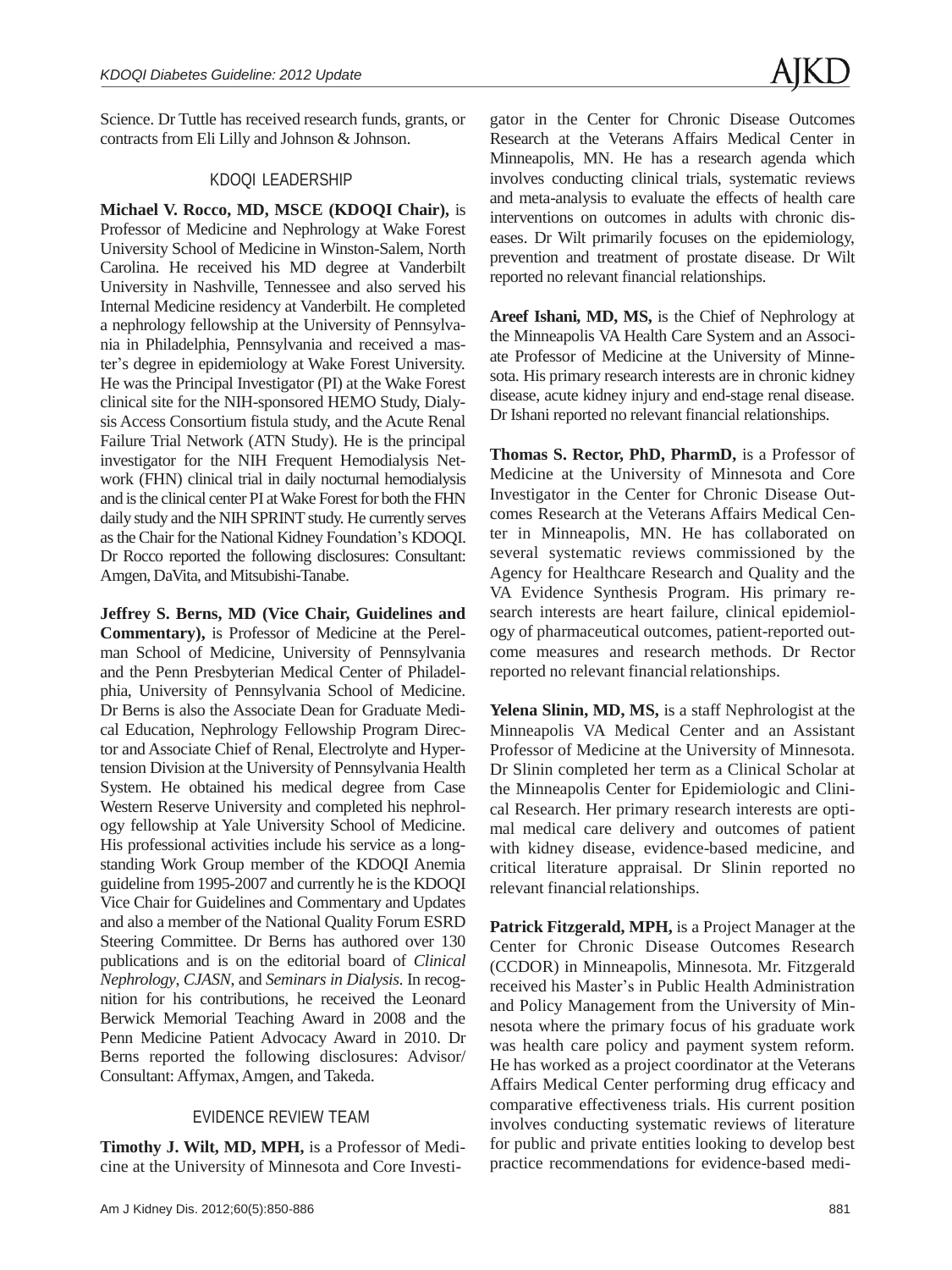Science. Dr Tuttle has received research funds, grants, or contracts from Eli Lilly and Johnson & Johnson.

## KDOQI LEADERSHIP

**Michael V. Rocco, MD, MSCE (KDOQI Chair),** is Professor of Medicine and Nephrology at Wake Forest University School of Medicine in Winston-Salem, North Carolina. He received his MD degree at Vanderbilt University in Nashville, Tennessee and also served his Internal Medicine residency at Vanderbilt. He completed a nephrology fellowship at the University of Pennsylvania in Philadelphia, Pennsylvania and received a master's degree in epidemiology at Wake Forest University. He was the Principal Investigator (PI) at the Wake Forest clinical site for the NIH-sponsored HEMO Study, Dialysis Access Consortium fistula study, and the Acute Renal Failure Trial Network (ATN Study). He is the principal investigator for the NIH Frequent Hemodialysis Network (FHN) clinical trial in daily nocturnal hemodialysis and is the clinical center PI at Wake Forest for both the FHN daily study and the NIH SPRINT study. He currently serves as the Chair for the National Kidney Foundation's KDOQI. Dr Rocco reported the following disclosures: Consultant: Amgen, DaVita, and Mitsubishi-Tanabe.

**Jeffrey S. Berns, MD (Vice Chair, Guidelines and Commentary),** is Professor of Medicine at the Perelman School of Medicine, University of Pennsylvania and the Penn Presbyterian Medical Center of Philadelphia, University of Pennsylvania School of Medicine. Dr Berns is also the Associate Dean for Graduate Medical Education, Nephrology Fellowship Program Director and Associate Chief of Renal, Electrolyte and Hypertension Division at the University of Pennsylvania Health System. He obtained his medical degree from Case Western Reserve University and completed his nephrology fellowship at Yale University School of Medicine. His professional activities include his service as a longstanding Work Group member of the KDOQI Anemia guideline from 1995-2007 and currently he is the KDOQI Vice Chair for Guidelines and Commentary and Updates and also a member of the National Quality Forum ESRD Steering Committee. Dr Berns has authored over 130 publications and is on the editorial board of *Clinical Nephrology*, *CJASN*, and *Seminars in Dialysis*. In recognition for his contributions, he received the Leonard Berwick Memorial Teaching Award in 2008 and the Penn Medicine Patient Advocacy Award in 2010. Dr Berns reported the following disclosures: Advisor/Consultant: Affymax, Amgen, and Takeda.

## EVIDENCE REVIEW TEAM

**Timothy J. Wilt, MD, MPH,** is a Professor of Medicine at the University of Minnesota and Core Investigator in the Center for Chronic Disease Outcomes Research at the Veterans Affairs Medical Center in Minneapolis, MN. He has a research agenda which involves conducting clinical trials, systematic reviews and meta-analysis to evaluate the effects of health care interventions on outcomes in adults with chronic diseases. Dr Wilt primarily focuses on the epidemiology, prevention and treatment of prostate disease. Dr Wilt reported no relevant financial relationships.

**Areef Ishani, MD, MS,** is the Chief of Nephrology at the Minneapolis VA Health Care System and an Associate Professor of Medicine at the University of Minnesota. His primary research interests are in chronic kidney disease, acute kidney injury and end-stage renal disease. Dr Ishani reported no relevant financial relationships.

**Thomas S. Rector, PhD, PharmD,** is a Professor of Medicine at the University of Minnesota and Core Investigator in the Center for Chronic Disease Outcomes Research at the Veterans Affairs Medical Center in Minneapolis, MN. He has collaborated on several systematic reviews commissioned by the Agency for Healthcare Research and Quality and the VA Evidence Synthesis Program. His primary research interests are heart failure, clinical epidemiology of pharmaceutical outcomes, patient-reported outcome measures and research methods. Dr Rector reported no relevant financial relationships.

**Yelena Slinin, MD, MS,** is a staff Nephrologist at the Minneapolis VA Medical Center and an Assistant Professor of Medicine at the University of Minnesota. Dr Slinin completed her term as a Clinical Scholar at the Minneapolis Center for Epidemiologic and Clinical Research. Her primary research interests are optimal medical care delivery and outcomes of patient with kidney disease, evidence-based medicine, and critical literature appraisal. Dr Slinin reported no relevant financial relationships.

**Patrick Fitzgerald, MPH,** is a Project Manager at the Center for Chronic Disease Outcomes Research (CCDOR) in Minneapolis, Minnesota. Mr. Fitzgerald received his Master's in Public Health Administration and Policy Management from the University of Minnesota where the primary focus of his graduate work was health care policy and payment system reform. He has worked as a project coordinator at the Veterans Affairs Medical Center performing drug efficacy and comparative effectiveness trials. His current position involves conducting systematic reviews of literature for public and private entities looking to develop best practice recommendations for evidence-based medi-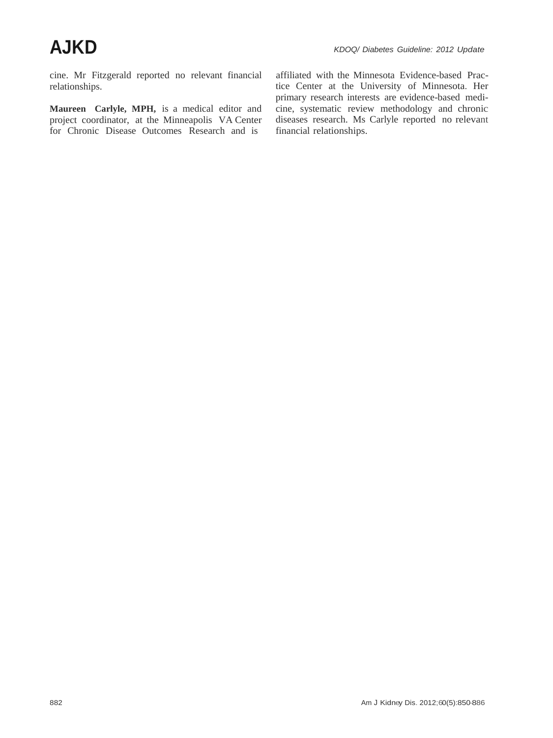cine. Mr Fitzgerald reported no relevant financial relationships.

**Maureen Carlyle, MPH,** is a medical editor and project coordinator, at the Minneapolis VA Center for Chronic Disease Outcomes Research and is affiliated with the Minnesota Evidence-based Practice Center at the University of Minnesota. Her primary research interests are evidence-based medicine, systematic review methodology and chronic diseases research. Ms Carlyle reported no relevant financial relationships.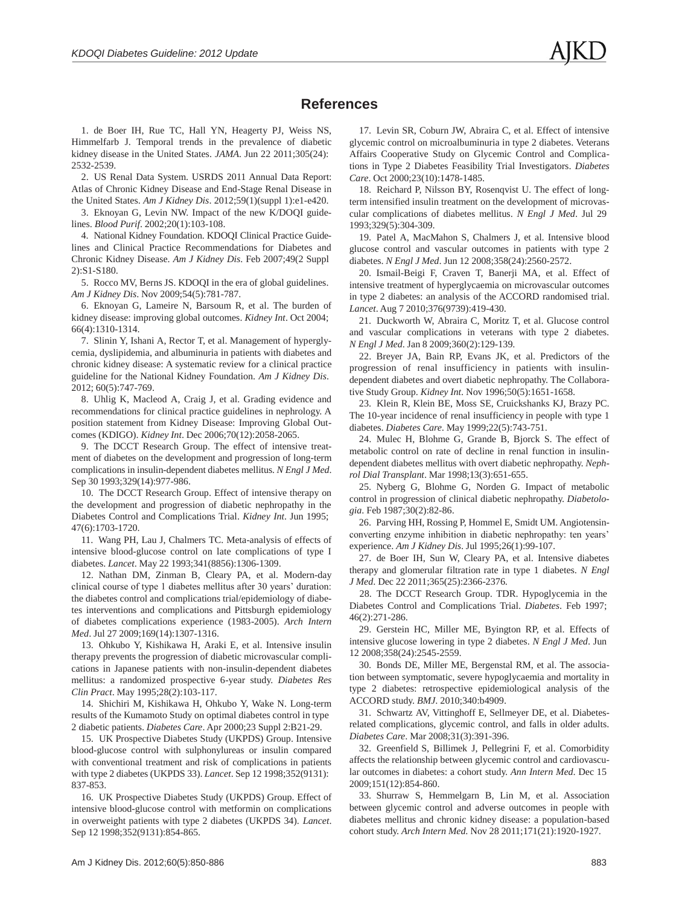## References

1. de Boer IH, Rue TC, Hall YN, Heagerty PJ, Weiss NS, Himmelfarb J. Temporal trends in the prevalence of diabetic kidney disease in the United States. *JAMA*. Jun 22 2011;305(24): 2532-2539.

2. US Renal Data System. USRDS 2011 Annual Data Report: Atlas of Chronic Kidney Disease and End-Stage Renal Disease in the United States. *Am J Kidney Dis*. 2012;59(1)(suppl 1):e1-e420.

3. Eknoyan G, Levin NW. Impact of the new K/DOQI guidelines. *Blood Purif*. 2002;20(1):103-108.

4. National Kidney Foundation. KDOQI Clinical Practice Guidelines and Clinical Practice Recommendations for Diabetes and Chronic Kidney Disease. *Am J Kidney Dis*. Feb 2007;49(2 Suppl 2):S1-S180.

5. Rocco MV, Berns JS. KDOQI in the era of global guidelines. *Am J Kidney Dis*. Nov 2009;54(5):781-787.

6. Eknoyan G, Lameire N, Barsoum R, et al. The burden of kidney disease: improving global outcomes. *Kidney Int*. Oct 2004; 66(4):1310-1314.

7. Slinin Y, Ishani A, Rector T, et al. Management of hyperglycemia, dyslipidemia, and albuminuria in patients with diabetes and chronic kidney disease: A systematic review for a clinical practice guideline for the National Kidney Foundation. *Am J Kidney Dis*. 2012; 60(5):747-769.

8. Uhlig K, Macleod A, Craig J, et al. Grading evidence and recommendations for clinical practice guidelines in nephrology. A position statement from Kidney Disease: Improving Global Outcomes (KDIGO). *Kidney Int*. Dec 2006;70(12):2058-2065.

9. The DCCT Research Group. The effect of intensive treatment of diabetes on the development and progression of long-term complications in insulin-dependent diabetes mellitus. *N Engl J Med*. Sep 30 1993;329(14):977-986.

10. The DCCT Research Group. Effect of intensive therapy on the development and progression of diabetic nephropathy in the Diabetes Control and Complications Trial. *Kidney Int*. Jun 1995; 47(6):1703-1720.

11. Wang PH, Lau J, Chalmers TC. Meta-analysis of effects of intensive blood-glucose control on late complications of type I diabetes. *Lancet*. May 22 1993;341(8856):1306-1309.

12. Nathan DM, Zinman B, Cleary PA, et al. Modern-day clinical course of type 1 diabetes mellitus after 30 years' duration: the diabetes control and complications trial/epidemiology of diabetes interventions and complications and Pittsburgh epidemiology of diabetes complications experience (1983-2005). *Arch Intern Med*. Jul 27 2009;169(14):1307-1316.

13. Ohkubo Y, Kishikawa H, Araki E, et al. Intensive insulin therapy prevents the progression of diabetic microvascular complications in Japanese patients with non-insulin-dependent diabetes mellitus: a randomized prospective 6-year study. *Diabetes Res Clin Pract*. May 1995;28(2):103-117.

14. Shichiri M, Kishikawa H, Ohkubo Y, Wake N. Long-term results of the Kumamoto Study on optimal diabetes control in type 2 diabetic patients. *Diabetes Care*. Apr 2000;23 Suppl 2:B21-29.

15. UK Prospective Diabetes Study (UKPDS) Group. Intensive blood-glucose control with sulphonylureas or insulin compared with conventional treatment and risk of complications in patients with type 2 diabetes (UKPDS 33). *Lancet*. Sep 12 1998;352(9131): 837-853.

16. UK Prospective Diabetes Study (UKPDS) Group. Effect of intensive blood-glucose control with metformin on complications in overweight patients with type 2 diabetes (UKPDS 34). *Lancet*. Sep 12 1998;352(9131):854-865.

17. Levin SR, Coburn JW, Abraira C, et al. Effect of intensive glycemic control on microalbuminuria in type 2 diabetes. Veterans Affairs Cooperative Study on Glycemic Control and Complications in Type 2 Diabetes Feasibility Trial Investigators. *Diabetes Care*. Oct 2000;23(10):1478-1485.

18. Reichard P, Nilsson BY, Rosenqvist U. The effect of long-term intensified insulin treatment on the development of microvascular complications of diabetes mellitus. *N Engl J Med*. Jul 29 1993;329(5):304-309.

19. Patel A, MacMahon S, Chalmers J, et al. Intensive blood glucose control and vascular outcomes in patients with type 2 diabetes. *N Engl J Med*. Jun 12 2008;358(24):2560-2572.

20. Ismail-Beigi F, Craven T, Banerji MA, et al. Effect of intensive treatment of hyperglycaemia on microvascular outcomes in type 2 diabetes: an analysis of the ACCORD randomised trial. *Lancet*. Aug 7 2010;376(9739):419-430.

21. Duckworth W, Abraira C, Moritz T, et al. Glucose control and vascular complications in veterans with type 2 diabetes. *N Engl J Med*. Jan 8 2009;360(2):129-139.

22. Breyer JA, Bain RP, Evans JK, et al. Predictors of the progression of renal insufficiency in patients with insulin-dependent diabetes and overt diabetic nephropathy. The Collaborative Study Group. *Kidney Int*. Nov 1996;50(5):1651-1658.

23. Klein R, Klein BE, Moss SE, Cruickshanks KJ, Brazy PC. The 10-year incidence of renal insufficiency in people with type 1 diabetes. *Diabetes Care*. May 1999;22(5):743-751.

24. Mulec H, Blohme G, Grande B, Bjorck S. The effect of metabolic control on rate of decline in renal function in insulin-dependent diabetes mellitus with overt diabetic nephropathy. *Nephrol Dial Transplant*. Mar 1998;13(3):651-655.

25. Nyberg G, Blohme G, Norden G. Impact of metabolic control in progression of clinical diabetic nephropathy. *Diabetologia*. Feb 1987;30(2):82-86.

26. Parving HH, Rossing P, Hommel E, Smidt UM. Angiotensin-converting enzyme inhibition in diabetic nephropathy: ten years' experience. *Am J Kidney Dis*. Jul 1995;26(1):99-107.

27. de Boer IH, Sun W, Cleary PA, et al. Intensive diabetes therapy and glomerular filtration rate in type 1 diabetes. *N Engl J Med*. Dec 22 2011;365(25):2366-2376.

28. The DCCT Research Group. TDR. Hypoglycemia in the Diabetes Control and Complications Trial. *Diabetes*. Feb 1997; 46(2):271-286.

29. Gerstein HC, Miller ME, Byington RP, et al. Effects of intensive glucose lowering in type 2 diabetes. *N Engl J Med*. Jun 12 2008;358(24):2545-2559.

30. Bonds DE, Miller ME, Bergenstal RM, et al. The association between symptomatic, severe hypoglycaemia and mortality in type 2 diabetes: retrospective epidemiological analysis of the ACCORD study. *BMJ*. 2010;340:b4909.

31. Schwartz AV, Vittinghoff E, Sellmeyer DE, et al. Diabetes-related complications, glycemic control, and falls in older adults. *Diabetes Care*. Mar 2008;31(3):391-396.

32. Greenfield S, Billimek J, Pellegrini F, et al. Comorbidity affects the relationship between glycemic control and cardiovascular outcomes in diabetes: a cohort study. *Ann Intern Med*. Dec 15 2009;151(12):854-860.

33. Shurraw S, Hemmelgarn B, Lin M, et al. Association between glycemic control and adverse outcomes in people with diabetes mellitus and chronic kidney disease: a population-based cohort study. *Arch Intern Med*. Nov 28 2011;171(21):1920-1927.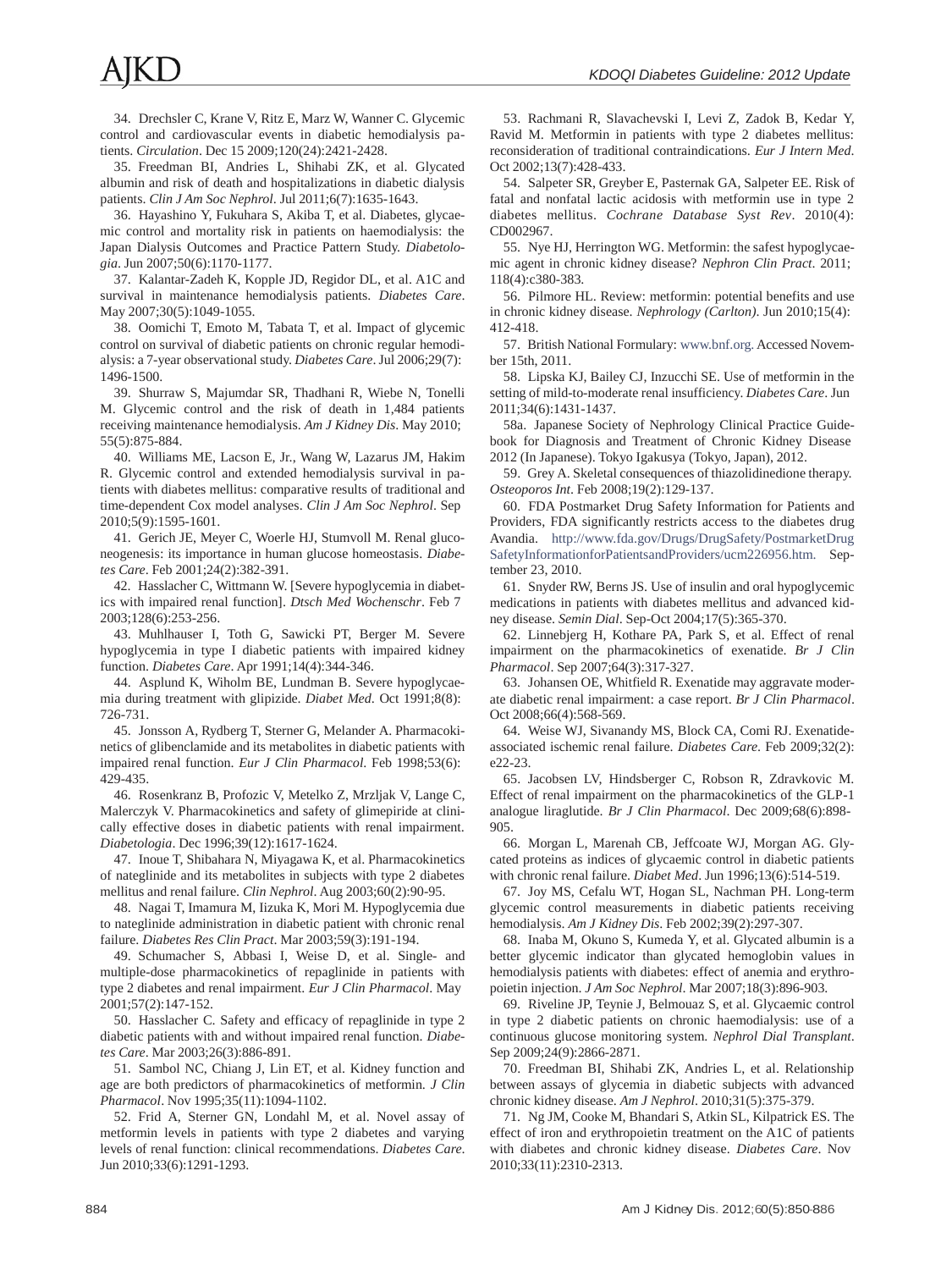34. Drechsler C, Krane V, Ritz E, Marz W, Wanner C. Glycemic control and cardiovascular events in diabetic hemodialysis patients. *Circulation*. Dec 15 2009;120(24):2421-2428.

35. Freedman BI, Andries L, Shihabi ZK, et al. Glycated albumin and risk of death and hospitalizations in diabetic dialysis patients. *Clin J Am Soc Nephrol*. Jul 2011;6(7):1635-1643.

36. Hayashino Y, Fukuhara S, Akiba T, et al. Diabetes, glycaemic control and mortality risk in patients on haemodialysis: the Japan Dialysis Outcomes and Practice Pattern Study. *Diabetologia*. Jun 2007;50(6):1170-1177.

37. Kalantar-Zadeh K, Kopple JD, Regidor DL, et al. A1C and survival in maintenance hemodialysis patients. *Diabetes Care*. May 2007;30(5):1049-1055.

38. Oomichi T, Emoto M, Tabata T, et al. Impact of glycemic control on survival of diabetic patients on chronic regular hemodialysis: a 7-year observational study. *Diabetes Care*. Jul 2006;29(7): 1496-1500.

39. Shurraw S, Majumdar SR, Thadhani R, Wiebe N, Tonelli M. Glycemic control and the risk of death in 1,484 patients receiving maintenance hemodialysis. *Am J Kidney Dis*. May 2010; 55(5):875-884.

40. Williams ME, Lacson E, Jr., Wang W, Lazarus JM, Hakim R. Glycemic control and extended hemodialysis survival in patients with diabetes mellitus: comparative results of traditional and time-dependent Cox model analyses. *Clin J Am Soc Nephrol*. Sep 2010;5(9):1595-1601.

41. Gerich JE, Meyer C, Woerle HJ, Stumvoll M. Renal gluconeogenesis: its importance in human glucose homeostasis. *Diabetes Care*. Feb 2001;24(2):382-391.

42. Hasslacher C, Wittmann W. [Severe hypoglycemia in diabetics with impaired renal function]. *Dtsch Med Wochenschr*. Feb 7 2003;128(6):253-256.

43. Muhlhauser I, Toth G, Sawicki PT, Berger M. Severe hypoglycemia in type I diabetic patients with impaired kidney function. *Diabetes Care*. Apr 1991;14(4):344-346.

44. Asplund K, Wiholm BE, Lundman B. Severe hypoglycaemia during treatment with glipizide. *Diabet Med*. Oct 1991;8(8): 726-731.

45. Jonsson A, Rydberg T, Sterner G, Melander A. Pharmacokinetics of glibenclamide and its metabolites in diabetic patients with impaired renal function. *Eur J Clin Pharmacol*. Feb 1998;53(6): 429-435.

46. Rosenkranz B, Profozic V, Metelko Z, Mrzljak V, Lange C, Malerczyk V. Pharmacokinetics and safety of glimepiride at clinically effective doses in diabetic patients with renal impairment. *Diabetologia*. Dec 1996;39(12):1617-1624.

47. Inoue T, Shibahara N, Miyagawa K, et al. Pharmacokinetics of nateglinide and its metabolites in subjects with type 2 diabetes mellitus and renal failure. *Clin Nephrol*. Aug 2003;60(2):90-95.

48. Nagai T, Imamura M, Iizuka K, Mori M. Hypoglycemia due to nateglinide administration in diabetic patient with chronic renal failure. *Diabetes Res Clin Pract*. Mar 2003;59(3):191-194.

49. Schumacher S, Abbasi I, Weise D, et al. Single- and multiple-dose pharmacokinetics of repaglinide in patients with type 2 diabetes and renal impairment. *Eur J Clin Pharmacol*. May 2001;57(2):147-152.

50. Hasslacher C. Safety and efficacy of repaglinide in type 2 diabetic patients with and without impaired renal function. *Diabetes Care*. Mar 2003;26(3):886-891.

51. Sambol NC, Chiang J, Lin ET, et al. Kidney function and age are both predictors of pharmacokinetics of metformin. *J Clin Pharmacol*. Nov 1995;35(11):1094-1102.

52. Frid A, Sterner GN, Londahl M, et al. Novel assay of metformin levels in patients with type 2 diabetes and varying levels of renal function: clinical recommendations. *Diabetes Care*. Jun 2010;33(6):1291-1293.

53. Rachmani R, Slavachevski I, Levi Z, Zadok B, Kedar Y, Ravid M. Metformin in patients with type 2 diabetes mellitus: reconsideration of traditional contraindications. *Eur J Intern Med*. Oct 2002;13(7):428-433.

54. Salpeter SR, Greyber E, Pasternak GA, Salpeter EE. Risk of fatal and nonfatal lactic acidosis with metformin use in type 2 diabetes mellitus. *Cochrane Database Syst Rev*. 2010(4): CD002967.

55. Nye HJ, Herrington WG. Metformin: the safest hypoglycaemic agent in chronic kidney disease? *Nephron Clin Pract*. 2011; 118(4):c380-383.

56. Pilmore HL. Review: metformin: potential benefits and use in chronic kidney disease. *Nephrology (Carlton)*. Jun 2010;15(4): 412-418.

57. British National Formulary: www.bnf.org. Accessed November 15th, 2011.

58. Lipska KJ, Bailey CJ, Inzucchi SE. Use of metformin in the setting of mild-to-moderate renal insufficiency. *Diabetes Care*. Jun 2011;34(6):1431-1437.

58a. Japanese Society of Nephrology Clinical Practice Guidebook for Diagnosis and Treatment of Chronic Kidney Disease 2012 (In Japanese). Tokyo Igakusya (Tokyo, Japan), 2012.

59. Grey A. Skeletal consequences of thiazolidinedione therapy. *Osteoporos Int*. Feb 2008;19(2):129-137.

60. FDA Postmarket Drug Safety Information for Patients and Providers, FDA significantly restricts access to the diabetes drug Avandia. http://www.fda.gov/Drugs/DrugSafety/PostmarketDrugSafetyInformationforPatientsandProviders/ucm226956.htm. September 23, 2010.

61. Snyder RW, Berns JS. Use of insulin and oral hypoglycemic medications in patients with diabetes mellitus and advanced kidney disease. *Semin Dial*. Sep-Oct 2004;17(5):365-370.

62. Linnebjerg H, Kothare PA, Park S, et al. Effect of renal impairment on the pharmacokinetics of exenatide. *Br J Clin Pharmacol*. Sep 2007;64(3):317-327.

63. Johansen OE, Whitfield R. Exenatide may aggravate moderate diabetic renal impairment: a case report. *Br J Clin Pharmacol*. Oct 2008;66(4):568-569.

64. Weise WJ, Sivanandy MS, Block CA, Comi RJ. Exenatide-associated ischemic renal failure. *Diabetes Care*. Feb 2009;32(2): e22-23.

65. Jacobsen LV, Hindsberger C, Robson R, Zdravkovic M. Effect of renal impairment on the pharmacokinetics of the GLP-1 analogue liraglutide. *Br J Clin Pharmacol*. Dec 2009;68(6):898-905.

66. Morgan L, Marenah CB, Jeffcoate WJ, Morgan AG. Glycated proteins as indices of glycaemic control in diabetic patients with chronic renal failure. *Diabet Med*. Jun 1996;13(6):514-519.

67. Joy MS, Cefalu WT, Hogan SL, Nachman PH. Long-term glycemic control measurements in diabetic patients receiving hemodialysis. *Am J Kidney Dis*. Feb 2002;39(2):297-307.

68. Inaba M, Okuno S, Kumeda Y, et al. Glycated albumin is a better glycemic indicator than glycated hemoglobin values in hemodialysis patients with diabetes: effect of anemia and erythropoietin injection. *J Am Soc Nephrol*. Mar 2007;18(3):896-903.

69. Riveline JP, Teynie J, Belmouaz S, et al. Glycaemic control in type 2 diabetic patients on chronic haemodialysis: use of a continuous glucose monitoring system. *Nephrol Dial Transplant*. Sep 2009;24(9):2866-2871.

70. Freedman BI, Shihabi ZK, Andries L, et al. Relationship between assays of glycemia in diabetic subjects with advanced chronic kidney disease. *Am J Nephrol*. 2010;31(5):375-379.

71. Ng JM, Cooke M, Bhandari S, Atkin SL, Kilpatrick ES. The effect of iron and erythropoietin treatment on the A1C of patients with diabetes and chronic kidney disease. *Diabetes Care*. Nov 2010;33(11):2310-2313.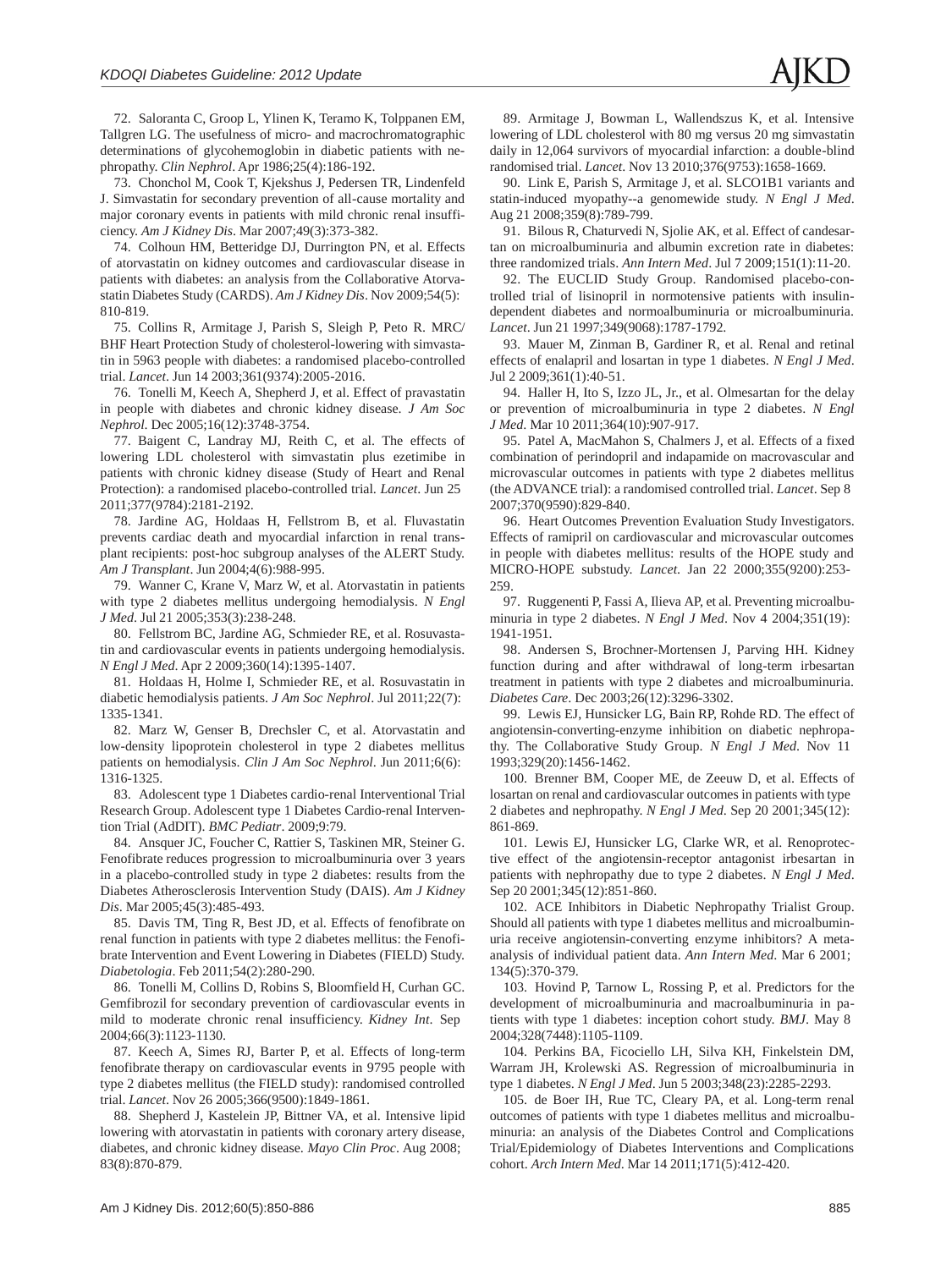72. Saloranta C, Groop L, Ylinen K, Teramo K, Tolppanen EM, Tallgren LG. The usefulness of micro- and macrochromatographic determinations of glycohemoglobin in diabetic patients with nephropathy. *Clin Nephrol*. Apr 1986;25(4):186-192.

73. Chonchol M, Cook T, Kjekshus J, Pedersen TR, Lindenfeld J. Simvastatin for secondary prevention of all-cause mortality and major coronary events in patients with mild chronic renal insufficiency. *Am J Kidney Dis*. Mar 2007;49(3):373-382.

74. Colhoun HM, Betteridge DJ, Durrington PN, et al. Effects of atorvastatin on kidney outcomes and cardiovascular disease in patients with diabetes: an analysis from the Collaborative Atorvastatin Diabetes Study (CARDS). *Am J Kidney Dis*. Nov 2009;54(5): 810-819.

75. Collins R, Armitage J, Parish S, Sleigh P, Peto R. MRC/BHF Heart Protection Study of cholesterol-lowering with simvastatin in 5963 people with diabetes: a randomised placebo-controlled trial. *Lancet*. Jun 14 2003;361(9374):2005-2016.

76. Tonelli M, Keech A, Shepherd J, et al. Effect of pravastatin in people with diabetes and chronic kidney disease. *J Am Soc Nephrol*. Dec 2005;16(12):3748-3754.

77. Baigent C, Landray MJ, Reith C, et al. The effects of lowering LDL cholesterol with simvastatin plus ezetimibe in patients with chronic kidney disease (Study of Heart and Renal Protection): a randomised placebo-controlled trial. *Lancet*. Jun 25 2011;377(9784):2181-2192.

78. Jardine AG, Holdaas H, Fellstrom B, et al. Fluvastatin prevents cardiac death and myocardial infarction in renal transplant recipients: post-hoc subgroup analyses of the ALERT Study. *Am J Transplant*. Jun 2004;4(6):988-995.

79. Wanner C, Krane V, Marz W, et al. Atorvastatin in patients with type 2 diabetes mellitus undergoing hemodialysis. *N Engl J Med*. Jul 21 2005;353(3):238-248.

80. Fellstrom BC, Jardine AG, Schmieder RE, et al. Rosuvastatin and cardiovascular events in patients undergoing hemodialysis. *N Engl J Med*. Apr 2 2009;360(14):1395-1407.

81. Holdaas H, Holme I, Schmieder RE, et al. Rosuvastatin in diabetic hemodialysis patients. *J Am Soc Nephrol*. Jul 2011;22(7): 1335-1341.

82. Marz W, Genser B, Drechsler C, et al. Atorvastatin and low-density lipoprotein cholesterol in type 2 diabetes mellitus patients on hemodialysis. *Clin J Am Soc Nephrol*. Jun 2011;6(6): 1316-1325.

83. Adolescent type 1 Diabetes cardio-renal Interventional Trial Research Group. Adolescent type 1 Diabetes Cardio-renal Intervention Trial (AdDIT). *BMC Pediatr*. 2009;9:79.

84. Ansquer JC, Foucher C, Rattier S, Taskinen MR, Steiner G. Fenofibrate reduces progression to microalbuminuria over 3 years in a placebo-controlled study in type 2 diabetes: results from the Diabetes Atherosclerosis Intervention Study (DAIS). *Am J Kidney Dis*. Mar 2005;45(3):485-493.

85. Davis TM, Ting R, Best JD, et al. Effects of fenofibrate on renal function in patients with type 2 diabetes mellitus: the Fenofibrate Intervention and Event Lowering in Diabetes (FIELD) Study. *Diabetologia*. Feb 2011;54(2):280-290.

86. Tonelli M, Collins D, Robins S, Bloomfield H, Curhan GC. Gemfibrozil for secondary prevention of cardiovascular events in mild to moderate chronic renal insufficiency. *Kidney Int*. Sep 2004;66(3):1123-1130.

87. Keech A, Simes RJ, Barter P, et al. Effects of long-term fenofibrate therapy on cardiovascular events in 9795 people with type 2 diabetes mellitus (the FIELD study): randomised controlled trial. *Lancet*. Nov 26 2005;366(9500):1849-1861.

88. Shepherd J, Kastelein JP, Bittner VA, et al. Intensive lipid lowering with atorvastatin in patients with coronary artery disease, diabetes, and chronic kidney disease. *Mayo Clin Proc*. Aug 2008; 83(8):870-879.

89. Armitage J, Bowman L, Wallendszus K, et al. Intensive lowering of LDL cholesterol with 80 mg versus 20 mg simvastatin daily in 12,064 survivors of myocardial infarction: a double-blind randomised trial. *Lancet*. Nov 13 2010;376(9753):1658-1669.

90. Link E, Parish S, Armitage J, et al. SLCO1B1 variants and statin-induced myopathy--a genomewide study. *N Engl J Med*. Aug 21 2008;359(8):789-799.

91. Bilous R, Chaturvedi N, Sjolie AK, et al. Effect of candesartan on microalbuminuria and albumin excretion rate in diabetes: three randomized trials. *Ann Intern Med*. Jul 7 2009;151(1):11-20.

92. The EUCLID Study Group. Randomised placebo-controlled trial of lisinopril in normotensive patients with insulin-dependent diabetes and normoalbuminuria or microalbuminuria. *Lancet*. Jun 21 1997;349(9068):1787-1792.

93. Mauer M, Zinman B, Gardiner R, et al. Renal and retinal effects of enalapril and losartan in type 1 diabetes. *N Engl J Med*. Jul 2 2009;361(1):40-51.

94. Haller H, Ito S, Izzo JL, Jr., et al. Olmesartan for the delay or prevention of microalbuminuria in type 2 diabetes. *N Engl J Med*. Mar 10 2011;364(10):907-917.

95. Patel A, MacMahon S, Chalmers J, et al. Effects of a fixed combination of perindopril and indapamide on macrovascular and microvascular outcomes in patients with type 2 diabetes mellitus (the ADVANCE trial): a randomised controlled trial. *Lancet*. Sep 8 2007;370(9590):829-840.

96. Heart Outcomes Prevention Evaluation Study Investigators. Effects of ramipril on cardiovascular and microvascular outcomes in people with diabetes mellitus: results of the HOPE study and MICRO-HOPE substudy. *Lancet*. Jan 22 2000;355(9200):253-259.

97. Ruggenenti P, Fassi A, Ilieva AP, et al. Preventing microalbuminuria in type 2 diabetes. *N Engl J Med*. Nov 4 2004;351(19): 1941-1951.

98. Andersen S, Brochner-Mortensen J, Parving HH. Kidney function during and after withdrawal of long-term irbesartan treatment in patients with type 2 diabetes and microalbuminuria. *Diabetes Care*. Dec 2003;26(12):3296-3302.

99. Lewis EJ, Hunsicker LG, Bain RP, Rohde RD. The effect of angiotensin-converting-enzyme inhibition on diabetic nephropathy. The Collaborative Study Group. *N Engl J Med*. Nov 11 1993;329(20):1456-1462.

100. Brenner BM, Cooper ME, de Zeeuw D, et al. Effects of losartan on renal and cardiovascular outcomes in patients with type 2 diabetes and nephropathy. *N Engl J Med*. Sep 20 2001;345(12): 861-869.

101. Lewis EJ, Hunsicker LG, Clarke WR, et al. Renoprotective effect of the angiotensin-receptor antagonist irbesartan in patients with nephropathy due to type 2 diabetes. *N Engl J Med*. Sep 20 2001;345(12):851-860.

102. ACE Inhibitors in Diabetic Nephropathy Trialist Group. Should all patients with type 1 diabetes mellitus and microalbuminuria receive angiotensin-converting enzyme inhibitors? A meta-analysis of individual patient data. *Ann Intern Med*. Mar 6 2001; 134(5):370-379.

103. Hovind P, Tarnow L, Rossing P, et al. Predictors for the development of microalbuminuria and macroalbuminuria in patients with type 1 diabetes: inception cohort study. *BMJ*. May 8 2004;328(7448):1105-1109.

104. Perkins BA, Ficociello LH, Silva KH, Finkelstein DM, Warram JH, Krolewski AS. Regression of microalbuminuria in type 1 diabetes. *N Engl J Med*. Jun 5 2003;348(23):2285-2293.

105. de Boer IH, Rue TC, Cleary PA, et al. Long-term renal outcomes of patients with type 1 diabetes mellitus and microalbuminuria: an analysis of the Diabetes Control and Complications Trial/Epidemiology of Diabetes Interventions and Complications cohort. *Arch Intern Med*. Mar 14 2011;171(5):412-420.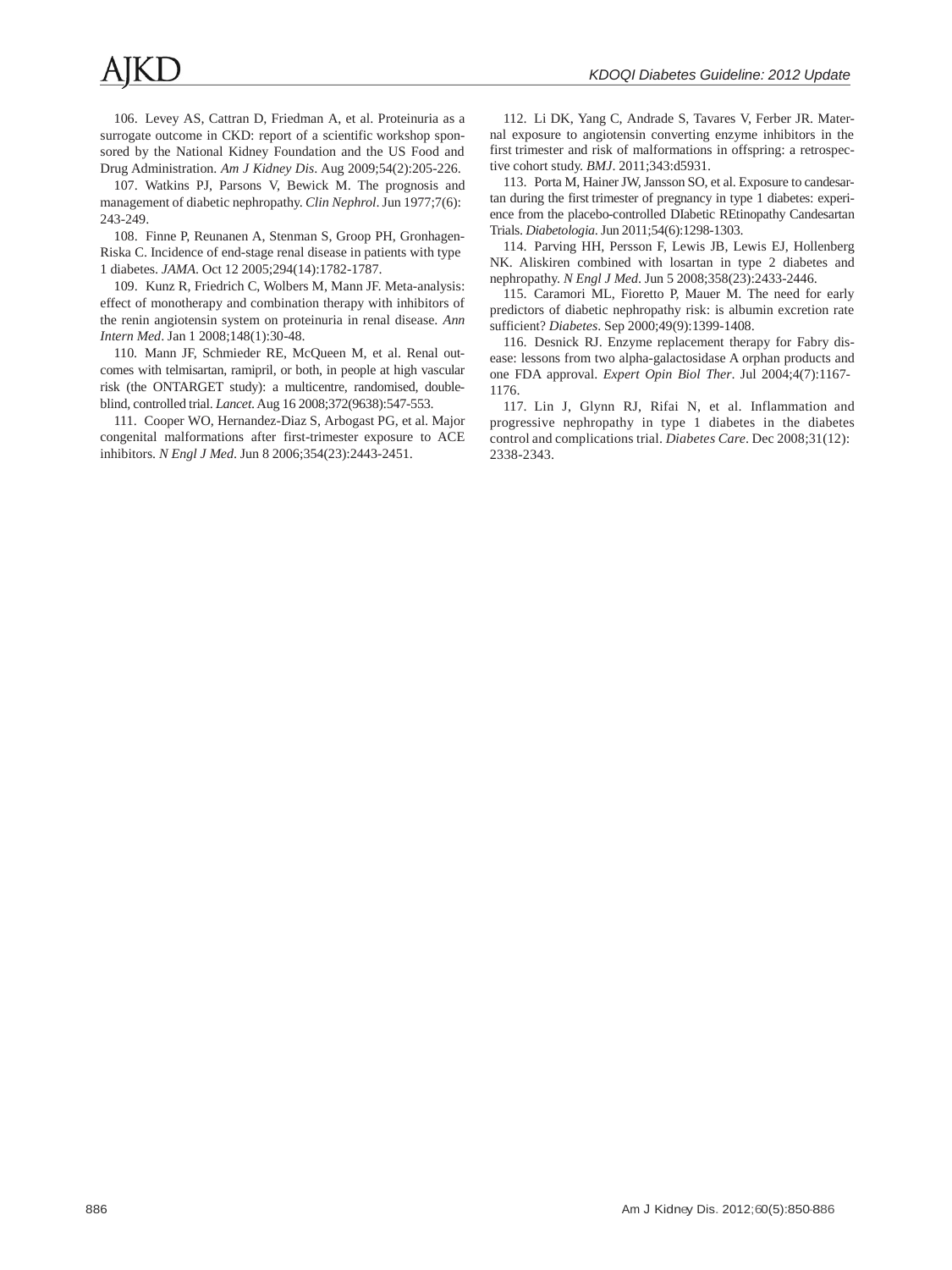106. Levey AS, Cattran D, Friedman A, et al. Proteinuria as a surrogate outcome in CKD: report of a scientific workshop sponsored by the National Kidney Foundation and the US Food and Drug Administration. *Am J Kidney Dis*. Aug 2009;54(2):205-226.

107. Watkins PJ, Parsons V, Bewick M. The prognosis and management of diabetic nephropathy. *Clin Nephrol*. Jun 1977;7(6): 243-249.

108. Finne P, Reunanen A, Stenman S, Groop PH, Gronhagen-Riska C. Incidence of end-stage renal disease in patients with type 1 diabetes. *JAMA*. Oct 12 2005;294(14):1782-1787.

109. Kunz R, Friedrich C, Wolbers M, Mann JF. Meta-analysis: effect of monotherapy and combination therapy with inhibitors of the renin angiotensin system on proteinuria in renal disease. *Ann Intern Med*. Jan 1 2008;148(1):30-48.

110. Mann JF, Schmieder RE, McQueen M, et al. Renal outcomes with telmisartan, ramipril, or both, in people at high vascular risk (the ONTARGET study): a multicentre, randomised, double-blind, controlled trial. *Lancet*. Aug 16 2008;372(9638):547-553.

111. Cooper WO, Hernandez-Diaz S, Arbogast PG, et al. Major congenital malformations after first-trimester exposure to ACE inhibitors. *N Engl J Med*. Jun 8 2006;354(23):2443-2451.

112. Li DK, Yang C, Andrade S, Tavares V, Ferber JR. Maternal exposure to angiotensin converting enzyme inhibitors in the first trimester and risk of malformations in offspring: a retrospective cohort study. *BMJ*. 2011;343:d5931.

113. Porta M, Hainer JW, Jansson SO, et al. Exposure to candesartan during the first trimester of pregnancy in type 1 diabetes: experience from the placebo-controlled DIabetic REtinopathy Candesartan Trials. *Diabetologia*. Jun 2011;54(6):1298-1303.

114. Parving HH, Persson F, Lewis JB, Lewis EJ, Hollenberg NK. Aliskiren combined with losartan in type 2 diabetes and nephropathy. *N Engl J Med*. Jun 5 2008;358(23):2433-2446.

115. Caramori ML, Fioretto P, Mauer M. The need for early predictors of diabetic nephropathy risk: is albumin excretion rate sufficient? *Diabetes*. Sep 2000;49(9):1399-1408.

116. Desnick RJ. Enzyme replacement therapy for Fabry disease: lessons from two alpha-galactosidase A orphan products and one FDA approval. *Expert Opin Biol Ther*. Jul 2004;4(7):1167-1176.

117. Lin J, Glynn RJ, Rifai N, et al. Inflammation and progressive nephropathy in type 1 diabetes in the diabetes control and complications trial. *Diabetes Care*. Dec 2008;31(12): 2338-2343.